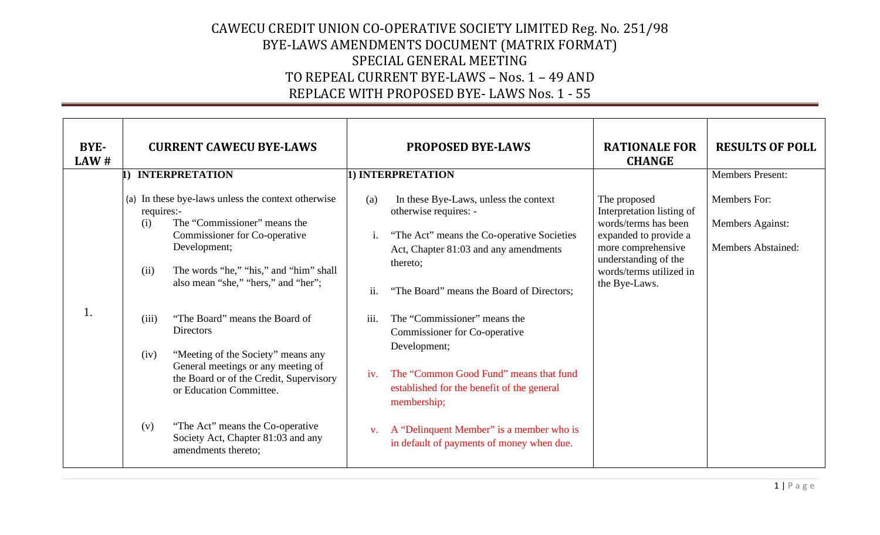# CAWECU CREDIT UNION CO-OPERATIVE SOCIETY LIMITED Reg. No. 251/98
## BYE-LAWS AMENDMENTS DOCUMENT (MATRIX FORMAT)
## SPECIAL GENERAL MEETING
## TO REPEAL CURRENT BYE-LAWS – Nos. 1 – 49 AND
## REPLACE WITH PROPOSED BYE- LAWS Nos. 1 - 55

| BYE-LAW # | CURRENT CAWECU BYE-LAWS | PROPOSED BYE-LAWS | RATIONALE FOR CHANGE | RESULTS OF POLL |
|---|---|---|---|---|
| 1. | **1) INTERPRETATION**<br><br>(a) In these bye-laws unless the context otherwise requires:-<br>(i) The "Commissioner" means the Commissioner for Co-operative Development;<br>(ii) The words "he," "his," and "him" shall also mean "she," "hers," and "her";<br>(iii) "The Board" means the Board of Directors<br>(iv) "Meeting of the Society" means any General meetings or any meeting of the Board or of the Credit, Supervisory or Education Committee.<br>(v) "The Act" means the Co-operative Society Act, Chapter 81:03 and any amendments thereto; | **1) INTERPRETATION**<br><br>(a) In these Bye-Laws, unless the context otherwise requires: -<br>i. "The Act" means the Co-operative Societies Act, Chapter 81:03 and any amendments thereto;<br>ii. "The Board" means the Board of Directors;<br>iii. The "Commissioner" means the Commissioner for Co-operative Development;<br>iv. The "Common Good Fund" means that fund established for the benefit of the general membership;<br>v. A "Delinquent Member" is a member who is in default of payments of money when due. | The proposed Interpretation listing of words/terms has been expanded to provide a more comprehensive understanding of the words/terms utilized in the Bye-Laws. | Members Present:<br><br>Members For:<br><br>Members Against:<br><br>Members Abstained: |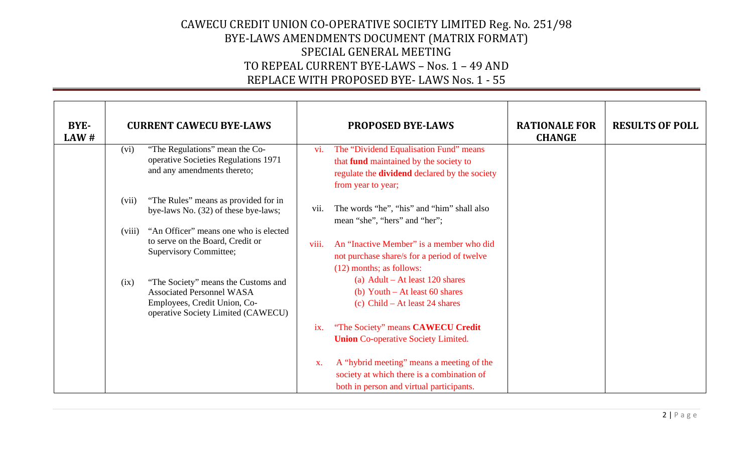# CAWECU CREDIT UNION CO-OPERATIVE SOCIETY LIMITED Reg. No. 251/98
## BYE-LAWS AMENDMENTS DOCUMENT (MATRIX FORMAT)
## SPECIAL GENERAL MEETING
## TO REPEAL CURRENT BYE-LAWS – Nos. 1 – 49 AND
## REPLACE WITH PROPOSED BYE- LAWS Nos. 1 - 55

| BYE-LAW # | CURRENT CAWECU BYE-LAWS | PROPOSED BYE-LAWS | RATIONALE FOR CHANGE | RESULTS OF POLL |
|---|---|---|---|---|
| | (vi) "The Regulations" mean the Co-operative Societies Regulations 1971 and any amendments thereto;<br><br>(vii) "The Rules" means as provided for in bye-laws No. (32) of these bye-laws;<br><br>(viii) "An Officer" means one who is elected to serve on the Board, Credit or Supervisory Committee;<br><br>(ix) "The Society" means the Customs and Associated Personnel WASA Employees, Credit Union, Co-operative Society Limited (CAWECU) | vi. The "Dividend Equalisation Fund" means that **fund** maintained by the society to regulate the **dividend** declared by the society from year to year;<br><br>vii. The words "he", "his" and "him" shall also mean "she", "hers" and "her";<br><br>viii. An "Inactive Member" is a member who did not purchase share/s for a period of twelve (12) months; as follows:<br>(a) Adult – At least 120 shares<br>(b) Youth – At least 60 shares<br>(c) Child – At least 24 shares<br><br>ix. "The Society" means **CAWECU Credit Union** Co-operative Society Limited.<br><br>x. A "hybrid meeting" means a meeting of the society at which there is a combination of both in person and virtual participants. | | |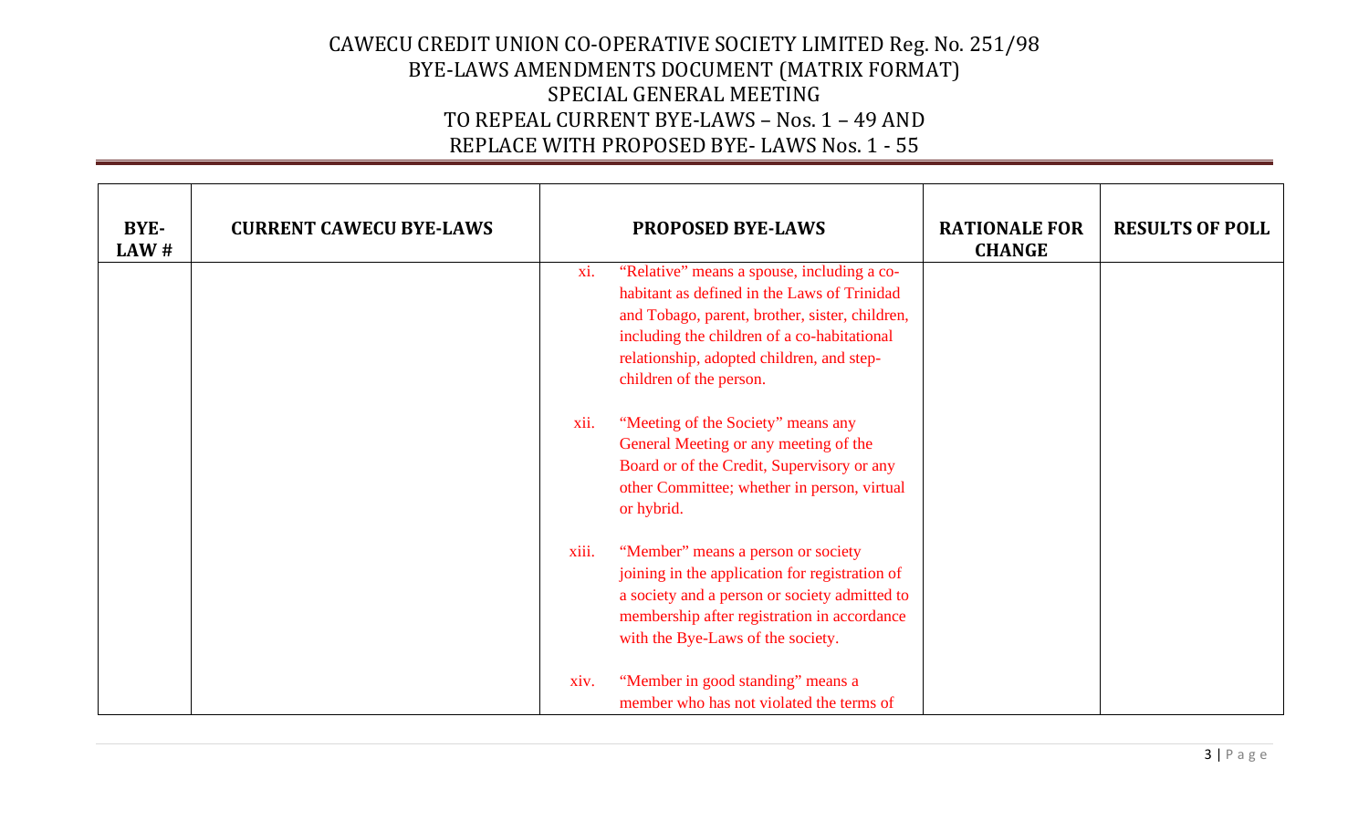# CAWECU CREDIT UNION CO-OPERATIVE SOCIETY LIMITED Reg. No. 251/98
## BYE-LAWS AMENDMENTS DOCUMENT (MATRIX FORMAT)
## SPECIAL GENERAL MEETING
## TO REPEAL CURRENT BYE-LAWS – Nos. 1 – 49 AND REPLACE WITH PROPOSED BYE- LAWS Nos. 1 - 55

| BYE-LAW # | CURRENT CAWECU BYE-LAWS | PROPOSED BYE-LAWS | RATIONALE FOR CHANGE | RESULTS OF POLL |
|---|---|---|---|---|
| | | xi. "Relative" means a spouse, including a co-habitant as defined in the Laws of Trinidad and Tobago, parent, brother, sister, children, including the children of a co-habitational relationship, adopted children, and step-children of the person.<br><br>xii. "Meeting of the Society" means any General Meeting or any meeting of the Board or of the Credit, Supervisory or any other Committee; whether in person, virtual or hybrid.<br><br>xiii. "Member" means a person or society joining in the application for registration of a society and a person or society admitted to membership after registration in accordance with the Bye-Laws of the society.<br><br>xiv. "Member in good standing" means a member who has not violated the terms of | | |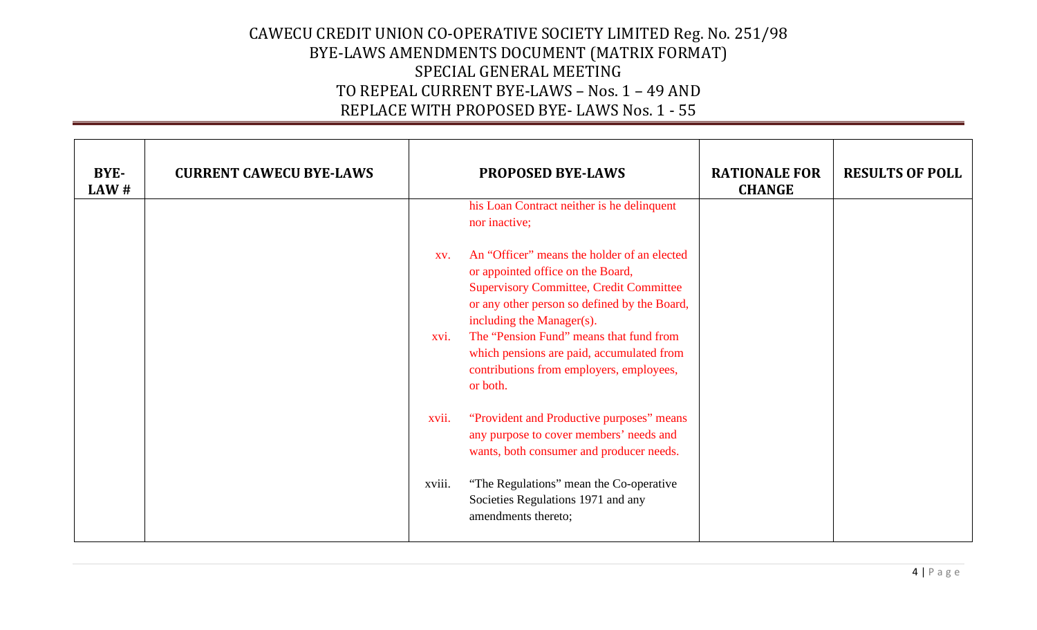| BYE-LAW # | CURRENT CAWECU BYE-LAWS | PROPOSED BYE-LAWS | RATIONALE FOR CHANGE | RESULTS OF POLL |
|---|---|---|---|---|
| | | his Loan Contract neither is he delinquent nor inactive;<br><br>xv. An "Officer" means the holder of an elected or appointed office on the Board, Supervisory Committee, Credit Committee or any other person so defined by the Board, including the Manager(s).<br>xvi. The "Pension Fund" means that fund from which pensions are paid, accumulated from contributions from employers, employees, or both.<br><br>xvii. "Provident and Productive purposes" means any purpose to cover members' needs and wants, both consumer and producer needs.<br><br>xviii. "The Regulations" mean the Co-operative Societies Regulations 1971 and any amendments thereto; | | |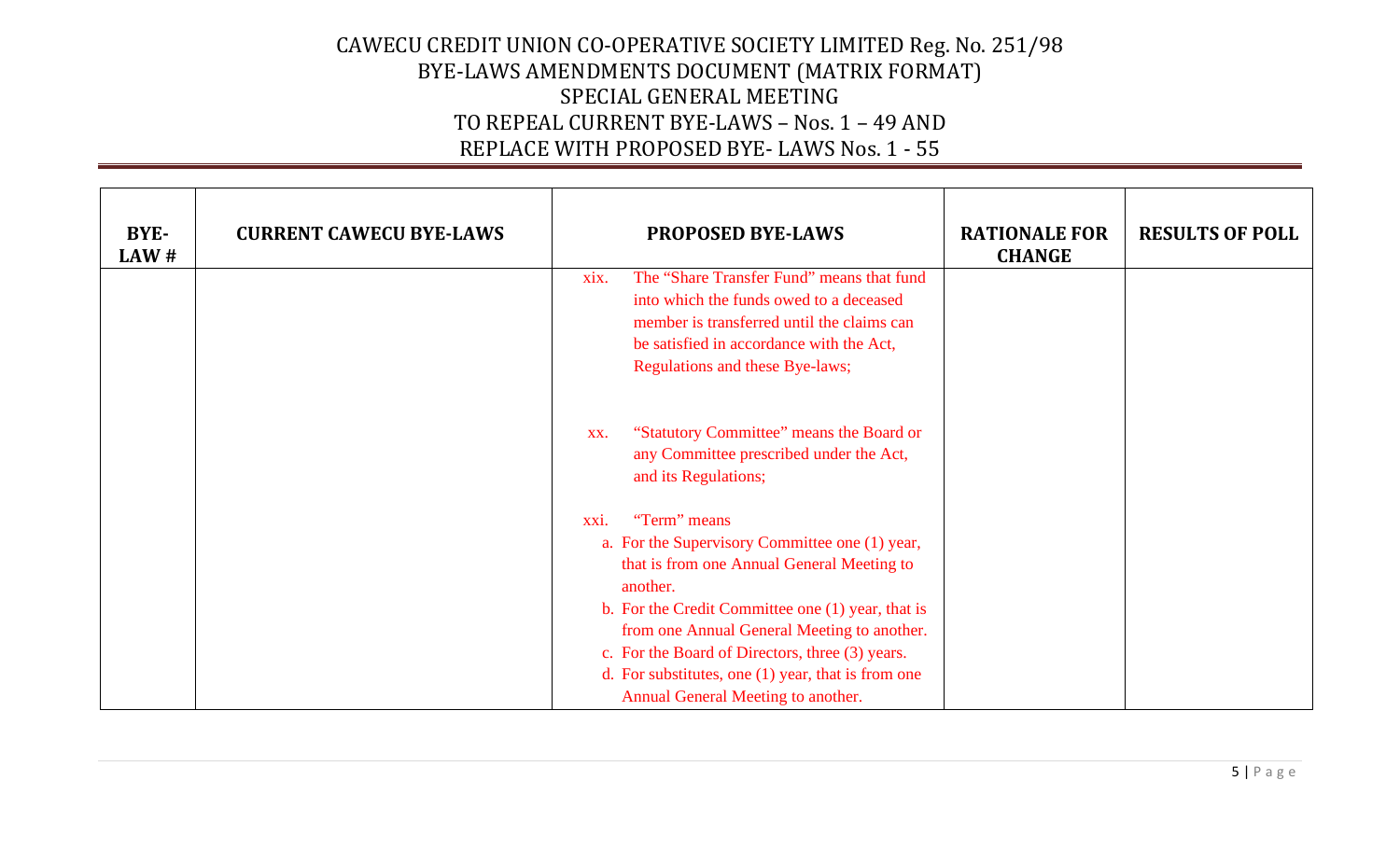CAWECU CREDIT UNION CO-OPERATIVE SOCIETY LIMITED Reg. No. 251/98
BYE-LAWS AMENDMENTS DOCUMENT (MATRIX FORMAT)
SPECIAL GENERAL MEETING
TO REPEAL CURRENT BYE-LAWS – Nos. 1 – 49 AND
REPLACE WITH PROPOSED BYE- LAWS Nos. 1 - 55

| BYE-LAW # | CURRENT CAWECU BYE-LAWS | PROPOSED BYE-LAWS | RATIONALE FOR CHANGE | RESULTS OF POLL |
|---|---|---|---|---|
| | | xix. The "Share Transfer Fund" means that fund into which the funds owed to a deceased member is transferred until the claims can be satisfied in accordance with the Act, Regulations and these Bye-laws;<br><br>xx. "Statutory Committee" means the Board or any Committee prescribed under the Act, and its Regulations;<br><br>xxi. "Term" means<br>a. For the Supervisory Committee one (1) year, that is from one Annual General Meeting to another.<br>b. For the Credit Committee one (1) year, that is from one Annual General Meeting to another.<br>c. For the Board of Directors, three (3) years.<br>d. For substitutes, one (1) year, that is from one Annual General Meeting to another. | | |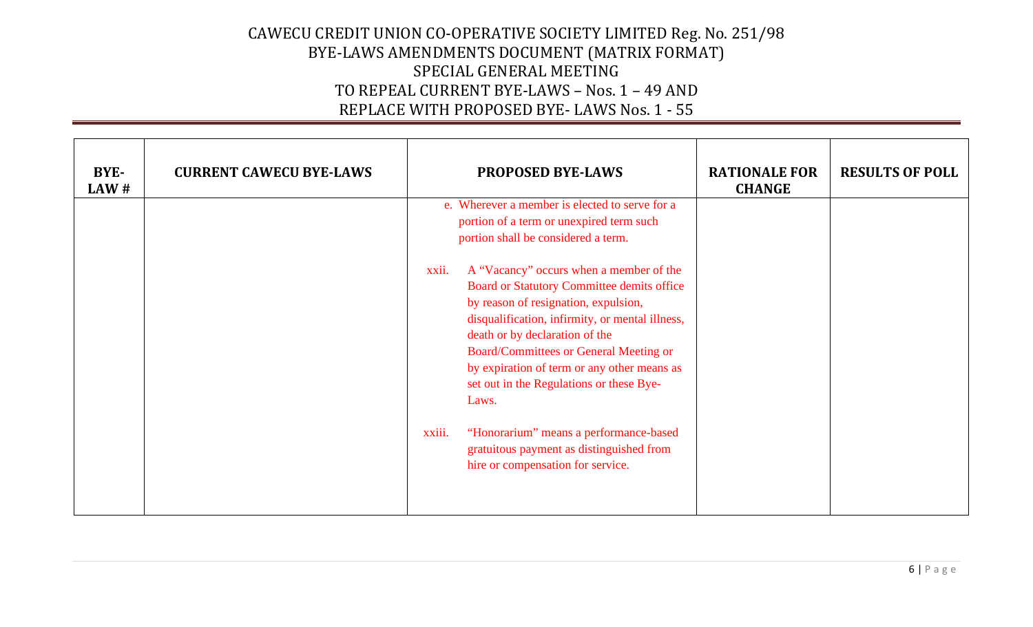| BYE-LAW # | CURRENT CAWECU BYE-LAWS | PROPOSED BYE-LAWS | RATIONALE FOR CHANGE | RESULTS OF POLL |
|---|---|---|---|---|
| | | e. Wherever a member is elected to serve for a portion of a term or unexpired term such portion shall be considered a term.<br><br>xxii. A "Vacancy" occurs when a member of the Board or Statutory Committee demits office by reason of resignation, expulsion, disqualification, infirmity, or mental illness, death or by declaration of the Board/Committees or General Meeting or by expiration of term or any other means as set out in the Regulations or these Bye-Laws.<br><br>xxiii. "Honorarium" means a performance-based gratuitous payment as distinguished from hire or compensation for service. | | |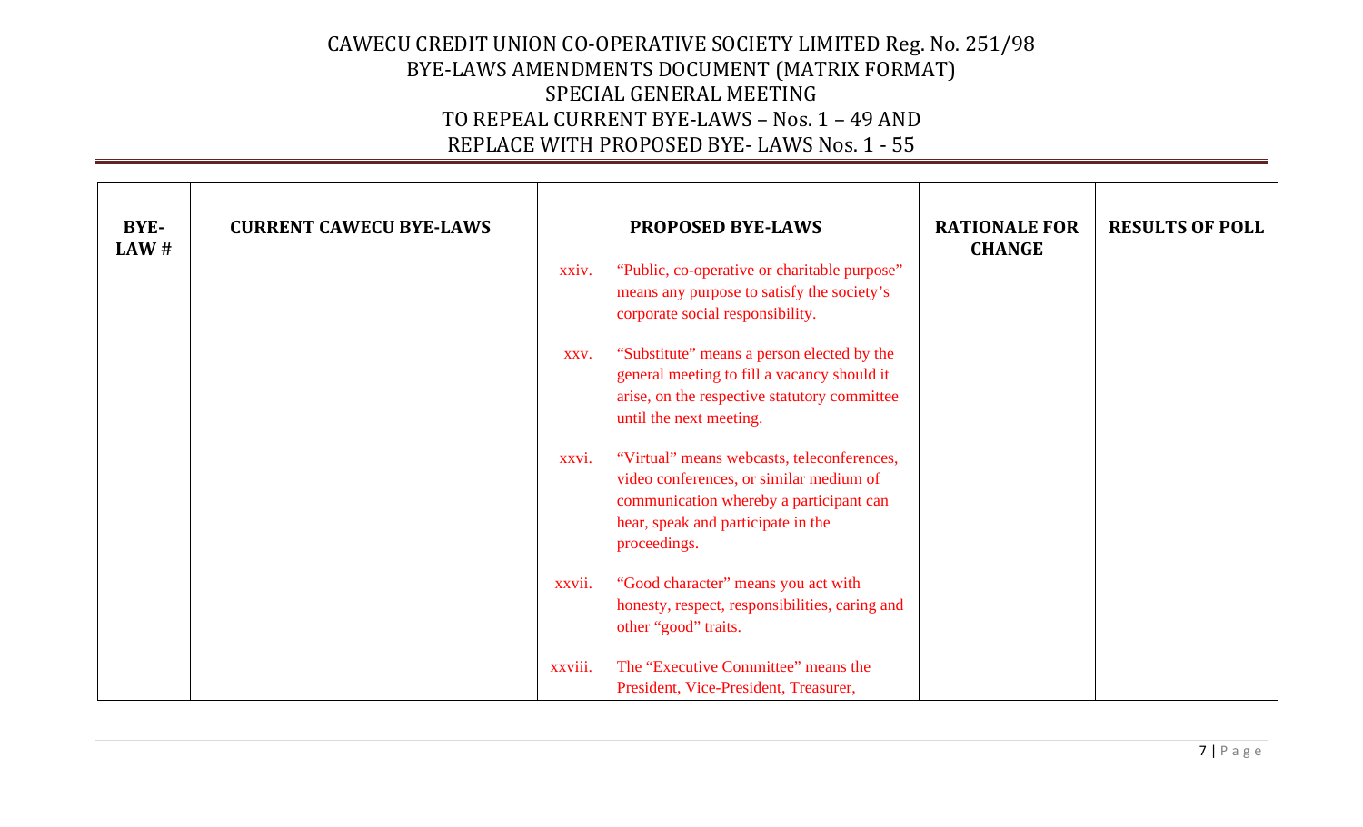# CAWECU CREDIT UNION CO-OPERATIVE SOCIETY LIMITED Reg. No. 251/98
## BYE-LAWS AMENDMENTS DOCUMENT (MATRIX FORMAT)
## SPECIAL GENERAL MEETING
## TO REPEAL CURRENT BYE-LAWS – Nos. 1 – 49 AND
## REPLACE WITH PROPOSED BYE- LAWS Nos. 1 - 55

| BYE-LAW # | CURRENT CAWECU BYE-LAWS | PROPOSED BYE-LAWS | RATIONALE FOR CHANGE | RESULTS OF POLL |
|---|---|---|---|---|
| | | xxiv. "Public, co-operative or charitable purpose" means any purpose to satisfy the society's corporate social responsibility.<br><br>xxv. "Substitute" means a person elected by the general meeting to fill a vacancy should it arise, on the respective statutory committee until the next meeting.<br><br>xxvi. "Virtual" means webcasts, teleconferences, video conferences, or similar medium of communication whereby a participant can hear, speak and participate in the proceedings.<br><br>xxvii. "Good character" means you act with honesty, respect, responsibilities, caring and other "good" traits.<br><br>xxviii. The "Executive Committee" means the President, Vice-President, Treasurer, | | |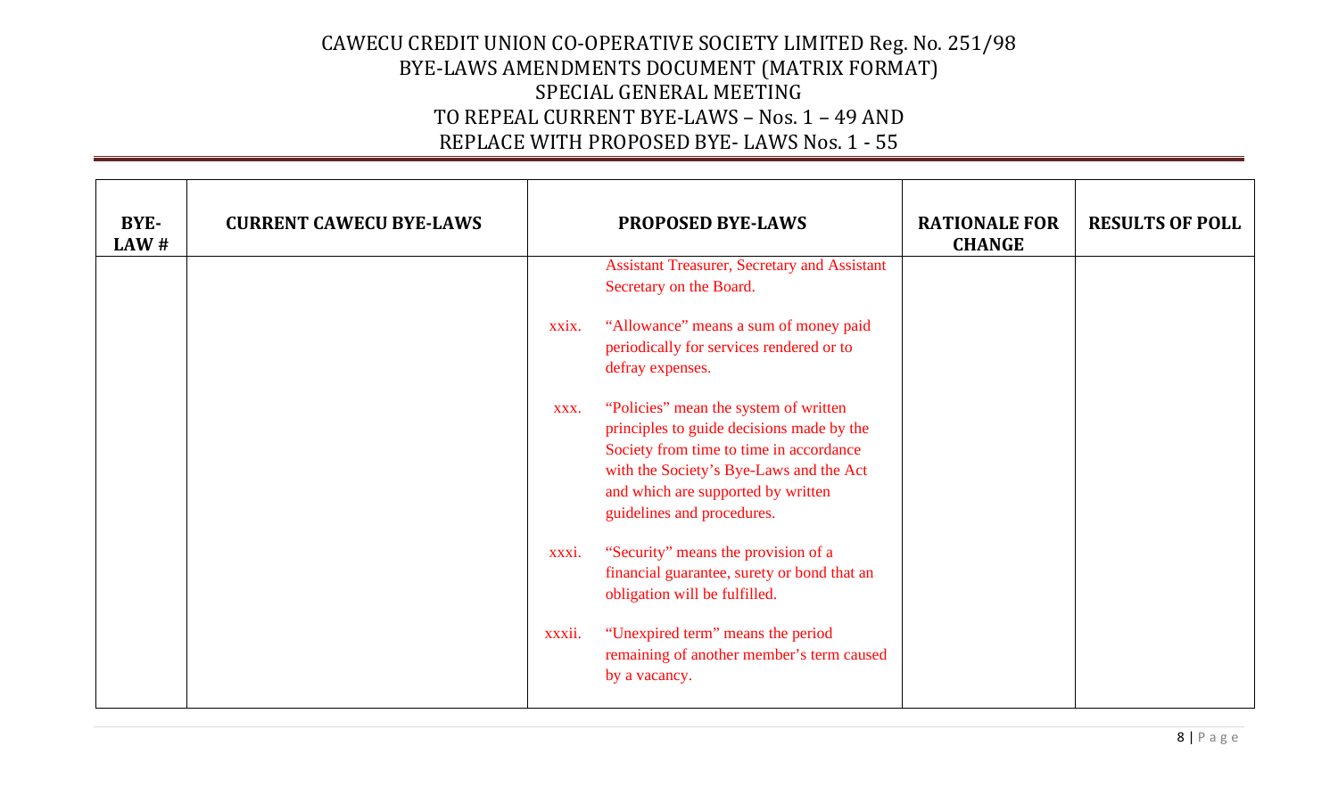| BYE-LAW # | CURRENT CAWECU BYE-LAWS | PROPOSED BYE-LAWS | RATIONALE FOR CHANGE | RESULTS OF POLL |
|---|---|---|---|---|
| | | Assistant Treasurer, Secretary and Assistant Secretary on the Board.<br><br>xxix. "Allowance" means a sum of money paid periodically for services rendered or to defray expenses.<br><br>xxx. "Policies" mean the system of written principles to guide decisions made by the Society from time to time in accordance with the Society's Bye-Laws and the Act and which are supported by written guidelines and procedures.<br><br>xxxi. "Security" means the provision of a financial guarantee, surety or bond that an obligation will be fulfilled.<br><br>xxxii. "Unexpired term" means the period remaining of another member's term caused by a vacancy. | | |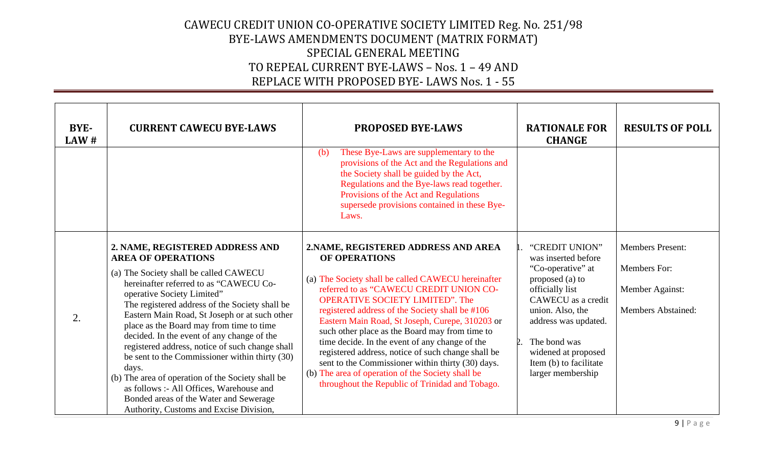# CAWECU CREDIT UNION CO-OPERATIVE SOCIETY LIMITED Reg. No. 251/98
## BYE-LAWS AMENDMENTS DOCUMENT (MATRIX FORMAT)
## SPECIAL GENERAL MEETING
## TO REPEAL CURRENT BYE-LAWS – Nos. 1 – 49 AND REPLACE WITH PROPOSED BYE- LAWS Nos. 1 - 55

| BYE-LAW # | CURRENT CAWECU BYE-LAWS | PROPOSED BYE-LAWS | RATIONALE FOR CHANGE | RESULTS OF POLL |
|---|---|---|---|---|
| | | (b) These Bye-Laws are supplementary to the provisions of the Act and the Regulations and the Society shall be guided by the Act, Regulations and the Bye-laws read together. Provisions of the Act and Regulations supersede provisions contained in these Bye-Laws. | | |
| 2. | **2. NAME, REGISTERED ADDRESS AND AREA OF OPERATIONS**<br>(a) The Society shall be called CAWECU hereinafter referred to as "CAWECU Co-operative Society Limited" The registered address of the Society shall be Eastern Main Road, St Joseph or at such other place as the Board may from time to time decided. In the event of any change of the registered address, notice of such change shall be sent to the Commissioner within thirty (30) days.<br>(b) The area of operation of the Society shall be as follows :- All Offices, Warehouse and Bonded areas of the Water and Sewerage Authority, Customs and Excise Division, | **2.NAME, REGISTERED ADDRESS AND AREA OF OPERATIONS**<br>(a) The Society shall be called CAWECU hereinafter referred to as "CAWECU CREDIT UNION CO-OPERATIVE SOCIETY LIMITED". The registered address of the Society shall be #106 Eastern Main Road, St Joseph, Curepe, 310203 or such other place as the Board may from time to time decide. In the event of any change of the registered address, notice of such change shall be sent to the Commissioner within thirty (30) days.<br>(b) The area of operation of the Society shall be throughout the Republic of Trinidad and Tobago. | 1. "CREDIT UNION" was inserted before "Co-operative" at proposed (a) to officially list CAWECU as a credit union. Also, the address was updated.<br>2. The bond was widened at proposed Item (b) to facilitate larger membership | Members Present:<br>Members For:<br>Member Against:<br>Members Abstained: |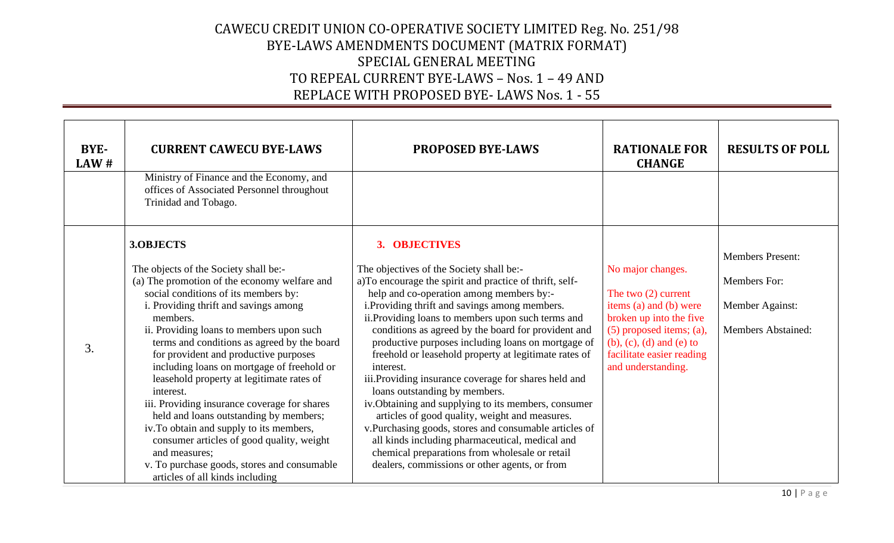# CAWECU CREDIT UNION CO-OPERATIVE SOCIETY LIMITED Reg. No. 251/98
## BYE-LAWS AMENDMENTS DOCUMENT (MATRIX FORMAT)
## SPECIAL GENERAL MEETING
## TO REPEAL CURRENT BYE-LAWS – Nos. 1 – 49 AND REPLACE WITH PROPOSED BYE- LAWS Nos. 1 - 55

| BYE-LAW # | CURRENT CAWECU BYE-LAWS | PROPOSED BYE-LAWS | RATIONALE FOR CHANGE | RESULTS OF POLL |
|---|---|---|---|---|
| | Ministry of Finance and the Economy, and offices of Associated Personnel throughout Trinidad and Tobago. | | | |
| 3. | **3.OBJECTS**<br><br>The objects of the Society shall be:-<br>(a) The promotion of the economy welfare and social conditions of its members by:<br>i. Providing thrift and savings among members.<br>ii. Providing loans to members upon such terms and conditions as agreed by the board for provident and productive purposes including loans on mortgage of freehold or leasehold property at legitimate rates of interest.<br>iii. Providing insurance coverage for shares held and loans outstanding by members;<br>iv.To obtain and supply to its members, consumer articles of good quality, weight and measures;<br>v. To purchase goods, stores and consumable articles of all kinds including | **3. OBJECTIVES**<br><br>The objectives of the Society shall be:-<br>a)To encourage the spirit and practice of thrift, self-help and co-operation among members by:-<br>i.Providing thrift and savings among members.<br>ii.Providing loans to members upon such terms and conditions as agreed by the board for provident and productive purposes including loans on mortgage of freehold or leasehold property at legitimate rates of interest.<br>iii.Providing insurance coverage for shares held and loans outstanding by members.<br>iv.Obtaining and supplying to its members, consumer articles of good quality, weight and measures.<br>v.Purchasing goods, stores and consumable articles of all kinds including pharmaceutical, medical and chemical preparations from wholesale or retail dealers, commissions or other agents, or from | No major changes.<br><br>The two (2) current items (a) and (b) were broken up into the five (5) proposed items; (a), (b), (c), (d) and (e) to facilitate easier reading and understanding. | Members Present:<br><br>Members For:<br><br>Member Against:<br><br>Members Abstained: |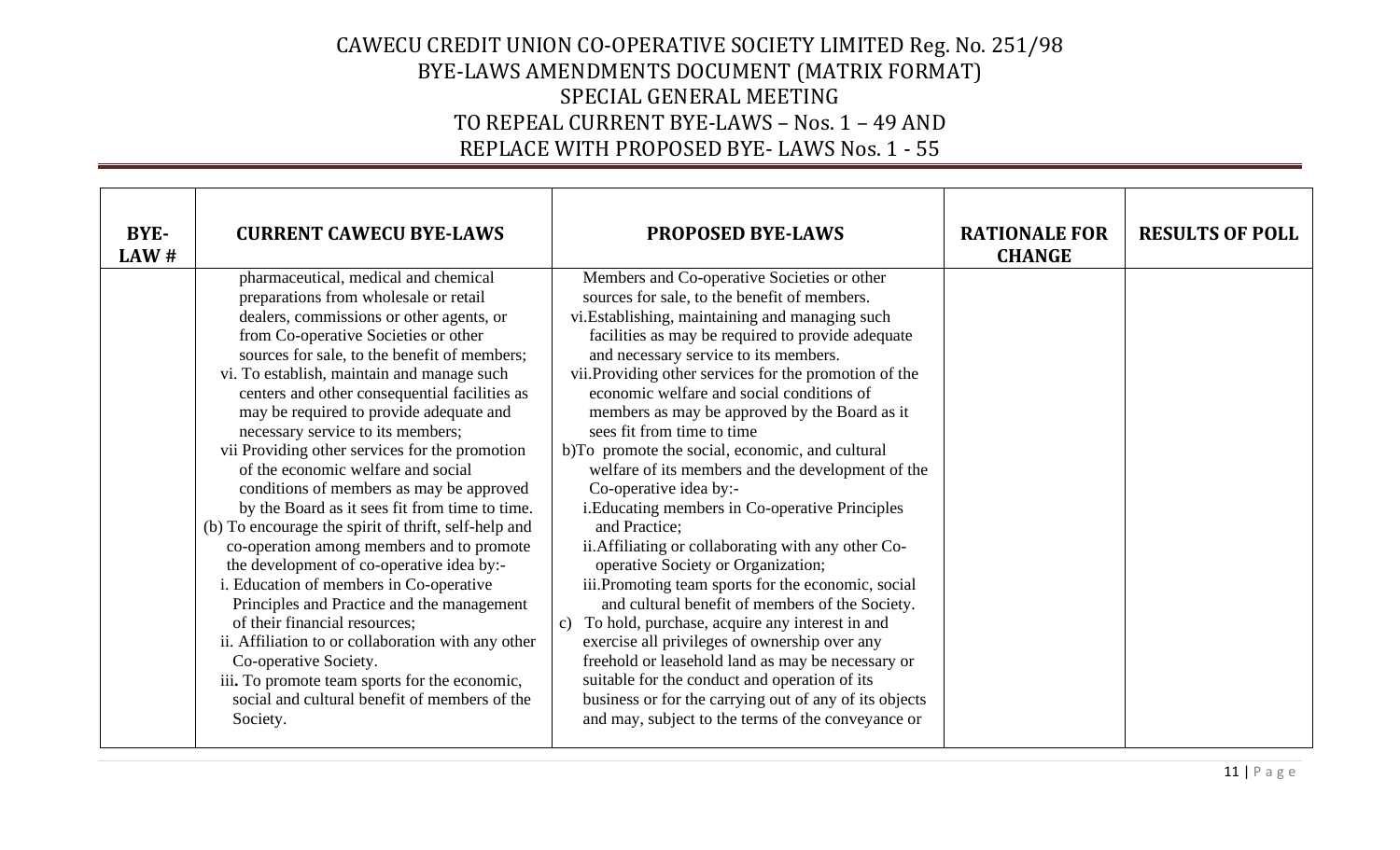# CAWECU CREDIT UNION CO-OPERATIVE SOCIETY LIMITED Reg. No. 251/98
## BYE-LAWS AMENDMENTS DOCUMENT (MATRIX FORMAT)
## SPECIAL GENERAL MEETING
## TO REPEAL CURRENT BYE-LAWS – Nos. 1 – 49 AND
## REPLACE WITH PROPOSED BYE- LAWS Nos. 1 - 55

| BYE-LAW # | CURRENT CAWECU BYE-LAWS | PROPOSED BYE-LAWS | RATIONALE FOR CHANGE | RESULTS OF POLL |
|---|---|---|---|---|
| | pharmaceutical, medical and chemical preparations from wholesale or retail dealers, commissions or other agents, or from Co-operative Societies or other sources for sale, to the benefit of members;<br>vi. To establish, maintain and manage such centers and other consequential facilities as may be required to provide adequate and necessary service to its members;<br>vii Providing other services for the promotion of the economic welfare and social conditions of members as may be approved by the Board as it sees fit from time to time.<br>(b) To encourage the spirit of thrift, self-help and co-operation among members and to promote the development of co-operative idea by:-<br>i. Education of members in Co-operative Principles and Practice and the management of their financial resources;<br>ii. Affiliation to or collaboration with any other Co-operative Society.<br>iii**.** To promote team sports for the economic, social and cultural benefit of members of the Society. | Members and Co-operative Societies or other sources for sale, to the benefit of members.<br>vi.Establishing, maintaining and managing such facilities as may be required to provide adequate and necessary service to its members.<br>vii.Providing other services for the promotion of the economic welfare and social conditions of members as may be approved by the Board as it sees fit from time to time<br>b)To promote the social, economic, and cultural welfare of its members and the development of the Co-operative idea by:-<br>i.Educating members in Co-operative Principles and Practice;<br>ii.Affiliating or collaborating with any other Co-operative Society or Organization;<br>iii.Promoting team sports for the economic, social and cultural benefit of members of the Society.<br>c) To hold, purchase, acquire any interest in and exercise all privileges of ownership over any freehold or leasehold land as may be necessary or suitable for the conduct and operation of its business or for the carrying out of any of its objects and may, subject to the terms of the conveyance or | | |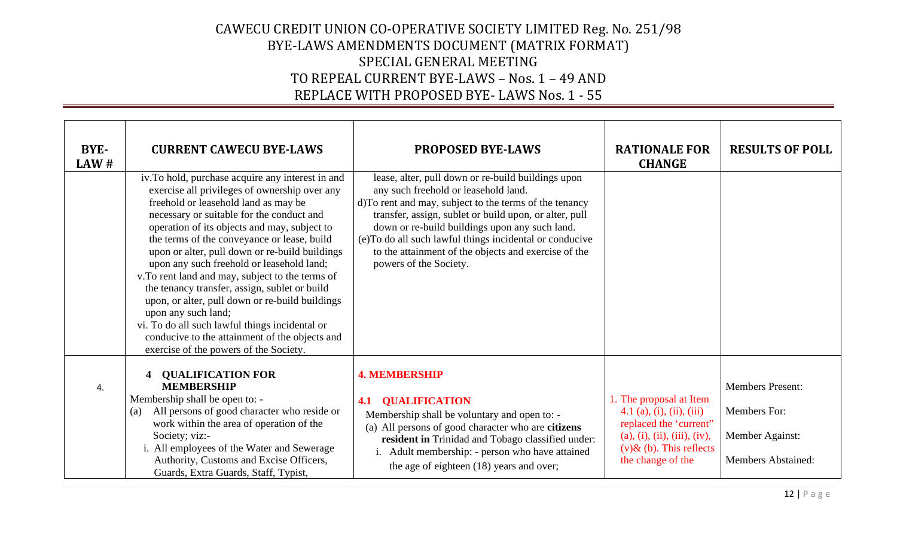# CAWECU CREDIT UNION CO-OPERATIVE SOCIETY LIMITED Reg. No. 251/98
## BYE-LAWS AMENDMENTS DOCUMENT (MATRIX FORMAT)
## SPECIAL GENERAL MEETING
## TO REPEAL CURRENT BYE-LAWS – Nos. 1 – 49 AND
## REPLACE WITH PROPOSED BYE- LAWS Nos. 1 - 55

| BYE-LAW # | CURRENT CAWECU BYE-LAWS | PROPOSED BYE-LAWS | RATIONALE FOR CHANGE | RESULTS OF POLL |
|---|---|---|---|---|
| | iv. To hold, purchase acquire any interest in and exercise all privileges of ownership over any freehold or leasehold land as may be necessary or suitable for the conduct and operation of its objects and may, subject to the terms of the conveyance or lease, build upon or alter, pull down or re-build buildings upon any such freehold or leasehold land;<br>v. To rent land and may, subject to the terms of the tenancy transfer, assign, sublet or build upon, or alter, pull down or re-build buildings upon any such land;<br>vi. To do all such lawful things incidental or conducive to the attainment of the objects and exercise of the powers of the Society. | lease, alter, pull down or re-build buildings upon any such freehold or leasehold land.<br>d) To rent and may, subject to the terms of the tenancy transfer, assign, sublet or build upon, or alter, pull down or re-build buildings upon any such land.<br>(e) To do all such lawful things incidental or conducive to the attainment of the objects and exercise of the powers of the Society. | | |
| 4. | **4 QUALIFICATION FOR MEMBERSHIP**<br>Membership shall be open to: -<br>(a) All persons of good character who reside or work within the area of operation of the Society; viz:-<br>i. All employees of the Water and Sewerage Authority, Customs and Excise Officers, Guards, Extra Guards, Staff, Typist, | **4. MEMBERSHIP**<br>**4.1 QUALIFICATION**<br>Membership shall be voluntary and open to: -<br>(a) All persons of good character who are **citizens resident in** Trinidad and Tobago classified under:<br>i. Adult membership: - person who have attained the age of eighteen (18) years and over; | 1. The proposal at Item 4.1 (a), (i), (ii), (iii) replaced the 'current" (a), (i), (ii), (iii), (iv), (v)& (b). This reflects the change of the | Members Present:<br>Members For:<br>Member Against:<br>Members Abstained: |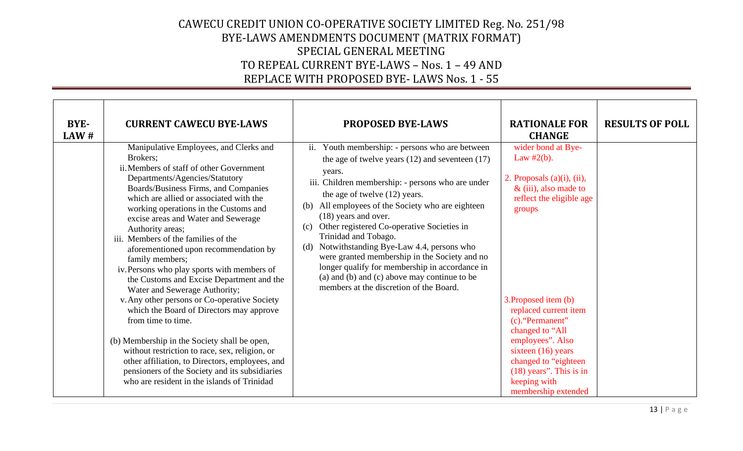# CAWECU CREDIT UNION CO-OPERATIVE SOCIETY LIMITED Reg. No. 251/98
# BYE-LAWS AMENDMENTS DOCUMENT (MATRIX FORMAT)
## SPECIAL GENERAL MEETING
## TO REPEAL CURRENT BYE-LAWS – Nos. 1 – 49 AND
## REPLACE WITH PROPOSED BYE- LAWS Nos. 1 - 55

| BYE-LAW # | CURRENT CAWECU BYE-LAWS | PROPOSED BYE-LAWS | RATIONALE FOR CHANGE | RESULTS OF POLL |
|---|---|---|---|---|
| | Manipulative Employees, and Clerks and Brokers;<br>ii. Members of staff of other Government Departments/Agencies/Statutory Boards/Business Firms, and Companies which are allied or associated with the working operations in the Customs and excise areas and Water and Sewerage Authority areas;<br>iii. Members of the families of the aforementioned upon recommendation by family members;<br>iv. Persons who play sports with members of the Customs and Excise Department and the Water and Sewerage Authority;<br>v. Any other persons or Co-operative Society which the Board of Directors may approve from time to time.<br><br>(b) Membership in the Society shall be open, without restriction to race, sex, religion, or other affiliation, to Directors, employees, and pensioners of the Society and its subsidiaries who are resident in the islands of Trinidad | ii. Youth membership: - persons who are between the age of twelve years (12) and seventeen (17) years.<br>iii. Children membership: - persons who are under the age of twelve (12) years.<br>(b) All employees of the Society who are eighteen (18) years and over.<br>(c) Other registered Co-operative Societies in Trinidad and Tobago.<br>(d) Notwithstanding Bye-Law 4.4, persons who were granted membership in the Society and no longer qualify for membership in accordance in (a) and (b) and (c) above may continue to be members at the discretion of the Board. | wider bond at Bye-Law #2(b).<br><br>2. Proposals (a)(i), (ii), & (iii), also made to reflect the eligible age groups<br><br>3. Proposed item (b) replaced current item (c). "Permanent" changed to "All employees". Also sixteen (16) years changed to "eighteen (18) years". This is in keeping with membership extended | |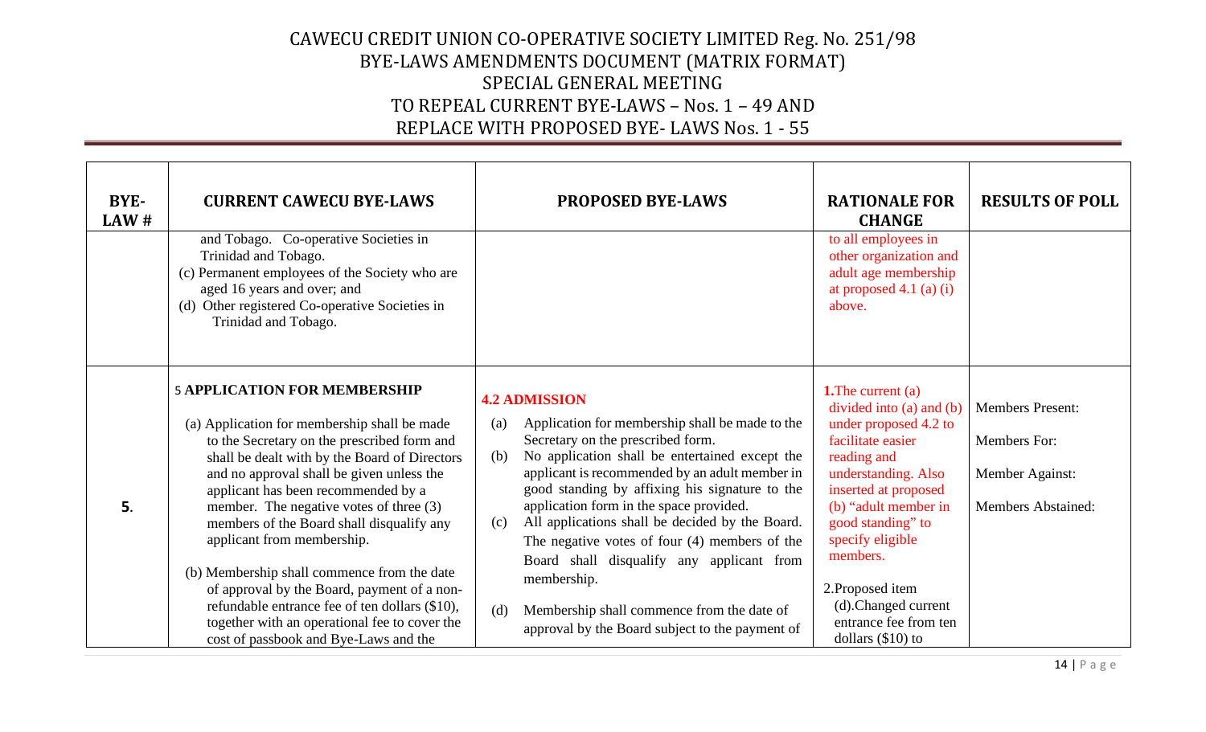# CAWECU CREDIT UNION CO-OPERATIVE SOCIETY LIMITED Reg. No. 251/98
## BYE-LAWS AMENDMENTS DOCUMENT (MATRIX FORMAT)
## SPECIAL GENERAL MEETING
## TO REPEAL CURRENT BYE-LAWS – Nos. 1 – 49 AND
## REPLACE WITH PROPOSED BYE- LAWS Nos. 1 - 55

| BYE-LAW # | CURRENT CAWECU BYE-LAWS | PROPOSED BYE-LAWS | RATIONALE FOR CHANGE | RESULTS OF POLL |
|---|---|---|---|---|
| | and Tobago. Co-operative Societies in Trinidad and Tobago.<br>(c) Permanent employees of the Society who are aged 16 years and over; and<br>(d) Other registered Co-operative Societies in Trinidad and Tobago. | | to all employees in other organization and adult age membership at proposed 4.1 (a) (i) above. | |
| **5.** | **5 APPLICATION FOR MEMBERSHIP**<br><br>(a) Application for membership shall be made to the Secretary on the prescribed form and shall be dealt with by the Board of Directors and no approval shall be given unless the applicant has been recommended by a member. The negative votes of three (3) members of the Board shall disqualify any applicant from membership.<br><br>(b) Membership shall commence from the date of approval by the Board, payment of a non-refundable entrance fee of ten dollars ($10), together with an operational fee to cover the cost of passbook and Bye-Laws and the | **4.2 ADMISSION**<br>(a) Application for membership shall be made to the Secretary on the prescribed form.<br>(b) No application shall be entertained except the applicant is recommended by an adult member in good standing by affixing his signature to the application form in the space provided.<br>(c) All applications shall be decided by the Board. The negative votes of four (4) members of the Board shall disqualify any applicant from membership.<br><br>(d) Membership shall commence from the date of approval by the Board subject to the payment of | **1.** The current (a) divided into (a) and (b) under proposed 4.2 to facilitate easier reading and understanding. Also inserted at proposed (b) "adult member in good standing" to specify eligible members.<br><br>2. Proposed item (d). Changed current entrance fee from ten dollars ($10) to | Members Present:<br><br>Members For:<br><br>Member Against:<br><br>Members Abstained: |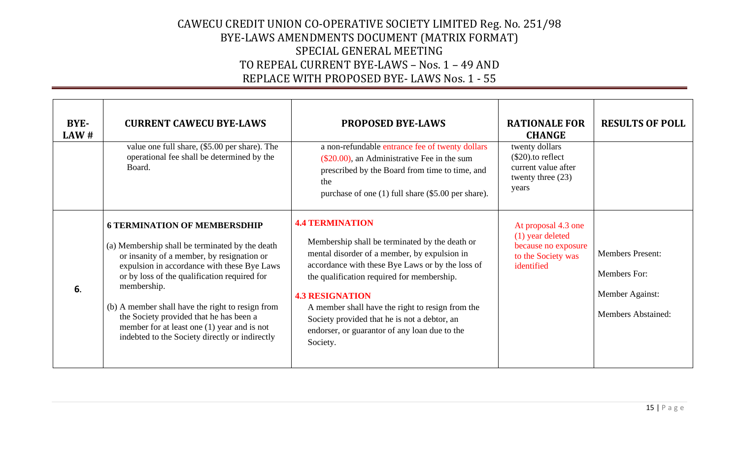| BYE-LAW # | CURRENT CAWECU BYE-LAWS | PROPOSED BYE-LAWS | RATIONALE FOR CHANGE | RESULTS OF POLL |
|---|---|---|---|---|
| | value one full share, ($5.00 per share). The operational fee shall be determined by the Board. | a non-refundable entrance fee of twenty dollars ($20.00), an Administrative Fee in the sum prescribed by the Board from time to time, and the purchase of one (1) full share ($5.00 per share). | twenty dollars ($20).to reflect current value after twenty three (23) years | |
| **6.** | **6 TERMINATION OF MEMBERSDHIP**<br><br>(a) Membership shall be terminated by the death or insanity of a member, by resignation or expulsion in accordance with these Bye Laws or by loss of the qualification required for membership.<br><br>(b) A member shall have the right to resign from the Society provided that he has been a member for at least one (1) year and is not indebted to the Society directly or indirectly | **4.4 TERMINATION**<br><br>Membership shall be terminated by the death or mental disorder of a member, by expulsion in accordance with these Bye Laws or by the loss of the qualification required for membership.<br><br>**4.3 RESIGNATION**<br>A member shall have the right to resign from the Society provided that he is not a debtor, an endorser, or guarantor of any loan due to the Society. | At proposal 4.3 one (1) year deleted because no exposure to the Society was identified | Members Present:<br><br>Members For:<br><br>Member Against:<br><br>Members Abstained: |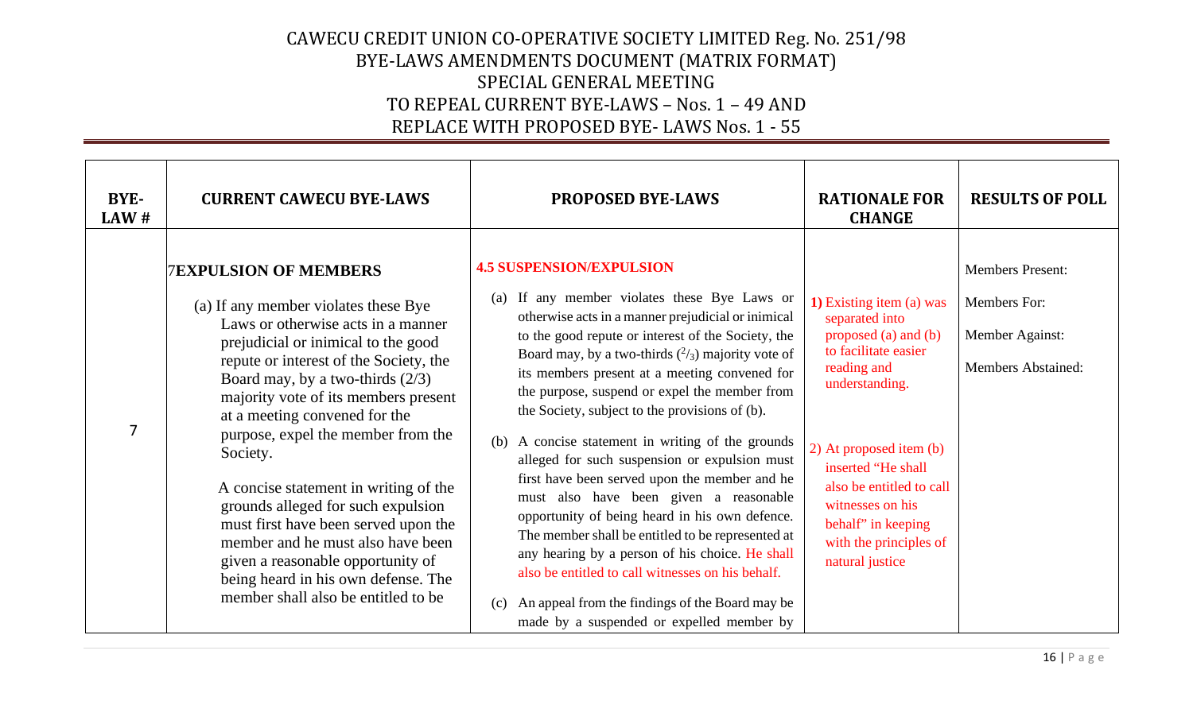# CAWECU CREDIT UNION CO-OPERATIVE SOCIETY LIMITED Reg. No. 251/98
## BYE-LAWS AMENDMENTS DOCUMENT (MATRIX FORMAT)
## SPECIAL GENERAL MEETING
## TO REPEAL CURRENT BYE-LAWS – Nos. 1 – 49 AND REPLACE WITH PROPOSED BYE- LAWS Nos. 1 - 55

| BYE-LAW # | CURRENT CAWECU BYE-LAWS | PROPOSED BYE-LAWS | RATIONALE FOR CHANGE | RESULTS OF POLL |
|---|---|---|---|---|
| 7 | **7EXPULSION OF MEMBERS**<br><br>(a) If any member violates these Bye Laws or otherwise acts in a manner prejudicial or inimical to the good repute or interest of the Society, the Board may, by a two-thirds (2/3) majority vote of its members present at a meeting convened for the purpose, expel the member from the Society.<br><br>A concise statement in writing of the grounds alleged for such expulsion must first have been served upon the member and he must also have been given a reasonable opportunity of being heard in his own defense. The member shall also be entitled to be | **4.5 SUSPENSION/EXPULSION**<br><br>(a) If any member violates these Bye Laws or otherwise acts in a manner prejudicial or inimical to the good repute or interest of the Society, the Board may, by a two-thirds ($^2/_3$) majority vote of its members present at a meeting convened for the purpose, suspend or expel the member from the Society, subject to the provisions of (b).<br><br>(b) A concise statement in writing of the grounds alleged for such suspension or expulsion must first have been served upon the member and he must also have been given a reasonable opportunity of being heard in his own defence. The member shall be entitled to be represented at any hearing by a person of his choice. He shall also be entitled to call witnesses on his behalf.<br><br>(c) An appeal from the findings of the Board may be made by a suspended or expelled member by | **1)** Existing item (a) was separated into proposed (a) and (b) to facilitate easier reading and understanding.<br><br>2) At proposed item (b) inserted "He shall also be entitled to call witnesses on his behalf" in keeping with the principles of natural justice | Members Present:<br><br>Members For:<br><br>Member Against:<br><br>Members Abstained: |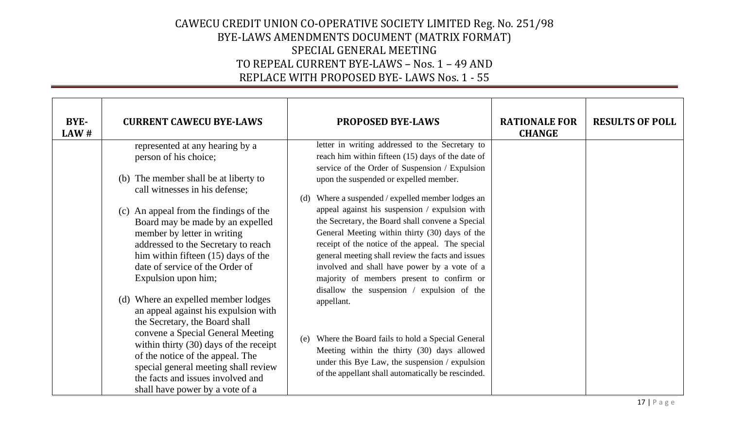# CAWECU CREDIT UNION CO-OPERATIVE SOCIETY LIMITED Reg. No. 251/98
## BYE-LAWS AMENDMENTS DOCUMENT (MATRIX FORMAT)
## SPECIAL GENERAL MEETING
## TO REPEAL CURRENT BYE-LAWS – Nos. 1 – 49 AND
## REPLACE WITH PROPOSED BYE- LAWS Nos. 1 - 55

| BYE-LAW # | CURRENT CAWECU BYE-LAWS | PROPOSED BYE-LAWS | RATIONALE FOR CHANGE | RESULTS OF POLL |
|---|---|---|---|---|
| | represented at any hearing by a person of his choice;<br><br>(b) The member shall be at liberty to call witnesses in his defense;<br><br>(c) An appeal from the findings of the Board may be made by an expelled member by letter in writing addressed to the Secretary to reach him within fifteen (15) days of the date of service of the Order of Expulsion upon him;<br><br>(d) Where an expelled member lodges an appeal against his expulsion with the Secretary, the Board shall convene a Special General Meeting within thirty (30) days of the receipt of the notice of the appeal. The special general meeting shall review the facts and issues involved and shall have power by a vote of a | letter in writing addressed to the Secretary to reach him within fifteen (15) days of the date of service of the Order of Suspension / Expulsion upon the suspended or expelled member.<br><br>(d) Where a suspended / expelled member lodges an appeal against his suspension / expulsion with the Secretary, the Board shall convene a Special General Meeting within thirty (30) days of the receipt of the notice of the appeal. The special general meeting shall review the facts and issues involved and shall have power by a vote of a majority of members present to confirm or disallow the suspension / expulsion of the appellant.<br><br>(e) Where the Board fails to hold a Special General Meeting within the thirty (30) days allowed under this Bye Law, the suspension / expulsion of the appellant shall automatically be rescinded. | | |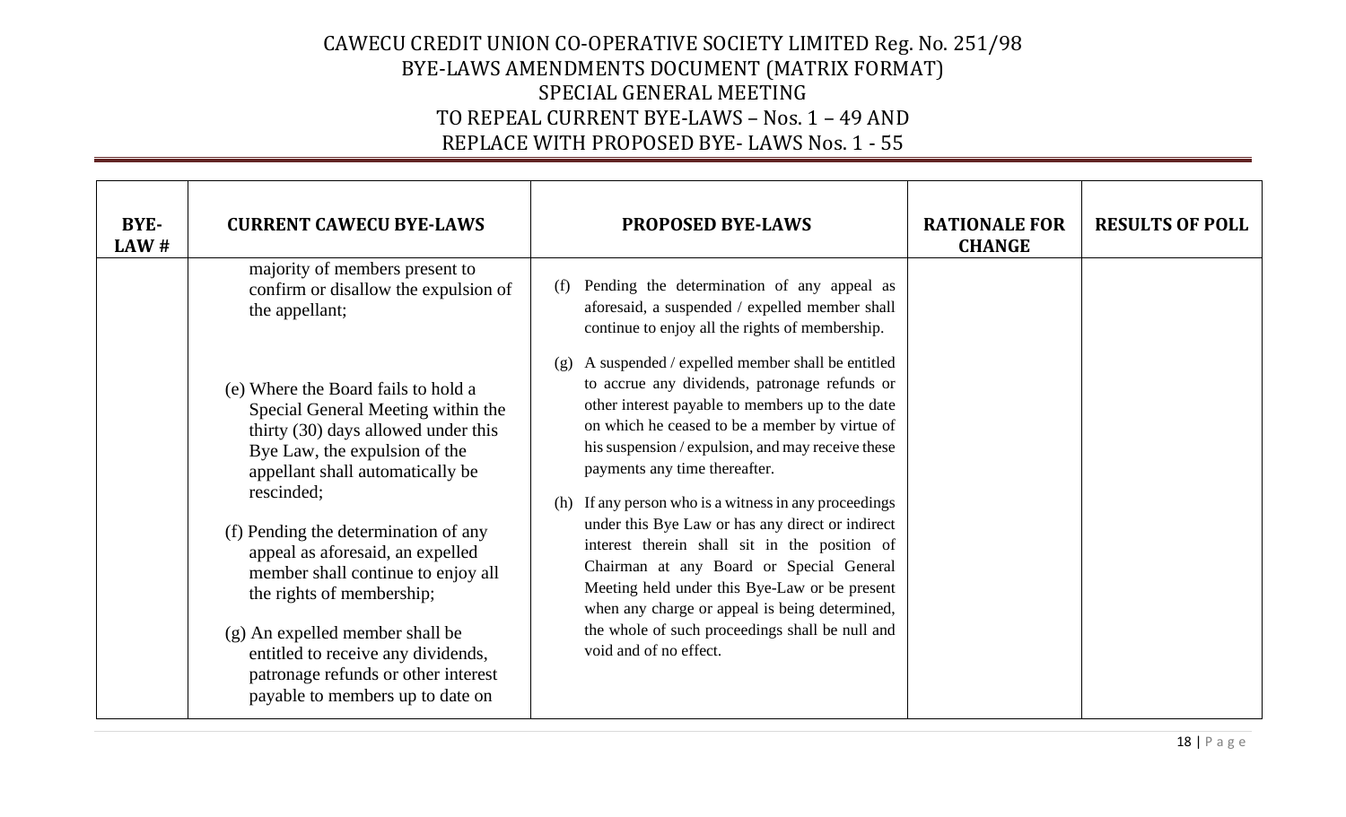| BYE-LAW # | CURRENT CAWECU BYE-LAWS | PROPOSED BYE-LAWS | RATIONALE FOR CHANGE | RESULTS OF POLL |
|---|---|---|---|---|
| | majority of members present to confirm or disallow the expulsion of the appellant;<br><br>(e) Where the Board fails to hold a Special General Meeting within the thirty (30) days allowed under this Bye Law, the expulsion of the appellant shall automatically be rescinded;<br><br>(f) Pending the determination of any appeal as aforesaid, an expelled member shall continue to enjoy all the rights of membership;<br><br>(g) An expelled member shall be entitled to receive any dividends, patronage refunds or other interest payable to members up to date on | (f) Pending the determination of any appeal as aforesaid, a suspended / expelled member shall continue to enjoy all the rights of membership.<br><br>(g) A suspended / expelled member shall be entitled to accrue any dividends, patronage refunds or other interest payable to members up to the date on which he ceased to be a member by virtue of his suspension / expulsion, and may receive these payments any time thereafter.<br><br>(h) If any person who is a witness in any proceedings under this Bye Law or has any direct or indirect interest therein shall sit in the position of Chairman at any Board or Special General Meeting held under this Bye-Law or be present when any charge or appeal is being determined, the whole of such proceedings shall be null and void and of no effect. | | |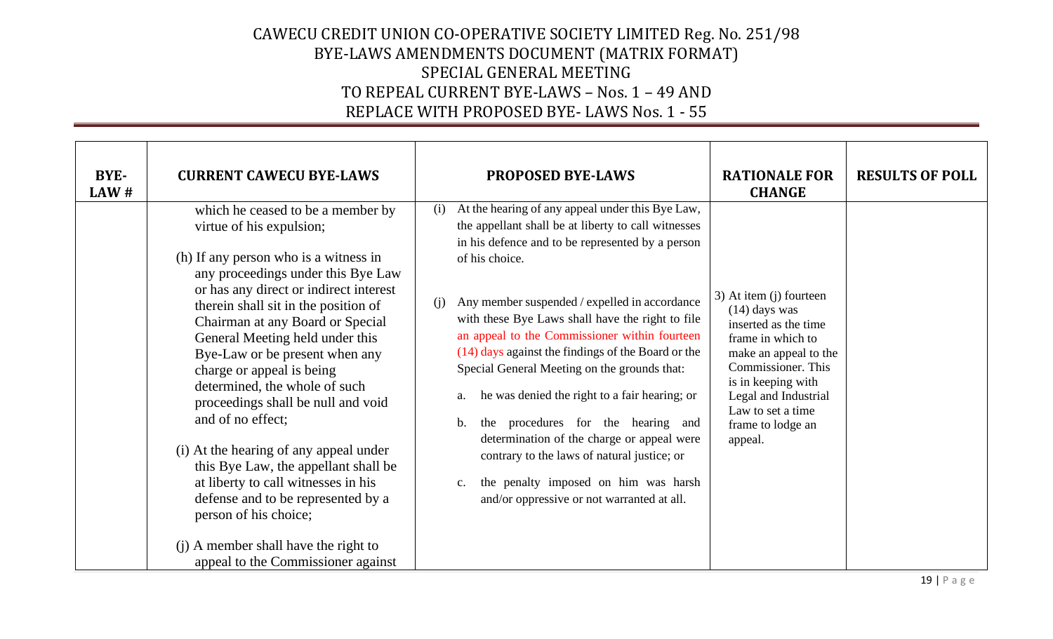# CAWECU CREDIT UNION CO-OPERATIVE SOCIETY LIMITED Reg. No. 251/98
## BYE-LAWS AMENDMENTS DOCUMENT (MATRIX FORMAT)
## SPECIAL GENERAL MEETING
## TO REPEAL CURRENT BYE-LAWS – Nos. 1 – 49 AND REPLACE WITH PROPOSED BYE- LAWS Nos. 1 - 55

| BYE-LAW # | CURRENT CAWECU BYE-LAWS | PROPOSED BYE-LAWS | RATIONALE FOR CHANGE | RESULTS OF POLL |
|---|---|---|---|---|
| | which he ceased to be a member by virtue of his expulsion;<br><br>(h) If any person who is a witness in any proceedings under this Bye Law or has any direct or indirect interest therein shall sit in the position of Chairman at any Board or Special General Meeting held under this Bye-Law or be present when any charge or appeal is being determined, the whole of such proceedings shall be null and void and of no effect;<br><br>(i) At the hearing of any appeal under this Bye Law, the appellant shall be at liberty to call witnesses in his defense and to be represented by a person of his choice;<br><br>(j) A member shall have the right to appeal to the Commissioner against | (i) At the hearing of any appeal under this Bye Law, the appellant shall be at liberty to call witnesses in his defence and to be represented by a person of his choice.<br><br>(j) Any member suspended / expelled in accordance with these Bye Laws shall have the right to file an appeal to the Commissioner within fourteen (14) days against the findings of the Board or the Special General Meeting on the grounds that:<br><br>a. he was denied the right to a fair hearing; or<br><br>b. the procedures for the hearing and determination of the charge or appeal were contrary to the laws of natural justice; or<br><br>c. the penalty imposed on him was harsh and/or oppressive or not warranted at all. | 3) At item (j) fourteen (14) days was inserted as the time frame in which to make an appeal to the Commissioner. This is in keeping with Legal and Industrial Law to set a time frame to lodge an appeal. | |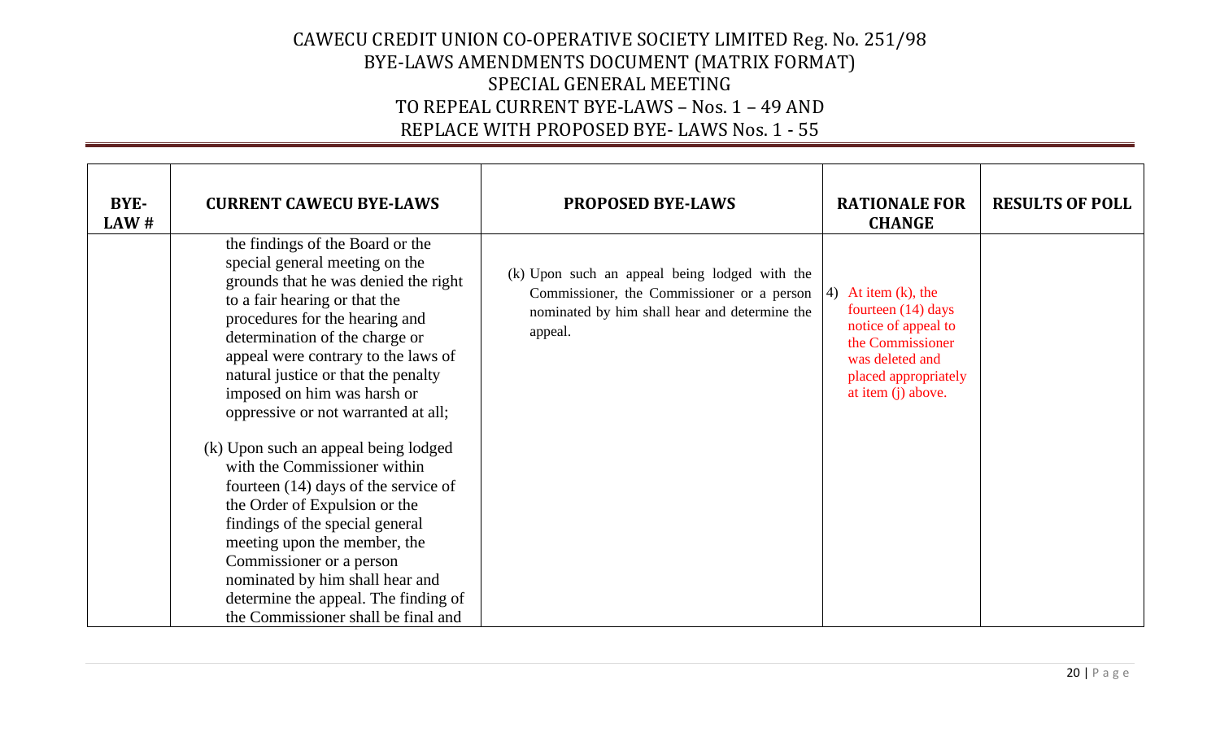| BYE-LAW # | CURRENT CAWECU BYE-LAWS | PROPOSED BYE-LAWS | RATIONALE FOR CHANGE | RESULTS OF POLL |
|---|---|---|---|---|
| | the findings of the Board or the special general meeting on the grounds that he was denied the right to a fair hearing or that the procedures for the hearing and determination of the charge or appeal were contrary to the laws of natural justice or that the penalty imposed on him was harsh or oppressive or not warranted at all;<br><br>(k) Upon such an appeal being lodged with the Commissioner within fourteen (14) days of the service of the Order of Expulsion or the findings of the special general meeting upon the member, the Commissioner or a person nominated by him shall hear and determine the appeal. The finding of the Commissioner shall be final and | (k) Upon such an appeal being lodged with the Commissioner, the Commissioner or a person nominated by him shall hear and determine the appeal. | 4) At item (k), the fourteen (14) days notice of appeal to the Commissioner was deleted and placed appropriately at item (j) above. | |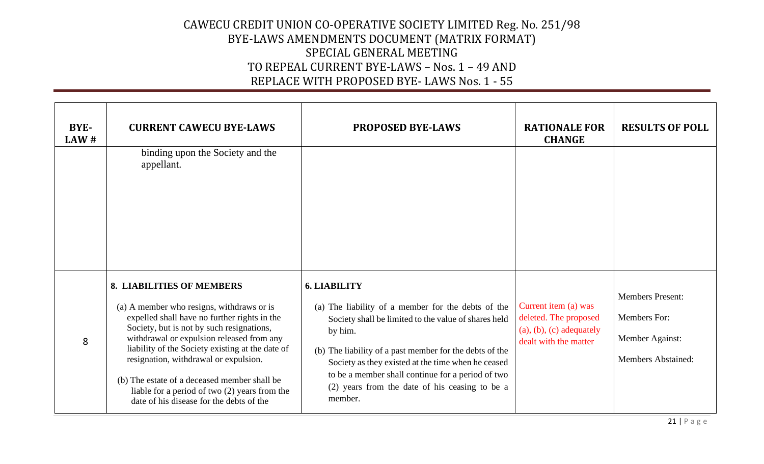# CAWECU CREDIT UNION CO-OPERATIVE SOCIETY LIMITED Reg. No. 251/98
## BYE-LAWS AMENDMENTS DOCUMENT (MATRIX FORMAT)
## SPECIAL GENERAL MEETING
## TO REPEAL CURRENT BYE-LAWS – Nos. 1 – 49 AND REPLACE WITH PROPOSED BYE- LAWS Nos. 1 - 55

| BYE-LAW # | CURRENT CAWECU BYE-LAWS | PROPOSED BYE-LAWS | RATIONALE FOR CHANGE | RESULTS OF POLL |
|---|---|---|---|---|
| | binding upon the Society and the appellant. | | | |
| 8 | **8. LIABILITIES OF MEMBERS**<br><br>(a) A member who resigns, withdraws or is expelled shall have no further rights in the Society, but is not by such resignations, withdrawal or expulsion released from any liability of the Society existing at the date of resignation, withdrawal or expulsion.<br><br>(b) The estate of a deceased member shall be liable for a period of two (2) years from the date of his disease for the debts of the | **6. LIABILITY**<br><br>(a) The liability of a member for the debts of the Society shall be limited to the value of shares held by him.<br><br>(b) The liability of a past member for the debts of the Society as they existed at the time when he ceased to be a member shall continue for a period of two (2) years from the date of his ceasing to be a member. | Current item (a) was deleted. The proposed (a), (b), (c) adequately dealt with the matter | Members Present:<br><br>Members For:<br><br>Member Against:<br><br>Members Abstained: |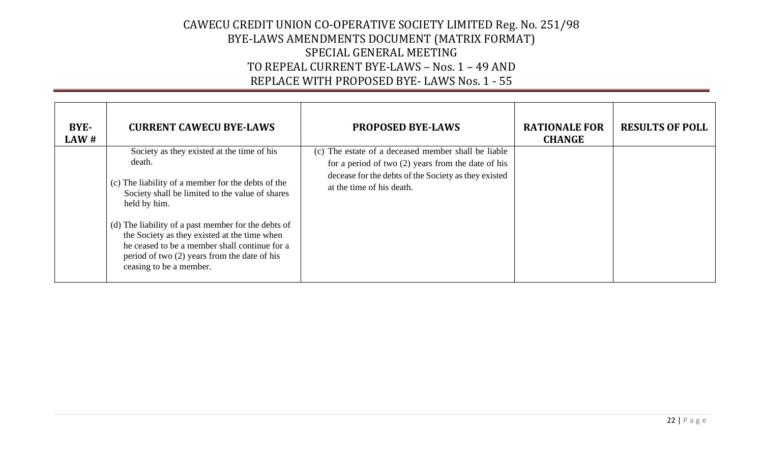| BYE-LAW # | CURRENT CAWECU BYE-LAWS | PROPOSED BYE-LAWS | RATIONALE FOR CHANGE | RESULTS OF POLL |
|---|---|---|---|---|
| | Society as they existed at the time of his death.<br><br>(c) The liability of a member for the debts of the Society shall be limited to the value of shares held by him.<br><br>(d) The liability of a past member for the debts of the Society as they existed at the time when he ceased to be a member shall continue for a period of two (2) years from the date of his ceasing to be a member. | (c) The estate of a deceased member shall be liable for a period of two (2) years from the date of his decease for the debts of the Society as they existed at the time of his death. | | |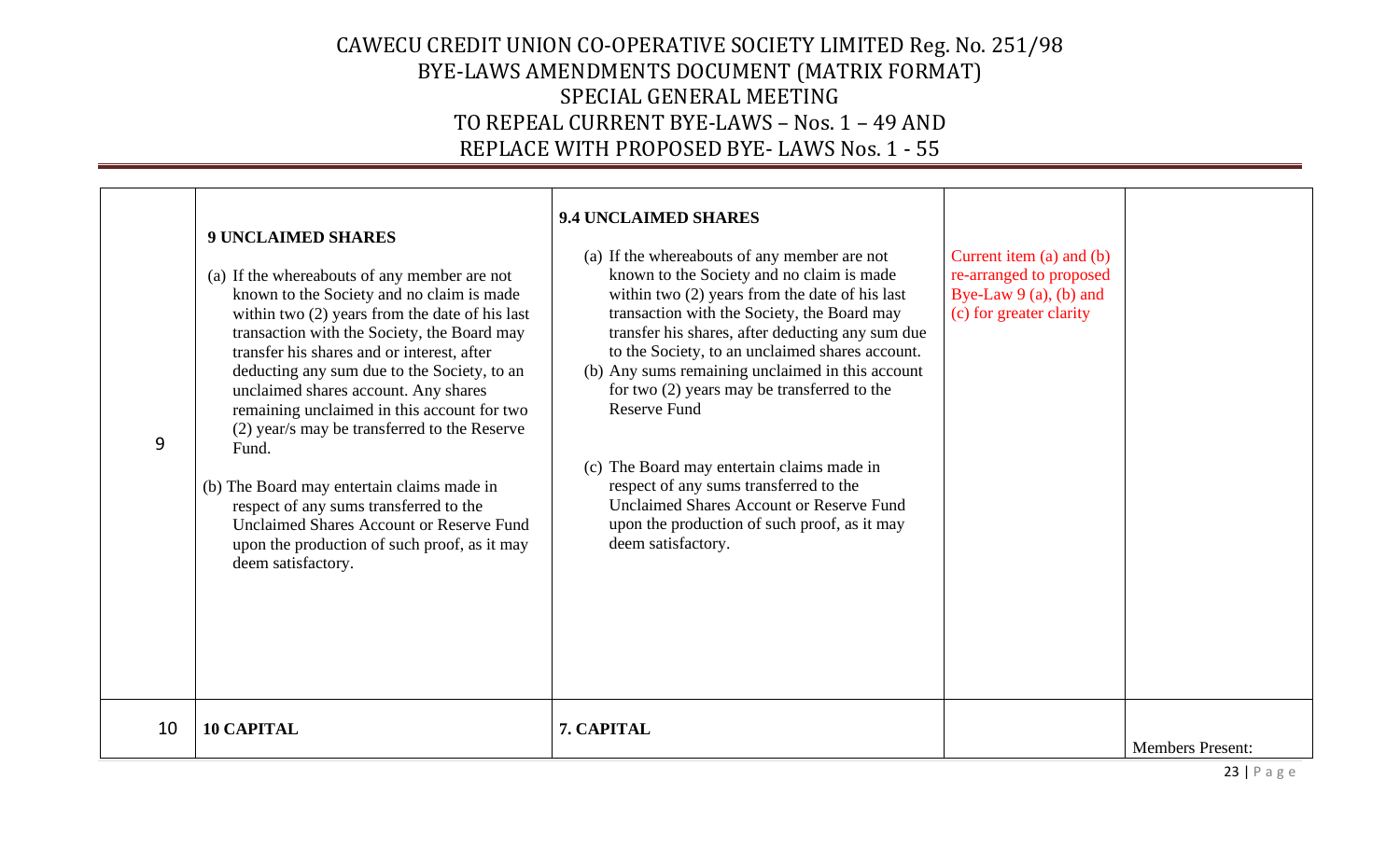# CAWECU CREDIT UNION CO-OPERATIVE SOCIETY LIMITED Reg. No. 251/98
## BYE-LAWS AMENDMENTS DOCUMENT (MATRIX FORMAT)
## SPECIAL GENERAL MEETING
## TO REPEAL CURRENT BYE-LAWS – Nos. 1 – 49 AND REPLACE WITH PROPOSED BYE- LAWS Nos. 1 - 55

| | | | | |
|---|---|---|---|---|
| 9 | **9 UNCLAIMED SHARES**<br><br>(a) If the whereabouts of any member are not known to the Society and no claim is made within two (2) years from the date of his last transaction with the Society, the Board may transfer his shares and or interest, after deducting any sum due to the Society, to an unclaimed shares account. Any shares remaining unclaimed in this account for two (2) year/s may be transferred to the Reserve Fund.<br><br>(b) The Board may entertain claims made in respect of any sums transferred to the Unclaimed Shares Account or Reserve Fund upon the production of such proof, as it may deem satisfactory. | **9.4 UNCLAIMED SHARES**<br><br>(a) If the whereabouts of any member are not known to the Society and no claim is made within two (2) years from the date of his last transaction with the Society, the Board may transfer his shares, after deducting any sum due to the Society, to an unclaimed shares account.<br>(b) Any sums remaining unclaimed in this account for two (2) years may be transferred to the Reserve Fund<br><br>(c) The Board may entertain claims made in respect of any sums transferred to the Unclaimed Shares Account or Reserve Fund upon the production of such proof, as it may deem satisfactory. | Current item (a) and (b) re-arranged to proposed Bye-Law 9 (a), (b) and (c) for greater clarity | |
| 10 | **10 CAPITAL** | **7. CAPITAL** | | Members Present: |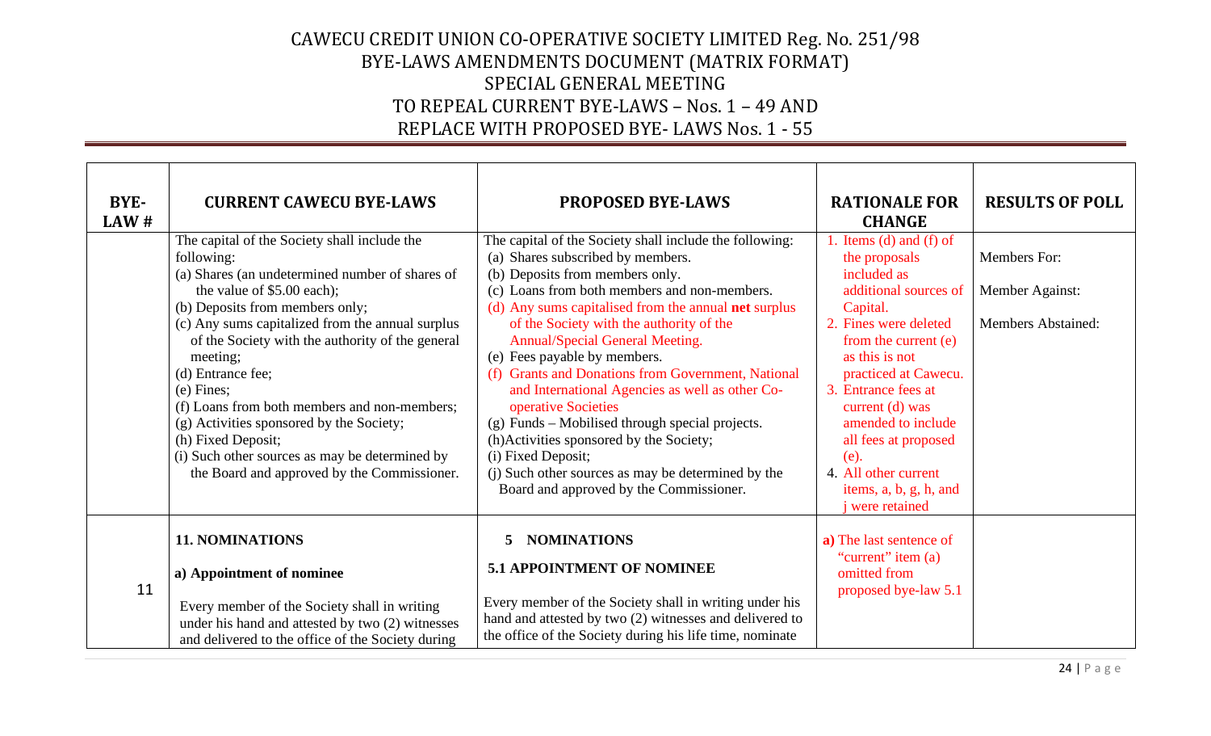# CAWECU CREDIT UNION CO-OPERATIVE SOCIETY LIMITED Reg. No. 251/98
## BYE-LAWS AMENDMENTS DOCUMENT (MATRIX FORMAT)
## SPECIAL GENERAL MEETING
## TO REPEAL CURRENT BYE-LAWS – Nos. 1 – 49 AND
## REPLACE WITH PROPOSED BYE- LAWS Nos. 1 - 55

| BYE-LAW # | CURRENT CAWECU BYE-LAWS | PROPOSED BYE-LAWS | RATIONALE FOR CHANGE | RESULTS OF POLL |
|---|---|---|---|---|
| | The capital of the Society shall include the following:<br>(a) Shares (an undetermined number of shares of the value of $5.00 each);<br>(b) Deposits from members only;<br>(c) Any sums capitalized from the annual surplus of the Society with the authority of the general meeting;<br>(d) Entrance fee;<br>(e) Fines;<br>(f) Loans from both members and non-members;<br>(g) Activities sponsored by the Society;<br>(h) Fixed Deposit;<br>(i) Such other sources as may be determined by the Board and approved by the Commissioner. | The capital of the Society shall include the following:<br>(a) Shares subscribed by members.<br>(b) Deposits from members only.<br>(c) Loans from both members and non-members.<br>(d) Any sums capitalised from the annual **net** surplus of the Society with the authority of the Annual/Special General Meeting.<br>(e) Fees payable by members.<br>(f) Grants and Donations from Government, National and International Agencies as well as other Co-operative Societies<br>(g) Funds – Mobilised through special projects.<br>(h)Activities sponsored by the Society;<br>(i) Fixed Deposit;<br>(j) Such other sources as may be determined by the Board and approved by the Commissioner. | 1. Items (d) and (f) of the proposals included as additional sources of Capital.<br>2. Fines were deleted from the current (e) as this is not practiced at Cawecu.<br>3. Entrance fees at current (d) was amended to include all fees at proposed (e).<br>4. All other current items, a, b, g, h, and j were retained | Members For:<br><br>Member Against:<br><br>Members Abstained: |
| 11 | **11. NOMINATIONS**<br><br>**a) Appointment of nominee**<br><br>Every member of the Society shall in writing under his hand and attested by two (2) witnesses and delivered to the office of the Society during | **5 NOMINATIONS**<br><br>**5.1 APPOINTMENT OF NOMINEE**<br><br>Every member of the Society shall in writing under his hand and attested by two (2) witnesses and delivered to the office of the Society during his life time, nominate | **a)** The last sentence of "current" item (a) omitted from proposed bye-law 5.1 | |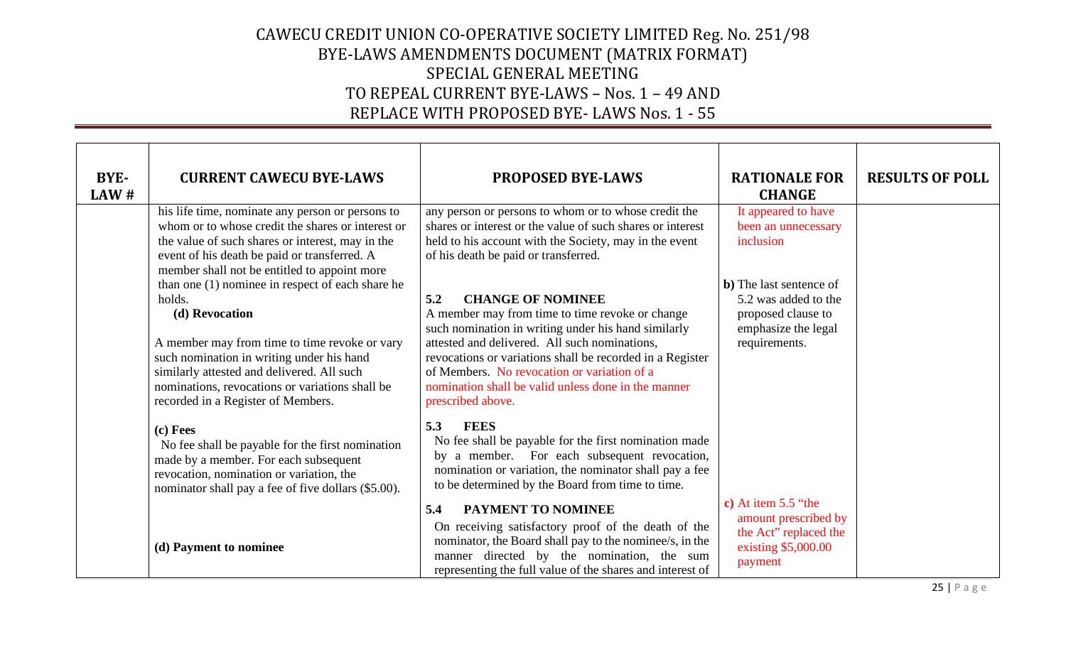# CAWECU CREDIT UNION CO-OPERATIVE SOCIETY LIMITED Reg. No. 251/98
## BYE-LAWS AMENDMENTS DOCUMENT (MATRIX FORMAT)
## SPECIAL GENERAL MEETING
## TO REPEAL CURRENT BYE-LAWS – Nos. 1 – 49 AND
## REPLACE WITH PROPOSED BYE- LAWS Nos. 1 - 55

| BYE-LAW # | CURRENT CAWECU BYE-LAWS | PROPOSED BYE-LAWS | RATIONALE FOR CHANGE | RESULTS OF POLL |
|---|---|---|---|---|
| | his life time, nominate any person or persons to whom or to whose credit the shares or interest or the value of such shares or interest, may in the event of his death be paid or transferred. A member shall not be entitled to appoint more than one (1) nominee in respect of each share he holds. | any person or persons to whom or to whose credit the shares or interest or the value of such shares or interest held to his account with the Society, may in the event of his death be paid or transferred. | It appeared to have been an unnecessary inclusion | |
| | **(d) Revocation**<br><br>A member may from time to time revoke or vary such nomination in writing under his hand similarly attested and delivered. All such nominations, revocations or variations shall be recorded in a Register of Members. | **5.2 CHANGE OF NOMINEE**<br>A member may from time to time revoke or change such nomination in writing under his hand similarly attested and delivered. All such nominations, revocations or variations shall be recorded in a Register of Members. No revocation or variation of a nomination shall be valid unless done in the manner prescribed above. | **b)** The last sentence of 5.2 was added to the proposed clause to emphasize the legal requirements. | |
| | **(c) Fees**<br>No fee shall be payable for the first nomination made by a member. For each subsequent revocation, nomination or variation, the nominator shall pay a fee of five dollars ($5.00). | **5.3 FEES**<br>No fee shall be payable for the first nomination made by a member. For each subsequent revocation, nomination or variation, the nominator shall pay a fee to be determined by the Board from time to time. | | |
| | **(d) Payment to nominee** | **5.4 PAYMENT TO NOMINEE**<br>On receiving satisfactory proof of the death of the nominator, the Board shall pay to the nominee/s, in the manner directed by the nomination, the sum representing the full value of the shares and interest of | **c)** At item 5.5 "the amount prescribed by the Act" replaced the existing $5,000.00 payment | |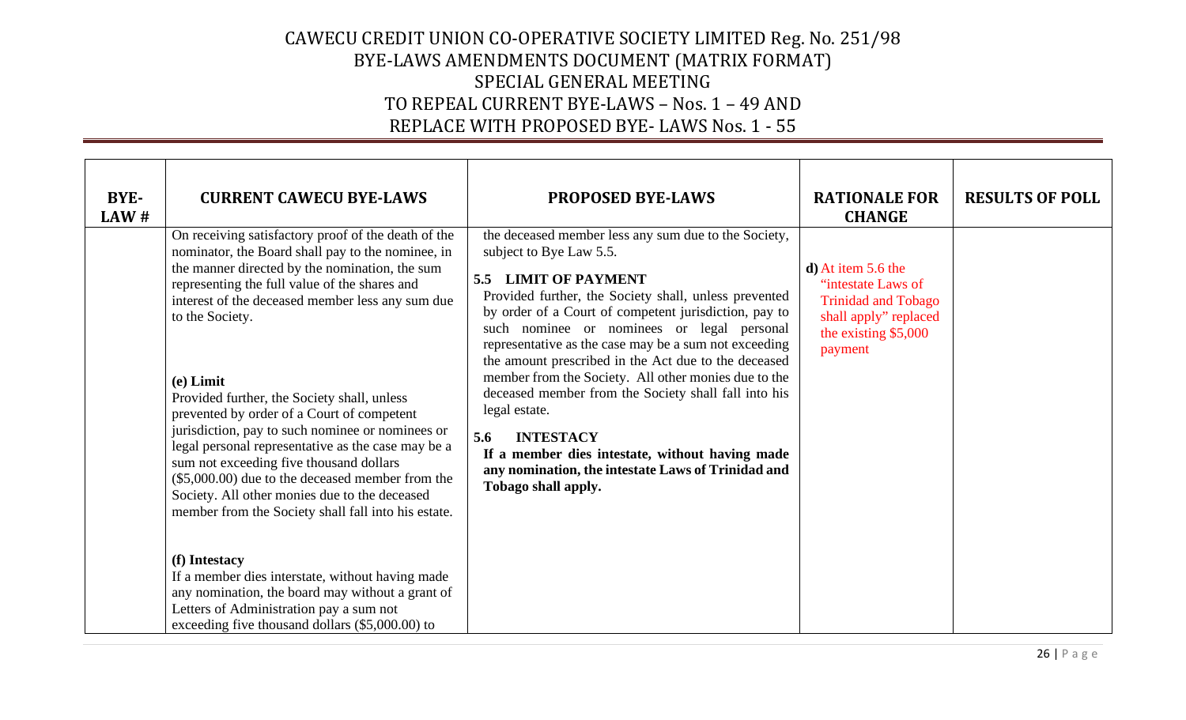| BYE-LAW # | CURRENT CAWECU BYE-LAWS | PROPOSED BYE-LAWS | RATIONALE FOR CHANGE | RESULTS OF POLL |
|---|---|---|---|---|
| | On receiving satisfactory proof of the death of the nominator, the Board shall pay to the nominee, in the manner directed by the nomination, the sum representing the full value of the shares and interest of the deceased member less any sum due to the Society.<br><br>**(e) Limit**<br>Provided further, the Society shall, unless prevented by order of a Court of competent jurisdiction, pay to such nominee or nominees or legal personal representative as the case may be a sum not exceeding five thousand dollars ($5,000.00) due to the deceased member from the Society. All other monies due to the deceased member from the Society shall fall into his estate.<br><br>**(f) Intestacy**<br>If a member dies interstate, without having made any nomination, the board may without a grant of Letters of Administration pay a sum not exceeding five thousand dollars ($5,000.00) to | the deceased member less any sum due to the Society, subject to Bye Law 5.5.<br><br>**5.5 LIMIT OF PAYMENT**<br>Provided further, the Society shall, unless prevented by order of a Court of competent jurisdiction, pay to such nominee or nominees or legal personal representative as the case may be a sum not exceeding the amount prescribed in the Act due to the deceased member from the Society. All other monies due to the deceased member from the Society shall fall into his legal estate.<br><br>**5.6 INTESTACY**<br>**If a member dies intestate, without having made any nomination, the intestate Laws of Trinidad and Tobago shall apply.** | **d)** At item 5.6 the "intestate Laws of Trinidad and Tobago shall apply" replaced the existing $5,000 payment | |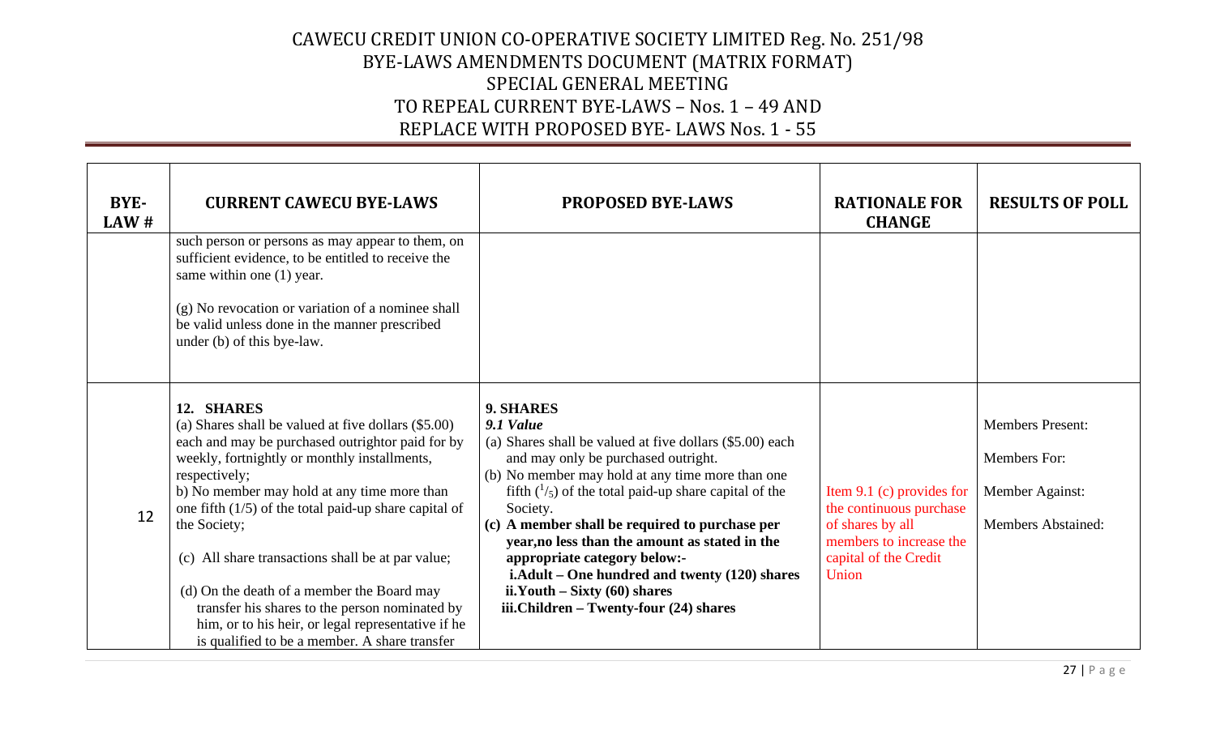# CAWECU CREDIT UNION CO-OPERATIVE SOCIETY LIMITED Reg. No. 251/98
## BYE-LAWS AMENDMENTS DOCUMENT (MATRIX FORMAT)
## SPECIAL GENERAL MEETING
## TO REPEAL CURRENT BYE-LAWS – Nos. 1 – 49 AND
## REPLACE WITH PROPOSED BYE- LAWS Nos. 1 - 55

| BYE-LAW # | CURRENT CAWECU BYE-LAWS | PROPOSED BYE-LAWS | RATIONALE FOR CHANGE | RESULTS OF POLL |
|---|---|---|---|---|
| | such person or persons as may appear to them, on sufficient evidence, to be entitled to receive the same within one (1) year.<br><br>(g) No revocation or variation of a nominee shall be valid unless done in the manner prescribed under (b) of this bye-law. | | | |
| 12 | **12. SHARES**<br>(a) Shares shall be valued at five dollars ($5.00) each and may be purchased outrightor paid for by weekly, fortnightly or monthly installments, respectively;<br>b) No member may hold at any time more than one fifth (1/5) of the total paid-up share capital of the Society;<br><br>(c) All share transactions shall be at par value;<br><br>(d) On the death of a member the Board may transfer his shares to the person nominated by him, or to his heir, or legal representative if he is qualified to be a member. A share transfer | **9. SHARES**<br>***9.1 Value***<br>(a) Shares shall be valued at five dollars ($5.00) each and may only be purchased outright.<br>(b) No member may hold at any time more than one fifth ($^1/_5$) of the total paid-up share capital of the Society.<br>**(c) A member shall be required to purchase per year,no less than the amount as stated in the appropriate category below:-**<br>**i.Adult – One hundred and twenty (120) shares**<br>**ii.Youth – Sixty (60) shares**<br>**iii.Children – Twenty-four (24) shares** | Item 9.1 (c) provides for the continuous purchase of shares by all members to increase the capital of the Credit Union | Members Present:<br><br>Members For:<br><br>Member Against:<br><br>Members Abstained: |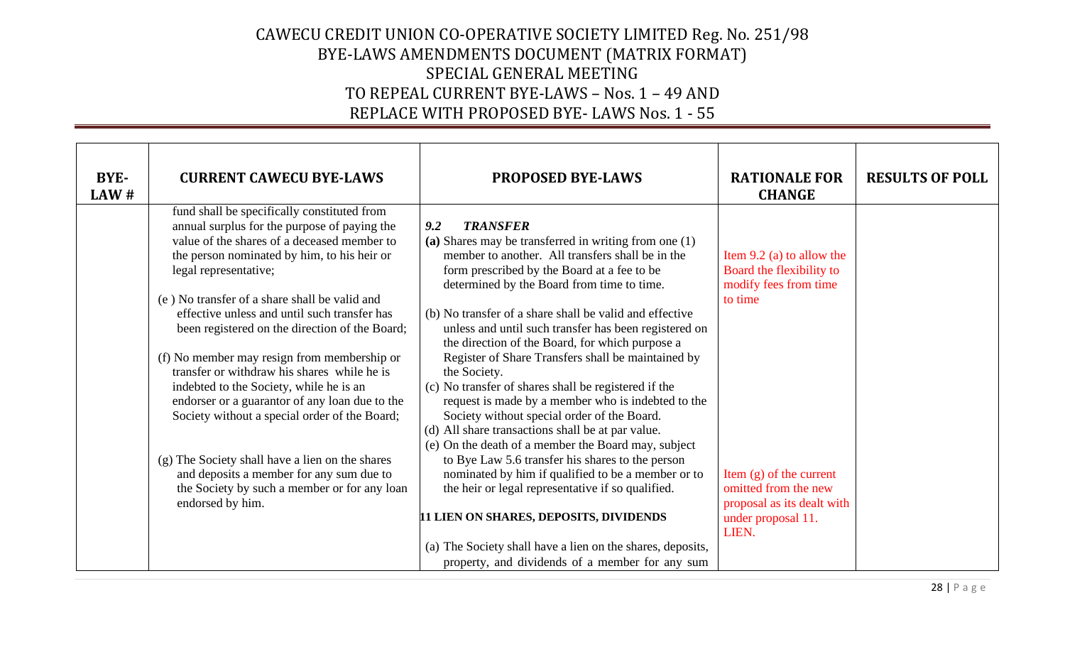# CAWECU CREDIT UNION CO-OPERATIVE SOCIETY LIMITED Reg. No. 251/98
## BYE-LAWS AMENDMENTS DOCUMENT (MATRIX FORMAT)
## SPECIAL GENERAL MEETING
## TO REPEAL CURRENT BYE-LAWS – Nos. 1 – 49 AND REPLACE WITH PROPOSED BYE- LAWS Nos. 1 - 55

| BYE-LAW # | CURRENT CAWECU BYE-LAWS | PROPOSED BYE-LAWS | RATIONALE FOR CHANGE | RESULTS OF POLL |
|---|---|---|---|---|
| | fund shall be specifically constituted from annual surplus for the purpose of paying the value of the shares of a deceased member to the person nominated by him, to his heir or legal representative;<br><br>(e ) No transfer of a share shall be valid and effective unless and until such transfer has been registered on the direction of the Board;<br><br>(f) No member may resign from membership or transfer or withdraw his shares while he is indebted to the Society, while he is an endorser or a guarantor of any loan due to the Society without a special order of the Board;<br><br>(g) The Society shall have a lien on the shares and deposits a member for any sum due to the Society by such a member or for any loan endorsed by him. | ***9.2 TRANSFER***<br>**(a)** Shares may be transferred in writing from one (1) member to another. All transfers shall be in the form prescribed by the Board at a fee to be determined by the Board from time to time.<br><br>(b) No transfer of a share shall be valid and effective unless and until such transfer has been registered on the direction of the Board, for which purpose a Register of Share Transfers shall be maintained by the Society.<br>(c) No transfer of shares shall be registered if the request is made by a member who is indebted to the Society without special order of the Board.<br>(d) All share transactions shall be at par value.<br>(e) On the death of a member the Board may, subject to Bye Law 5.6 transfer his shares to the person nominated by him if qualified to be a member or to the heir or legal representative if so qualified.<br><br>**11 LIEN ON SHARES, DEPOSITS, DIVIDENDS**<br><br>(a) The Society shall have a lien on the shares, deposits, property, and dividends of a member for any sum | Item 9.2 (a) to allow the Board the flexibility to modify fees from time to time<br><br>Item (g) of the current omitted from the new proposal as its dealt with under proposal 11. LIEN. | |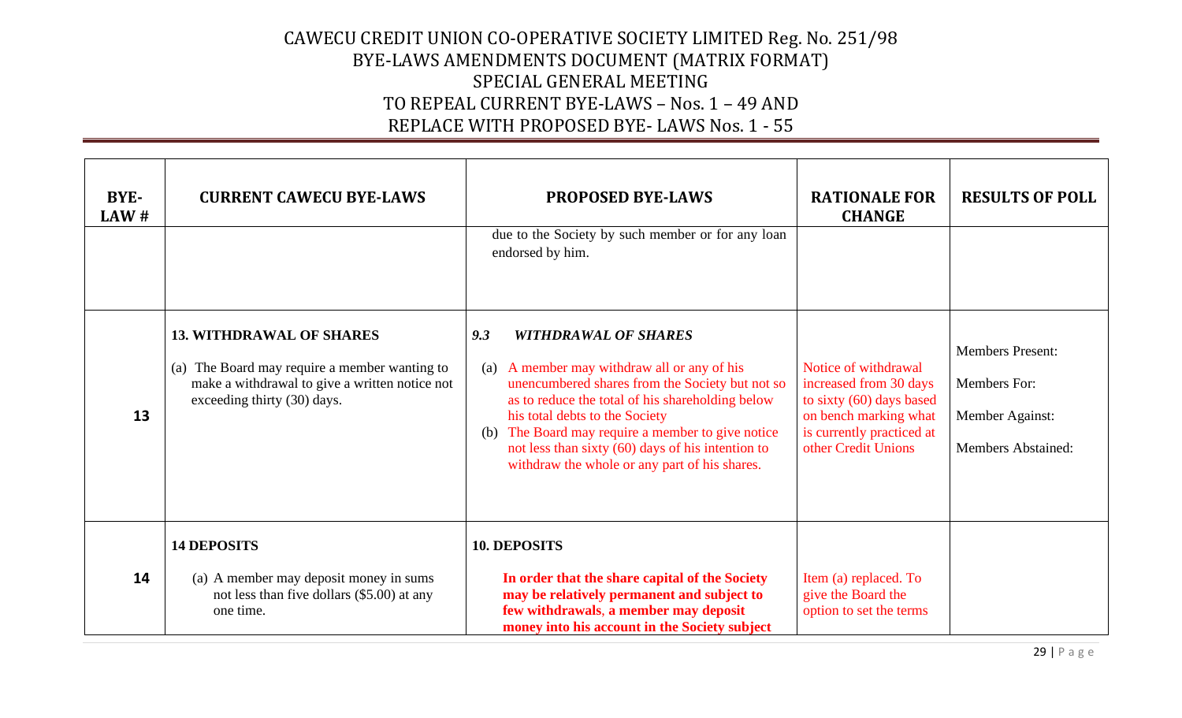| BYE-LAW # | CURRENT CAWECU BYE-LAWS | PROPOSED BYE-LAWS | RATIONALE FOR CHANGE | RESULTS OF POLL |
|---|---|---|---|---|
| | | due to the Society by such member or for any loan endorsed by him. | | |
| 13 | **13. WITHDRAWAL OF SHARES**<br><br>(a) The Board may require a member wanting to make a withdrawal to give a written notice not exceeding thirty (30) days. | ***9.3 WITHDRAWAL OF SHARES***<br><br>(a) A member may withdraw all or any of his unencumbered shares from the Society but not so as to reduce the total of his shareholding below his total debts to the Society<br>(b) The Board may require a member to give notice not less than sixty (60) days of his intention to withdraw the whole or any part of his shares. | Notice of withdrawal increased from 30 days to sixty (60) days based on bench marking what is currently practiced at other Credit Unions | Members Present:<br><br>Members For:<br><br>Member Against:<br><br>Members Abstained: |
| 14 | **14 DEPOSITS**<br><br>(a) A member may deposit money in sums not less than five dollars ($5.00) at any one time. | **10. DEPOSITS**<br><br>**In order that the share capital of the Society may be relatively permanent and subject to few withdrawals, a member may deposit money into his account in the Society subject** | Item (a) replaced. To give the Board the option to set the terms | |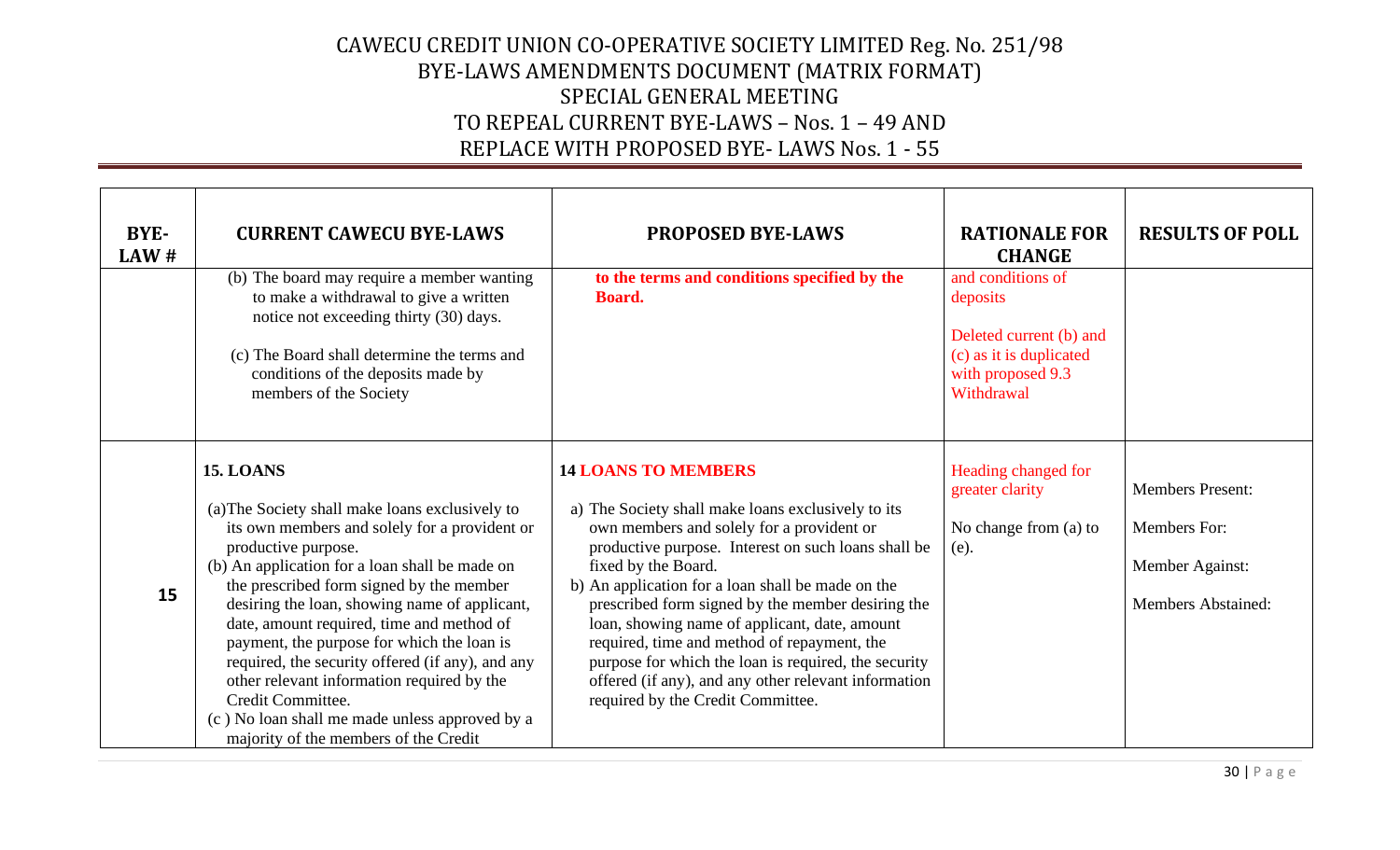# CAWECU CREDIT UNION CO-OPERATIVE SOCIETY LIMITED Reg. No. 251/98
## BYE-LAWS AMENDMENTS DOCUMENT (MATRIX FORMAT)
## SPECIAL GENERAL MEETING
## TO REPEAL CURRENT BYE-LAWS – Nos. 1 – 49 AND REPLACE WITH PROPOSED BYE- LAWS Nos. 1 - 55

| BYE-LAW # | CURRENT CAWECU BYE-LAWS | PROPOSED BYE-LAWS | RATIONALE FOR CHANGE | RESULTS OF POLL |
|---|---|---|---|---|
| | (b) The board may require a member wanting to make a withdrawal to give a written notice not exceeding thirty (30) days.<br><br>(c) The Board shall determine the terms and conditions of the deposits made by members of the Society | **to the terms and conditions specified by the Board.** | and conditions of deposits<br><br>Deleted current (b) and (c) as it is duplicated with proposed 9.3 Withdrawal | |
| **15** | **15. LOANS**<br><br>(a)The Society shall make loans exclusively to its own members and solely for a provident or productive purpose.<br>(b) An application for a loan shall be made on the prescribed form signed by the member desiring the loan, showing name of applicant, date, amount required, time and method of payment, the purpose for which the loan is required, the security offered (if any), and any other relevant information required by the Credit Committee.<br>(c ) No loan shall me made unless approved by a majority of the members of the Credit | **14 LOANS TO MEMBERS**<br><br>a) The Society shall make loans exclusively to its own members and solely for a provident or productive purpose. Interest on such loans shall be fixed by the Board.<br>b) An application for a loan shall be made on the prescribed form signed by the member desiring the loan, showing name of applicant, date, amount required, time and method of repayment, the purpose for which the loan is required, the security offered (if any), and any other relevant information required by the Credit Committee. | Heading changed for greater clarity<br><br>No change from (a) to (e). | Members Present:<br><br>Members For:<br><br>Member Against:<br><br>Members Abstained: |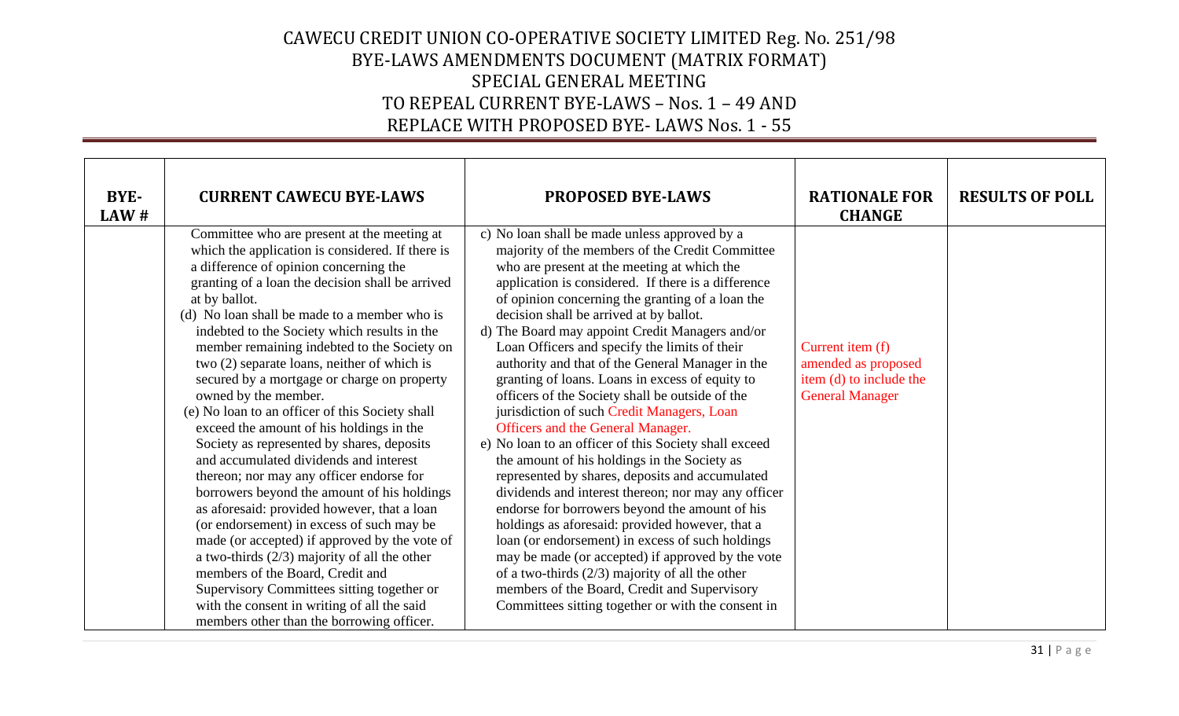# CAWECU CREDIT UNION CO-OPERATIVE SOCIETY LIMITED Reg. No. 251/98
## BYE-LAWS AMENDMENTS DOCUMENT (MATRIX FORMAT)
## SPECIAL GENERAL MEETING
## TO REPEAL CURRENT BYE-LAWS – Nos. 1 – 49 AND
## REPLACE WITH PROPOSED BYE- LAWS Nos. 1 - 55

| BYE-LAW # | CURRENT CAWECU BYE-LAWS | PROPOSED BYE-LAWS | RATIONALE FOR CHANGE | RESULTS OF POLL |
|---|---|---|---|---|
| | Committee who are present at the meeting at which the application is considered. If there is a difference of opinion concerning the granting of a loan the decision shall be arrived at by ballot.<br>(d) No loan shall be made to a member who is indebted to the Society which results in the member remaining indebted to the Society on two (2) separate loans, neither of which is secured by a mortgage or charge on property owned by the member.<br>(e) No loan to an officer of this Society shall exceed the amount of his holdings in the Society as represented by shares, deposits and accumulated dividends and interest thereon; nor may any officer endorse for borrowers beyond the amount of his holdings as aforesaid: provided however, that a loan (or endorsement) in excess of such may be made (or accepted) if approved by the vote of a two-thirds (2/3) majority of all the other members of the Board, Credit and Supervisory Committees sitting together or with the consent in writing of all the said members other than the borrowing officer. | c) No loan shall be made unless approved by a majority of the members of the Credit Committee who are present at the meeting at which the application is considered. If there is a difference of opinion concerning the granting of a loan the decision shall be arrived at by ballot.<br>d) The Board may appoint Credit Managers and/or Loan Officers and specify the limits of their authority and that of the General Manager in the granting of loans. Loans in excess of equity to officers of the Society shall be outside of the jurisdiction of such Credit Managers, Loan Officers and the General Manager.<br>e) No loan to an officer of this Society shall exceed the amount of his holdings in the Society as represented by shares, deposits and accumulated dividends and interest thereon; nor may any officer endorse for borrowers beyond the amount of his holdings as aforesaid: provided however, that a loan (or endorsement) in excess of such holdings may be made (or accepted) if approved by the vote of a two-thirds (2/3) majority of all the other members of the Board, Credit and Supervisory Committees sitting together or with the consent in | Current item (f) amended as proposed item (d) to include the General Manager | |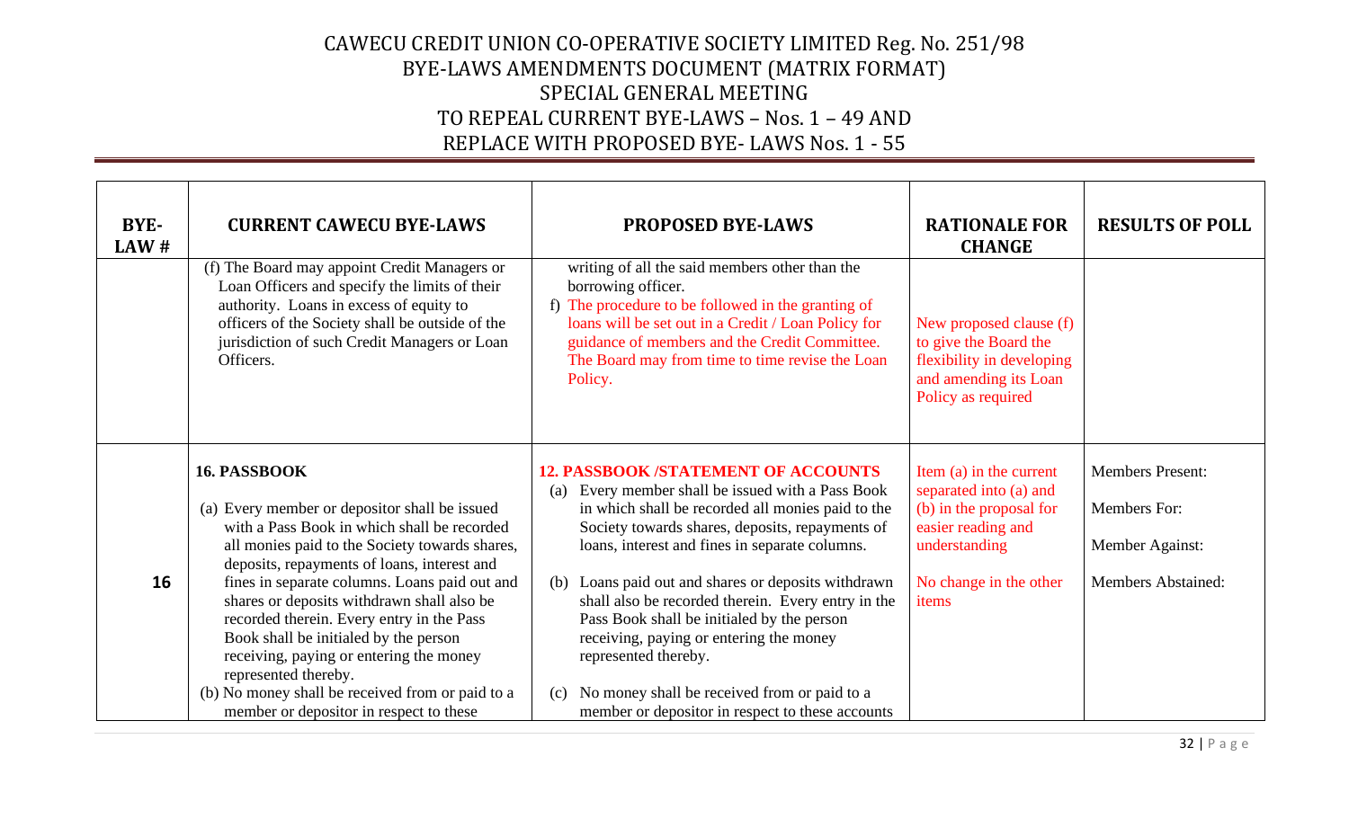# CAWECU CREDIT UNION CO-OPERATIVE SOCIETY LIMITED Reg. No. 251/98
# BYE-LAWS AMENDMENTS DOCUMENT (MATRIX FORMAT)
# SPECIAL GENERAL MEETING
# TO REPEAL CURRENT BYE-LAWS – Nos. 1 – 49 AND
# REPLACE WITH PROPOSED BYE- LAWS Nos. 1 - 55

| BYE-LAW # | CURRENT CAWECU BYE-LAWS | PROPOSED BYE-LAWS | RATIONALE FOR CHANGE | RESULTS OF POLL |
|---|---|---|---|---|
| | (f) The Board may appoint Credit Managers or Loan Officers and specify the limits of their authority. Loans in excess of equity to officers of the Society shall be outside of the jurisdiction of such Credit Managers or Loan Officers. | writing of all the said members other than the borrowing officer.<br>f) The procedure to be followed in the granting of loans will be set out in a Credit / Loan Policy for guidance of members and the Credit Committee. The Board may from time to time revise the Loan Policy. | New proposed clause (f) to give the Board the flexibility in developing and amending its Loan Policy as required | |
| **16** | **16. PASSBOOK**<br>(a) Every member or depositor shall be issued with a Pass Book in which shall be recorded all monies paid to the Society towards shares, deposits, repayments of loans, interest and fines in separate columns. Loans paid out and shares or deposits withdrawn shall also be recorded therein. Every entry in the Pass Book shall be initialed by the person receiving, paying or entering the money represented thereby.<br>(b) No money shall be received from or paid to a member or depositor in respect to these | **12. PASSBOOK /STATEMENT OF ACCOUNTS**<br>(a) Every member shall be issued with a Pass Book in which shall be recorded all monies paid to the Society towards shares, deposits, repayments of loans, interest and fines in separate columns.<br>(b) Loans paid out and shares or deposits withdrawn shall also be recorded therein. Every entry in the Pass Book shall be initialed by the person receiving, paying or entering the money represented thereby.<br>(c) No money shall be received from or paid to a member or depositor in respect to these accounts | Item (a) in the current separated into (a) and (b) in the proposal for easier reading and understanding<br><br>No change in the other items | Members Present:<br><br>Members For:<br><br>Member Against:<br><br>Members Abstained: |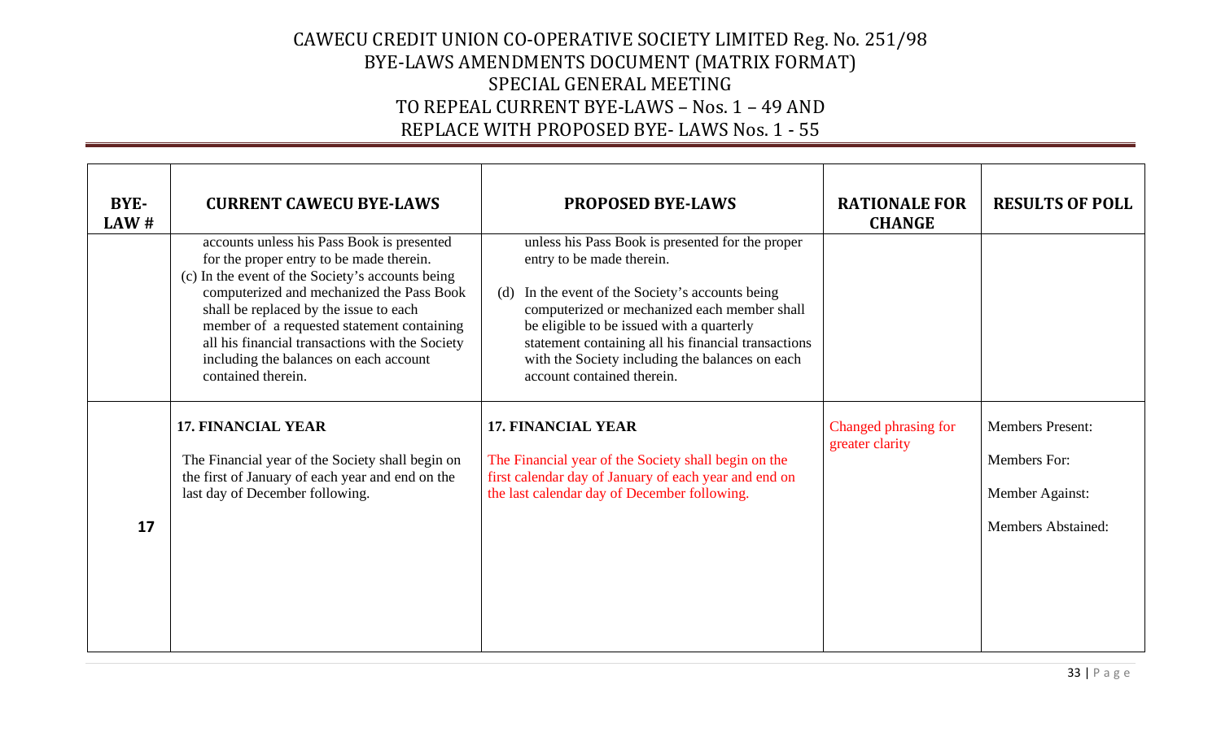# CAWECU CREDIT UNION CO-OPERATIVE SOCIETY LIMITED Reg. No. 251/98
## BYE-LAWS AMENDMENTS DOCUMENT (MATRIX FORMAT)
## SPECIAL GENERAL MEETING
## TO REPEAL CURRENT BYE-LAWS – Nos. 1 – 49 AND
## REPLACE WITH PROPOSED BYE- LAWS Nos. 1 - 55

| BYE-LAW # | CURRENT CAWECU BYE-LAWS | PROPOSED BYE-LAWS | RATIONALE FOR CHANGE | RESULTS OF POLL |
|---|---|---|---|---|
| | accounts unless his Pass Book is presented for the proper entry to be made therein.<br>(c) In the event of the Society's accounts being computerized and mechanized the Pass Book shall be replaced by the issue to each member of a requested statement containing all his financial transactions with the Society including the balances on each account contained therein. | unless his Pass Book is presented for the proper entry to be made therein.<br><br>(d) In the event of the Society's accounts being computerized or mechanized each member shall be eligible to be issued with a quarterly statement containing all his financial transactions with the Society including the balances on each account contained therein. | | |
| **17** | **17. FINANCIAL YEAR**<br><br>The Financial year of the Society shall begin on the first of January of each year and end on the last day of December following. | **17. FINANCIAL YEAR**<br><br>The Financial year of the Society shall begin on the first calendar day of January of each year and end on the last calendar day of December following. | Changed phrasing for greater clarity | Members Present:<br><br>Members For:<br><br>Member Against:<br><br>Members Abstained: |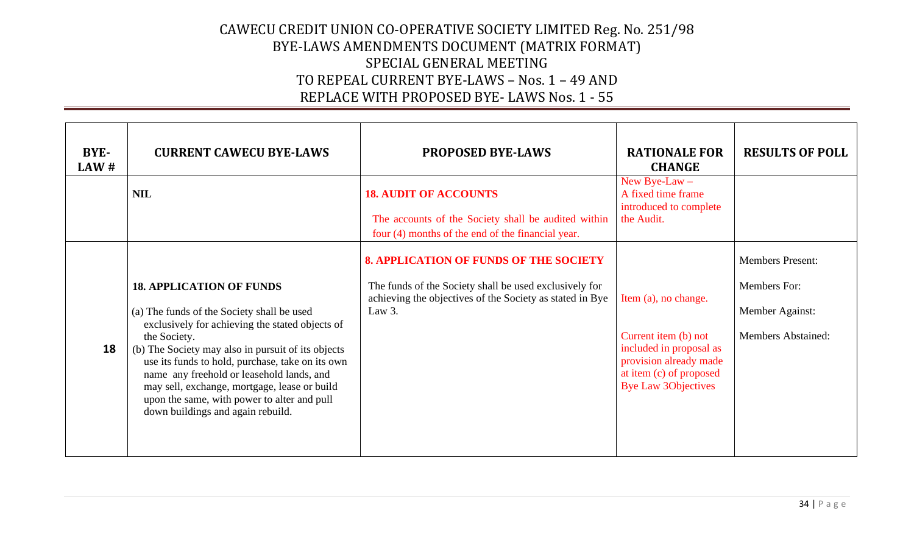# CAWECU CREDIT UNION CO-OPERATIVE SOCIETY LIMITED Reg. No. 251/98
## BYE-LAWS AMENDMENTS DOCUMENT (MATRIX FORMAT)
## SPECIAL GENERAL MEETING
## TO REPEAL CURRENT BYE-LAWS – Nos. 1 – 49 AND
## REPLACE WITH PROPOSED BYE- LAWS Nos. 1 - 55

| BYE-LAW # | CURRENT CAWECU BYE-LAWS | PROPOSED BYE-LAWS | RATIONALE FOR CHANGE | RESULTS OF POLL |
|---|---|---|---|---|
| | **NIL** | **18. AUDIT OF ACCOUNTS**<br><br>The accounts of the Society shall be audited within four (4) months of the end of the financial year. | New Bye-Law – A fixed time frame introduced to complete the Audit. | |
| **18** | **18. APPLICATION OF FUNDS**<br><br>(a) The funds of the Society shall be used exclusively for achieving the stated objects of the Society.<br>(b) The Society may also in pursuit of its objects use its funds to hold, purchase, take on its own name any freehold or leasehold lands, and may sell, exchange, mortgage, lease or build upon the same, with power to alter and pull down buildings and again rebuild. | **8. APPLICATION OF FUNDS OF THE SOCIETY**<br><br>The funds of the Society shall be used exclusively for achieving the objectives of the Society as stated in Bye Law 3. | Item (a), no change.<br><br>Current item (b) not included in proposal as provision already made at item (c) of proposed Bye Law 3Objectives | Members Present:<br><br>Members For:<br><br>Member Against:<br><br>Members Abstained: |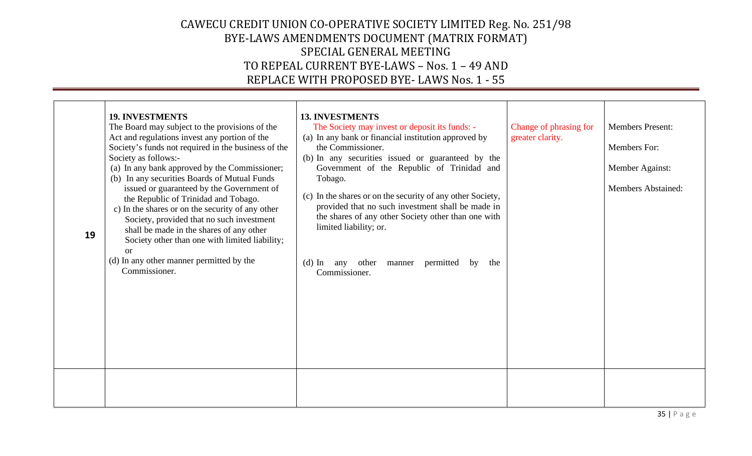# CAWECU CREDIT UNION CO-OPERATIVE SOCIETY LIMITED Reg. No. 251/98
## BYE-LAWS AMENDMENTS DOCUMENT (MATRIX FORMAT)
## SPECIAL GENERAL MEETING
## TO REPEAL CURRENT BYE-LAWS – Nos. 1 – 49 AND
## REPLACE WITH PROPOSED BYE- LAWS Nos. 1 - 55

| | | | | |
|---|---|---|---|---|
| **19** | **19. INVESTMENTS**<br>The Board may subject to the provisions of the Act and regulations invest any portion of the Society's funds not required in the business of the Society as follows:-<br>(a) In any bank approved by the Commissioner;<br>(b) In any securities Boards of Mutual Funds issued or guaranteed by the Government of the Republic of Trinidad and Tobago.<br>c) In the shares or on the security of any other Society, provided that no such investment shall be made in the shares of any other Society other than one with limited liability; or<br>(d) In any other manner permitted by the Commissioner. | **13. INVESTMENTS**<br>The Society may invest or deposit its funds: -<br>(a) In any bank or financial institution approved by the Commissioner.<br>(b) In any securities issued or guaranteed by the Government of the Republic of Trinidad and Tobago.<br>(c) In the shares or on the security of any other Society, provided that no such investment shall be made in the shares of any other Society other than one with limited liability; or.<br>(d) In any other manner permitted by the Commissioner. | Change of phrasing for greater clarity. | Members Present:<br>Members For:<br>Member Against:<br>Members Abstained: |
| | | | | |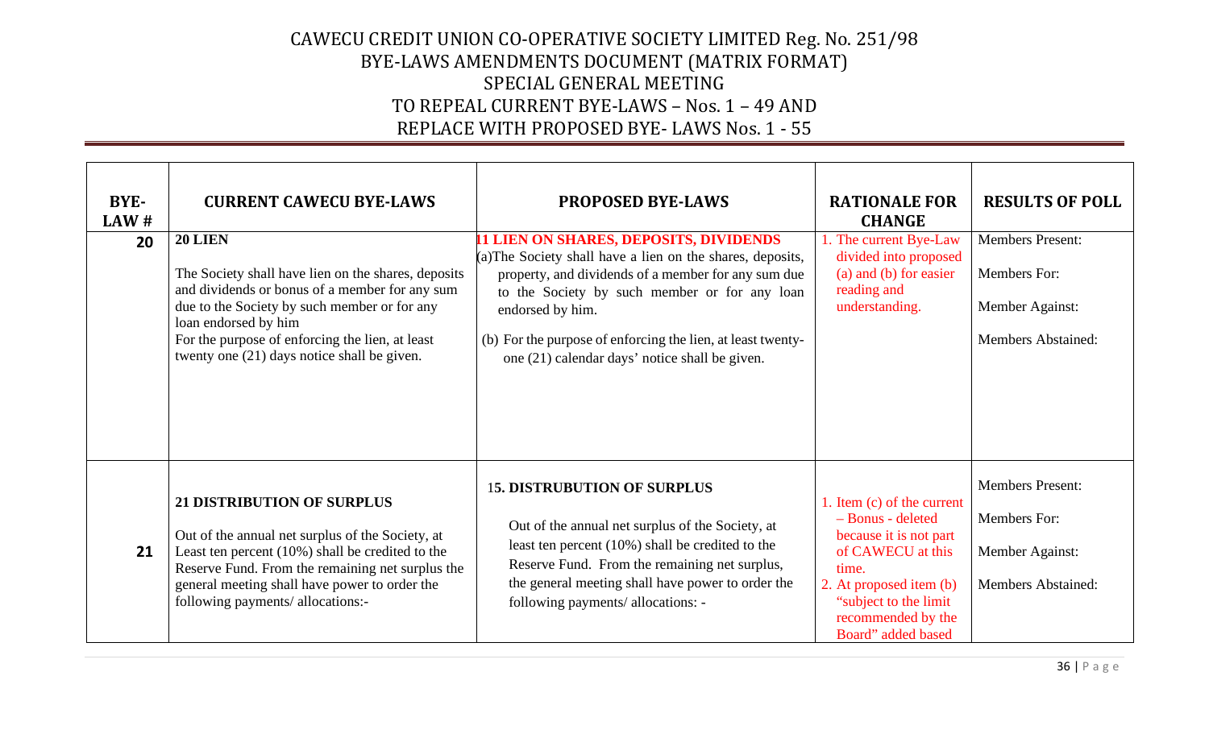CAWECU CREDIT UNION CO-OPERATIVE SOCIETY LIMITED Reg. No. 251/98
BYE-LAWS AMENDMENTS DOCUMENT (MATRIX FORMAT)
SPECIAL GENERAL MEETING
TO REPEAL CURRENT BYE-LAWS – Nos. 1 – 49 AND
REPLACE WITH PROPOSED BYE- LAWS Nos. 1 - 55

| BYE-LAW # | CURRENT CAWECU BYE-LAWS | PROPOSED BYE-LAWS | RATIONALE FOR CHANGE | RESULTS OF POLL |
|---|---|---|---|---|
| 20 | **20 LIEN**<br><br>The Society shall have lien on the shares, deposits and dividends or bonus of a member for any sum due to the Society by such member or for any loan endorsed by him<br>For the purpose of enforcing the lien, at least twenty one (21) days notice shall be given. | **11 LIEN ON SHARES, DEPOSITS, DIVIDENDS**<br>(a)The Society shall have a lien on the shares, deposits, property, and dividends of a member for any sum due to the Society by such member or for any loan endorsed by him.<br><br>(b) For the purpose of enforcing the lien, at least twenty-one (21) calendar days' notice shall be given. | 1. The current Bye-Law divided into proposed (a) and (b) for easier reading and understanding. | Members Present:<br><br>Members For:<br><br>Member Against:<br><br>Members Abstained: |
| 21 | **21 DISTRIBUTION OF SURPLUS**<br><br>Out of the annual net surplus of the Society, at Least ten percent (10%) shall be credited to the Reserve Fund. From the remaining net surplus the general meeting shall have power to order the following payments/ allocations:- | **15. DISTRUBUTION OF SURPLUS**<br><br>Out of the annual net surplus of the Society, at least ten percent (10%) shall be credited to the Reserve Fund. From the remaining net surplus, the general meeting shall have power to order the following payments/ allocations: - | 1. Item (c) of the current – Bonus - deleted because it is not part of CAWECU at this time.<br>2. At proposed item (b) "subject to the limit recommended by the Board" added based | Members Present:<br><br>Members For:<br><br>Member Against:<br><br>Members Abstained: |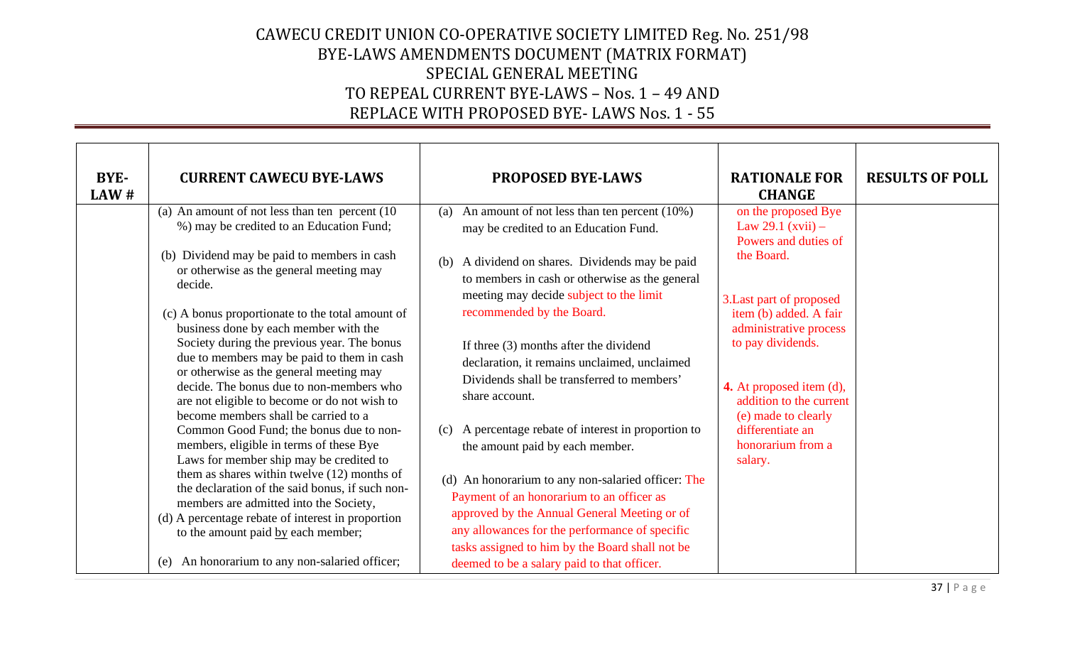# CAWECU CREDIT UNION CO-OPERATIVE SOCIETY LIMITED Reg. No. 251/98
# BYE-LAWS AMENDMENTS DOCUMENT (MATRIX FORMAT)
# SPECIAL GENERAL MEETING
# TO REPEAL CURRENT BYE-LAWS – Nos. 1 – 49 AND
# REPLACE WITH PROPOSED BYE- LAWS Nos. 1 - 55

| BYE-LAW # | CURRENT CAWECU BYE-LAWS | PROPOSED BYE-LAWS | RATIONALE FOR CHANGE | RESULTS OF POLL |
|---|---|---|---|---|
| | (a) An amount of not less than ten percent (10 %) may be credited to an Education Fund;<br><br>(b) Dividend may be paid to members in cash or otherwise as the general meeting may decide.<br><br>(c) A bonus proportionate to the total amount of business done by each member with the Society during the previous year. The bonus due to members may be paid to them in cash or otherwise as the general meeting may decide. The bonus due to non-members who are not eligible to become or do not wish to become members shall be carried to a Common Good Fund; the bonus due to non-members, eligible in terms of these Bye Laws for member ship may be credited to them as shares within twelve (12) months of the declaration of the said bonus, if such non-members are admitted into the Society,<br>(d) A percentage rebate of interest in proportion to the amount paid by each member;<br><br>(e) An honorarium to any non-salaried officer; | (a) An amount of not less than ten percent (10%) may be credited to an Education Fund.<br><br>(b) A dividend on shares. Dividends may be paid to members in cash or otherwise as the general meeting may decide subject to the limit recommended by the Board.<br><br>If three (3) months after the dividend declaration, it remains unclaimed, unclaimed Dividends shall be transferred to members' share account.<br><br>(c) A percentage rebate of interest in proportion to the amount paid by each member.<br><br>(d) An honorarium to any non-salaried officer: The Payment of an honorarium to an officer as approved by the Annual General Meeting or of any allowances for the performance of specific tasks assigned to him by the Board shall not be deemed to be a salary paid to that officer. | on the proposed Bye Law 29.1 (xvii) – Powers and duties of the Board.<br><br>3.Last part of proposed item (b) added. A fair administrative process to pay dividends.<br><br>**4.** At proposed item (d), addition to the current (e) made to clearly differentiate an honorarium from a salary. | |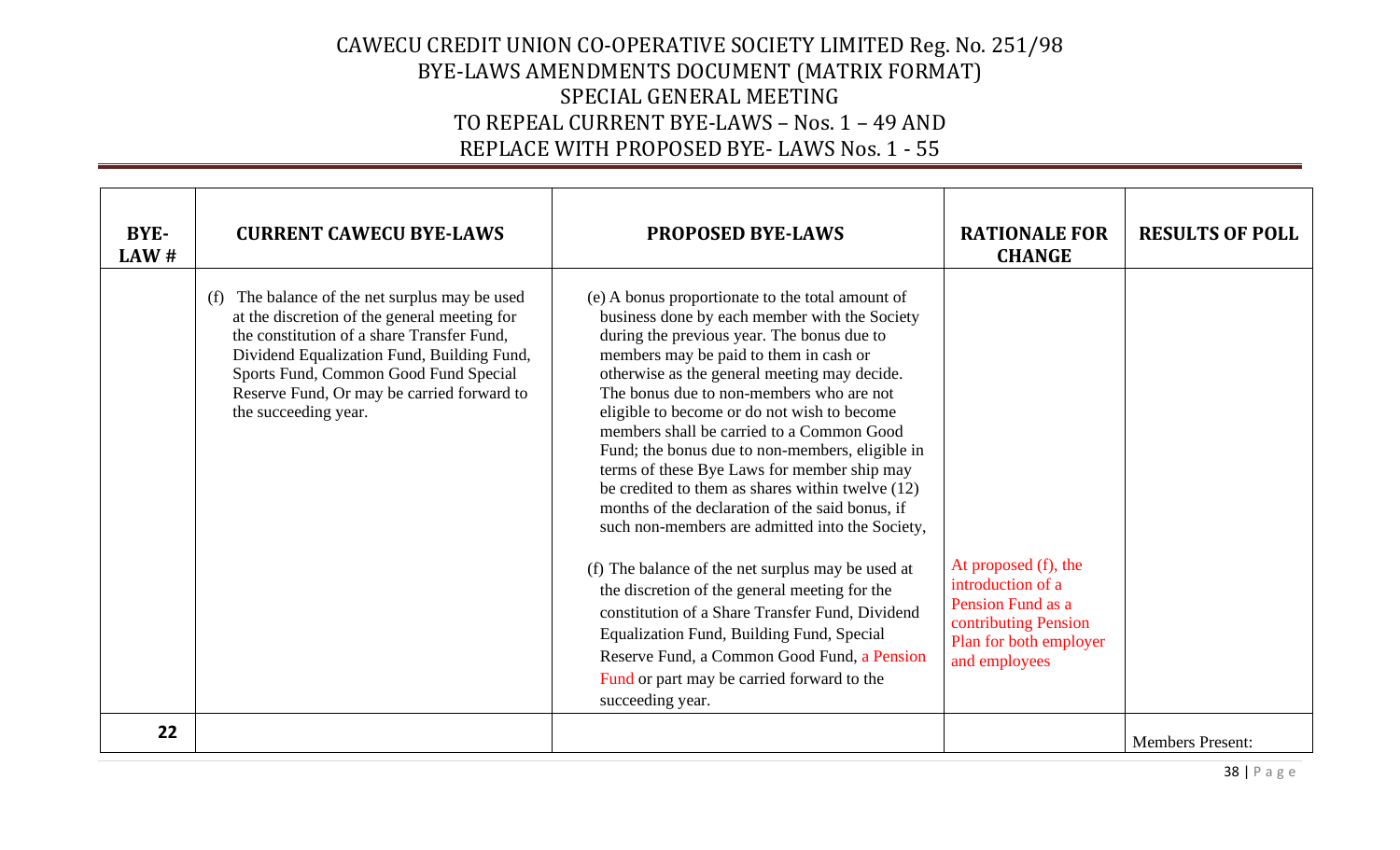# CAWECU CREDIT UNION CO-OPERATIVE SOCIETY LIMITED Reg. No. 251/98
## BYE-LAWS AMENDMENTS DOCUMENT (MATRIX FORMAT)
## SPECIAL GENERAL MEETING
## TO REPEAL CURRENT BYE-LAWS – Nos. 1 – 49 AND
## REPLACE WITH PROPOSED BYE- LAWS Nos. 1 - 55

| BYE-LAW # | CURRENT CAWECU BYE-LAWS | PROPOSED BYE-LAWS | RATIONALE FOR CHANGE | RESULTS OF POLL |
|---|---|---|---|---|
| | (f) The balance of the net surplus may be used at the discretion of the general meeting for the constitution of a share Transfer Fund, Dividend Equalization Fund, Building Fund, Sports Fund, Common Good Fund Special Reserve Fund, Or may be carried forward to the succeeding year. | (e) A bonus proportionate to the total amount of business done by each member with the Society during the previous year. The bonus due to members may be paid to them in cash or otherwise as the general meeting may decide. The bonus due to non-members who are not eligible to become or do not wish to become members shall be carried to a Common Good Fund; the bonus due to non-members, eligible in terms of these Bye Laws for member ship may be credited to them as shares within twelve (12) months of the declaration of the said bonus, if such non-members are admitted into the Society,<br><br>(f) The balance of the net surplus may be used at the discretion of the general meeting for the constitution of a Share Transfer Fund, Dividend Equalization Fund, Building Fund, Special Reserve Fund, a Common Good Fund, a Pension Fund or part may be carried forward to the succeeding year. | At proposed (f), the introduction of a Pension Fund as a contributing Pension Plan for both employer and employees | |
| **22** | | | | Members Present: |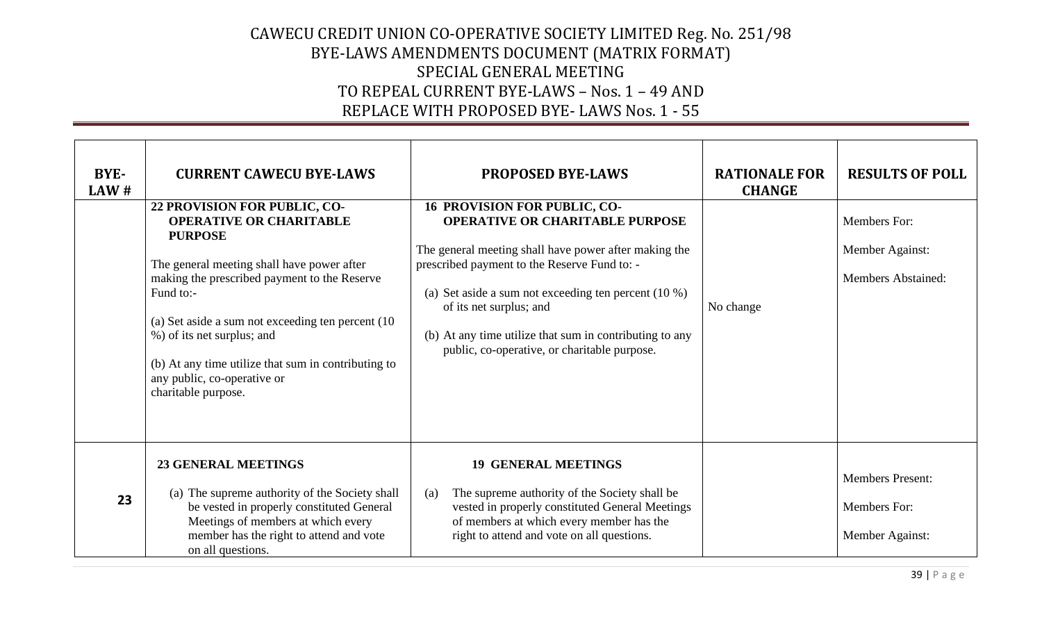# CAWECU CREDIT UNION CO-OPERATIVE SOCIETY LIMITED Reg. No. 251/98
## BYE-LAWS AMENDMENTS DOCUMENT (MATRIX FORMAT)
## SPECIAL GENERAL MEETING
## TO REPEAL CURRENT BYE-LAWS – Nos. 1 – 49 AND
## REPLACE WITH PROPOSED BYE- LAWS Nos. 1 - 55

| BYE-LAW # | CURRENT CAWECU BYE-LAWS | PROPOSED BYE-LAWS | RATIONALE FOR CHANGE | RESULTS OF POLL |
|---|---|---|---|---|
| | **22 PROVISION FOR PUBLIC, CO-OPERATIVE OR CHARITABLE PURPOSE**<br><br>The general meeting shall have power after making the prescribed payment to the Reserve Fund to:-<br><br>(a) Set aside a sum not exceeding ten percent (10 %) of its net surplus; and<br><br>(b) At any time utilize that sum in contributing to any public, co-operative or charitable purpose. | **16 PROVISION FOR PUBLIC, CO-OPERATIVE OR CHARITABLE PURPOSE**<br><br>The general meeting shall have power after making the prescribed payment to the Reserve Fund to: -<br><br>(a) Set aside a sum not exceeding ten percent (10 %) of its net surplus; and<br><br>(b) At any time utilize that sum in contributing to any public, co-operative, or charitable purpose. | No change | Members For:<br><br>Member Against:<br><br>Members Abstained: |
| **23** | **23 GENERAL MEETINGS**<br><br>(a) The supreme authority of the Society shall be vested in properly constituted General Meetings of members at which every member has the right to attend and vote on all questions. | **19 GENERAL MEETINGS**<br><br>(a) The supreme authority of the Society shall be vested in properly constituted General Meetings of members at which every member has the right to attend and vote on all questions. | | Members Present:<br><br>Members For:<br><br>Member Against: |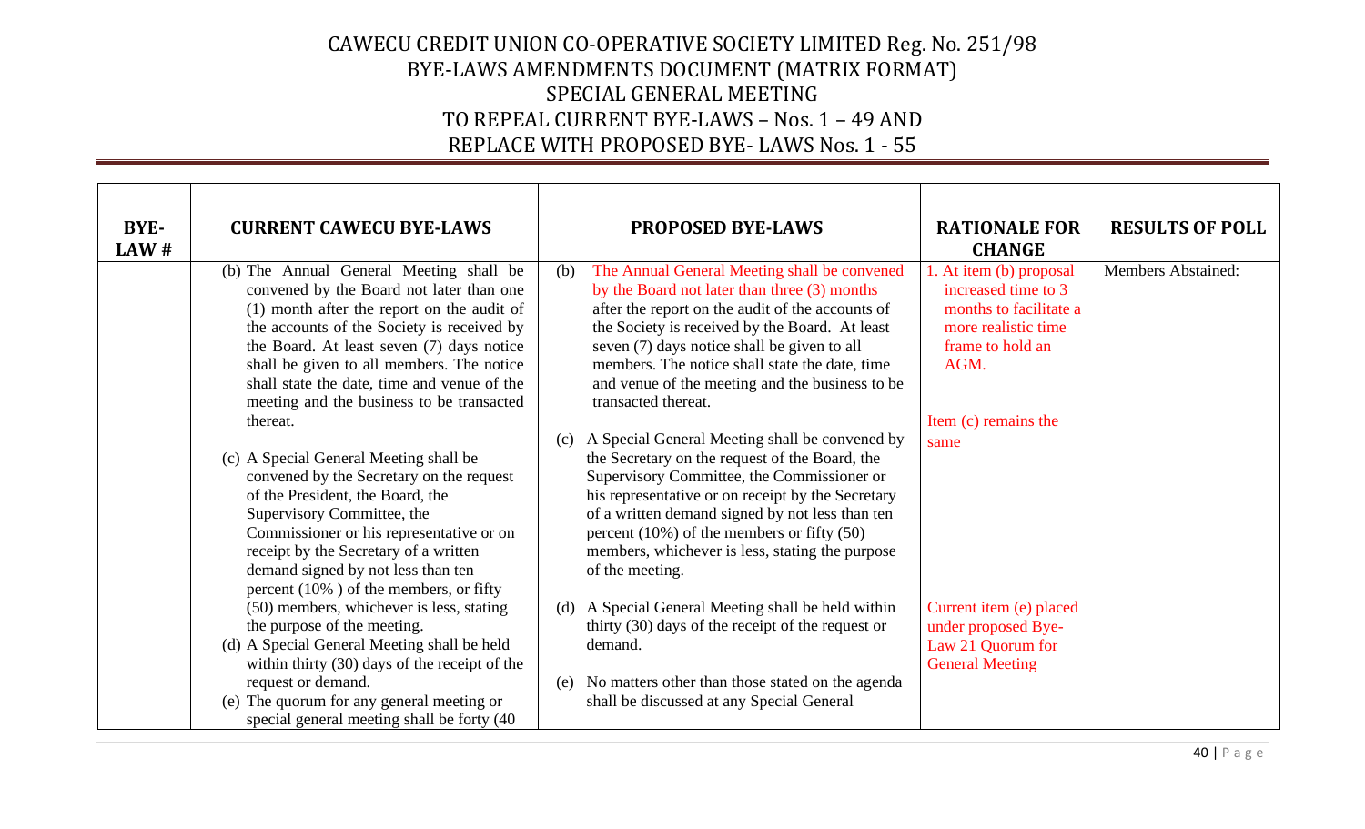# CAWECU CREDIT UNION CO-OPERATIVE SOCIETY LIMITED Reg. No. 251/98
## BYE-LAWS AMENDMENTS DOCUMENT (MATRIX FORMAT)
## SPECIAL GENERAL MEETING
## TO REPEAL CURRENT BYE-LAWS – Nos. 1 – 49 AND
## REPLACE WITH PROPOSED BYE- LAWS Nos. 1 - 55

| BYE-LAW # | CURRENT CAWECU BYE-LAWS | PROPOSED BYE-LAWS | RATIONALE FOR CHANGE | RESULTS OF POLL |
|---|---|---|---|---|
| | (b) The Annual General Meeting shall be convened by the Board not later than one (1) month after the report on the audit of the accounts of the Society is received by the Board. At least seven (7) days notice shall be given to all members. The notice shall state the date, time and venue of the meeting and the business to be transacted thereat.<br><br>(c) A Special General Meeting shall be convened by the Secretary on the request of the President, the Board, the Supervisory Committee, the Commissioner or his representative or on receipt by the Secretary of a written demand signed by not less than ten percent (10% ) of the members, or fifty (50) members, whichever is less, stating the purpose of the meeting.<br>(d) A Special General Meeting shall be held within thirty (30) days of the receipt of the request or demand.<br>(e) The quorum for any general meeting or special general meeting shall be forty (40 | (b) The Annual General Meeting shall be convened by the Board not later than three (3) months after the report on the audit of the accounts of the Society is received by the Board. At least seven (7) days notice shall be given to all members. The notice shall state the date, time and venue of the meeting and the business to be transacted thereat.<br><br>(c) A Special General Meeting shall be convened by the Secretary on the request of the Board, the Supervisory Committee, the Commissioner or his representative or on receipt by the Secretary of a written demand signed by not less than ten percent (10%) of the members or fifty (50) members, whichever is less, stating the purpose of the meeting.<br><br>(d) A Special General Meeting shall be held within thirty (30) days of the receipt of the request or demand.<br><br>(e) No matters other than those stated on the agenda shall be discussed at any Special General | 1. At item (b) proposal increased time to 3 months to facilitate a more realistic time frame to hold an AGM.<br><br>Item (c) remains the same<br><br>Current item (e) placed under proposed Bye-Law 21 Quorum for General Meeting | Members Abstained: |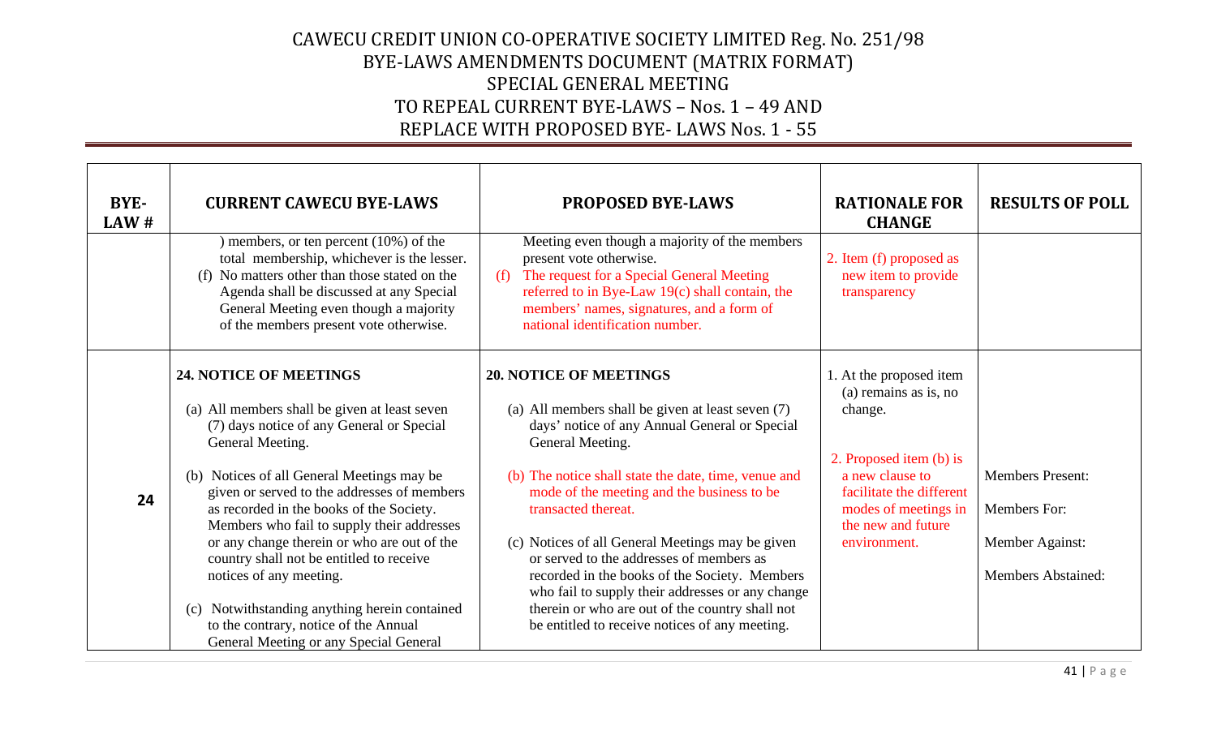# CAWECU CREDIT UNION CO-OPERATIVE SOCIETY LIMITED Reg. No. 251/98
## BYE-LAWS AMENDMENTS DOCUMENT (MATRIX FORMAT)
## SPECIAL GENERAL MEETING
## TO REPEAL CURRENT BYE-LAWS – Nos. 1 – 49 AND
## REPLACE WITH PROPOSED BYE- LAWS Nos. 1 - 55

| BYE-LAW # | CURRENT CAWECU BYE-LAWS | PROPOSED BYE-LAWS | RATIONALE FOR CHANGE | RESULTS OF POLL |
|---|---|---|---|---|
| | ) members, or ten percent (10%) of the total membership, whichever is the lesser.<br>(f) No matters other than those stated on the Agenda shall be discussed at any Special General Meeting even though a majority of the members present vote otherwise. | Meeting even though a majority of the members present vote otherwise.<br>(f) The request for a Special General Meeting referred to in Bye-Law 19(c) shall contain, the members' names, signatures, and a form of national identification number. | 2. Item (f) proposed as new item to provide transparency | |
| **24** | **24. NOTICE OF MEETINGS**<br><br>(a) All members shall be given at least seven (7) days notice of any General or Special General Meeting.<br><br>(b) Notices of all General Meetings may be given or served to the addresses of members as recorded in the books of the Society. Members who fail to supply their addresses or any change therein or who are out of the country shall not be entitled to receive notices of any meeting.<br><br>(c) Notwithstanding anything herein contained to the contrary, notice of the Annual General Meeting or any Special General | **20. NOTICE OF MEETINGS**<br><br>(a) All members shall be given at least seven (7) days' notice of any Annual General or Special General Meeting.<br><br>(b) The notice shall state the date, time, venue and mode of the meeting and the business to be transacted thereat.<br><br>(c) Notices of all General Meetings may be given or served to the addresses of members as recorded in the books of the Society. Members who fail to supply their addresses or any change therein or who are out of the country shall not be entitled to receive notices of any meeting. | 1. At the proposed item (a) remains as is, no change.<br><br>2. Proposed item (b) is a new clause to facilitate the different modes of meetings in the new and future environment. | Members Present:<br><br>Members For:<br><br>Member Against:<br><br>Members Abstained: |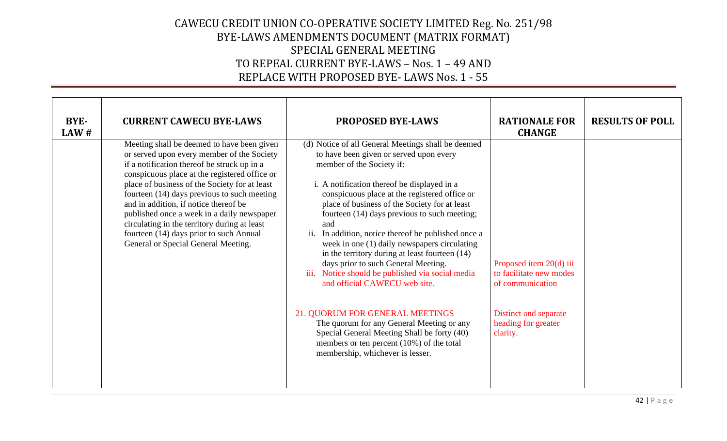# CAWECU CREDIT UNION CO-OPERATIVE SOCIETY LIMITED Reg. No. 251/98
# BYE-LAWS AMENDMENTS DOCUMENT (MATRIX FORMAT)
# SPECIAL GENERAL MEETING
# TO REPEAL CURRENT BYE-LAWS – Nos. 1 – 49 AND
# REPLACE WITH PROPOSED BYE- LAWS Nos. 1 - 55

| BYE-LAW # | CURRENT CAWECU BYE-LAWS | PROPOSED BYE-LAWS | RATIONALE FOR CHANGE | RESULTS OF POLL |
|---|---|---|---|---|
| | Meeting shall be deemed to have been given or served upon every member of the Society if a notification thereof be struck up in a conspicuous place at the registered office or place of business of the Society for at least fourteen (14) days previous to such meeting and in addition, if notice thereof be published once a week in a daily newspaper circulating in the territory during at least fourteen (14) days prior to such Annual General or Special General Meeting. | (d) Notice of all General Meetings shall be deemed to have been given or served upon every member of the Society if:<br><br>i. A notification thereof be displayed in a conspicuous place at the registered office or place of business of the Society for at least fourteen (14) days previous to such meeting; and<br>ii. In addition, notice thereof be published once a week in one (1) daily newspapers circulating in the territory during at least fourteen (14) days prior to such General Meeting.<br>iii. Notice should be published via social media and official CAWECU web site. | Proposed item 20(d) iii to facilitate new modes of communication | |
| | | 21. QUORUM FOR GENERAL MEETINGS<br>The quorum for any General Meeting or any Special General Meeting Shall be forty (40) members or ten percent (10%) of the total membership, whichever is lesser. | Distinct and separate heading for greater clarity. | |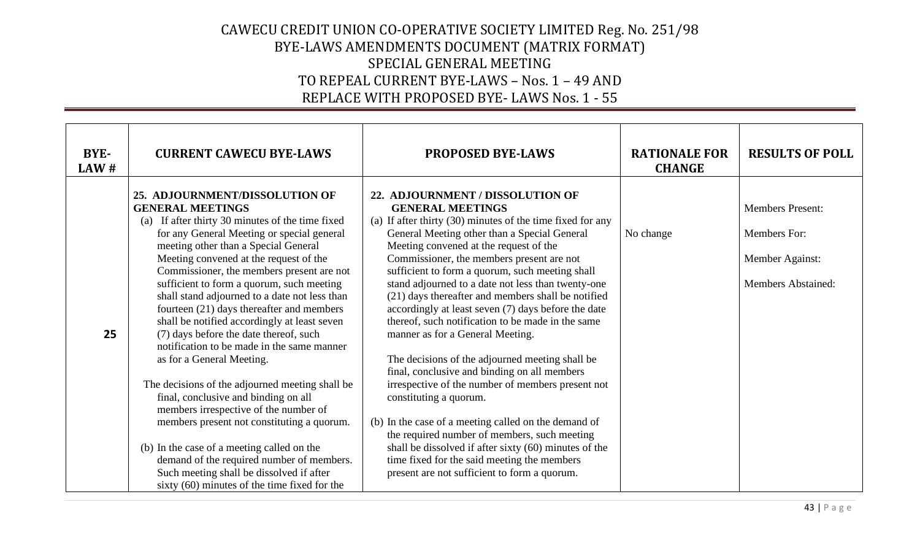# CAWECU CREDIT UNION CO-OPERATIVE SOCIETY LIMITED Reg. No. 251/98
## BYE-LAWS AMENDMENTS DOCUMENT (MATRIX FORMAT)
## SPECIAL GENERAL MEETING
## TO REPEAL CURRENT BYE-LAWS – Nos. 1 – 49 AND
## REPLACE WITH PROPOSED BYE- LAWS Nos. 1 - 55

| BYE-LAW # | CURRENT CAWECU BYE-LAWS | PROPOSED BYE-LAWS | RATIONALE FOR CHANGE | RESULTS OF POLL |
|---|---|---|---|---|
| 25 | **25. ADJOURNMENT/DISSOLUTION OF GENERAL MEETINGS**<br>(a) If after thirty 30 minutes of the time fixed for any General Meeting or special general meeting other than a Special General Meeting convened at the request of the Commissioner, the members present are not sufficient to form a quorum, such meeting shall stand adjourned to a date not less than fourteen (21) days thereafter and members shall be notified accordingly at least seven (7) days before the date thereof, such notification to be made in the same manner as for a General Meeting.<br><br>The decisions of the adjourned meeting shall be final, conclusive and binding on all members irrespective of the number of members present not constituting a quorum.<br><br>(b) In the case of a meeting called on the demand of the required number of members. Such meeting shall be dissolved if after sixty (60) minutes of the time fixed for the | **22. ADJOURNMENT / DISSOLUTION OF GENERAL MEETINGS**<br>(a) If after thirty (30) minutes of the time fixed for any General Meeting other than a Special General Meeting convened at the request of the Commissioner, the members present are not sufficient to form a quorum, such meeting shall stand adjourned to a date not less than twenty-one (21) days thereafter and members shall be notified accordingly at least seven (7) days before the date thereof, such notification to be made in the same manner as for a General Meeting.<br><br>The decisions of the adjourned meeting shall be final, conclusive and binding on all members irrespective of the number of members present not constituting a quorum.<br><br>(b) In the case of a meeting called on the demand of the required number of members, such meeting shall be dissolved if after sixty (60) minutes of the time fixed for the said meeting the members present are not sufficient to form a quorum. | No change | Members Present:<br><br>Members For:<br><br>Member Against:<br><br>Members Abstained: |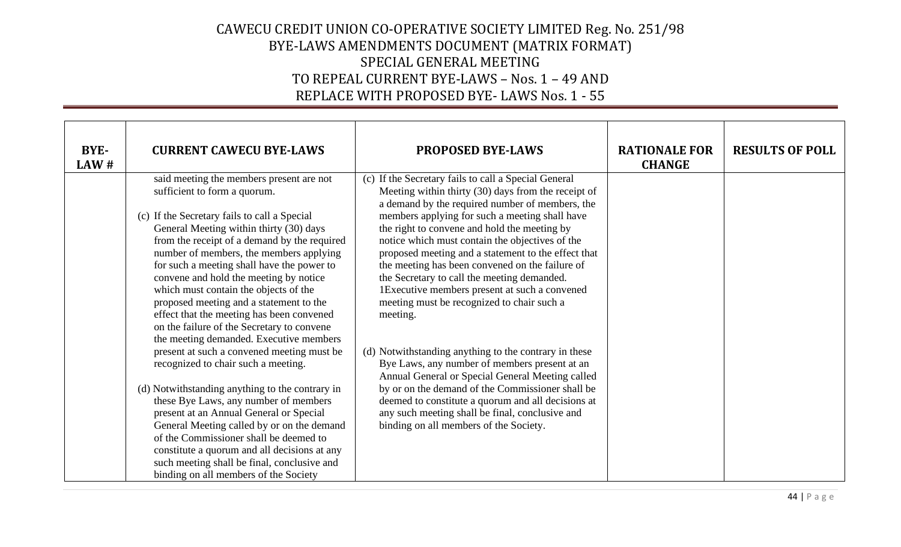# CAWECU CREDIT UNION CO-OPERATIVE SOCIETY LIMITED Reg. No. 251/98
## BYE-LAWS AMENDMENTS DOCUMENT (MATRIX FORMAT)
## SPECIAL GENERAL MEETING
## TO REPEAL CURRENT BYE-LAWS – Nos. 1 – 49 AND
## REPLACE WITH PROPOSED BYE- LAWS Nos. 1 - 55

| BYE-LAW # | CURRENT CAWECU BYE-LAWS | PROPOSED BYE-LAWS | RATIONALE FOR CHANGE | RESULTS OF POLL |
|---|---|---|---|---|
| | said meeting the members present are not sufficient to form a quorum.<br><br>(c) If the Secretary fails to call a Special General Meeting within thirty (30) days from the receipt of a demand by the required number of members, the members applying for such a meeting shall have the power to convene and hold the meeting by notice which must contain the objects of the proposed meeting and a statement to the effect that the meeting has been convened on the failure of the Secretary to convene the meeting demanded. Executive members present at such a convened meeting must be recognized to chair such a meeting.<br><br>(d) Notwithstanding anything to the contrary in these Bye Laws, any number of members present at an Annual General or Special General Meeting called by or on the demand of the Commissioner shall be deemed to constitute a quorum and all decisions at any such meeting shall be final, conclusive and binding on all members of the Society | (c) If the Secretary fails to call a Special General Meeting within thirty (30) days from the receipt of a demand by the required number of members, the members applying for such a meeting shall have the right to convene and hold the meeting by notice which must contain the objectives of the proposed meeting and a statement to the effect that the meeting has been convened on the failure of the Secretary to call the meeting demanded. 1Executive members present at such a convened meeting must be recognized to chair such a meeting.<br><br>(d) Notwithstanding anything to the contrary in these Bye Laws, any number of members present at an Annual General or Special General Meeting called by or on the demand of the Commissioner shall be deemed to constitute a quorum and all decisions at any such meeting shall be final, conclusive and binding on all members of the Society. | | |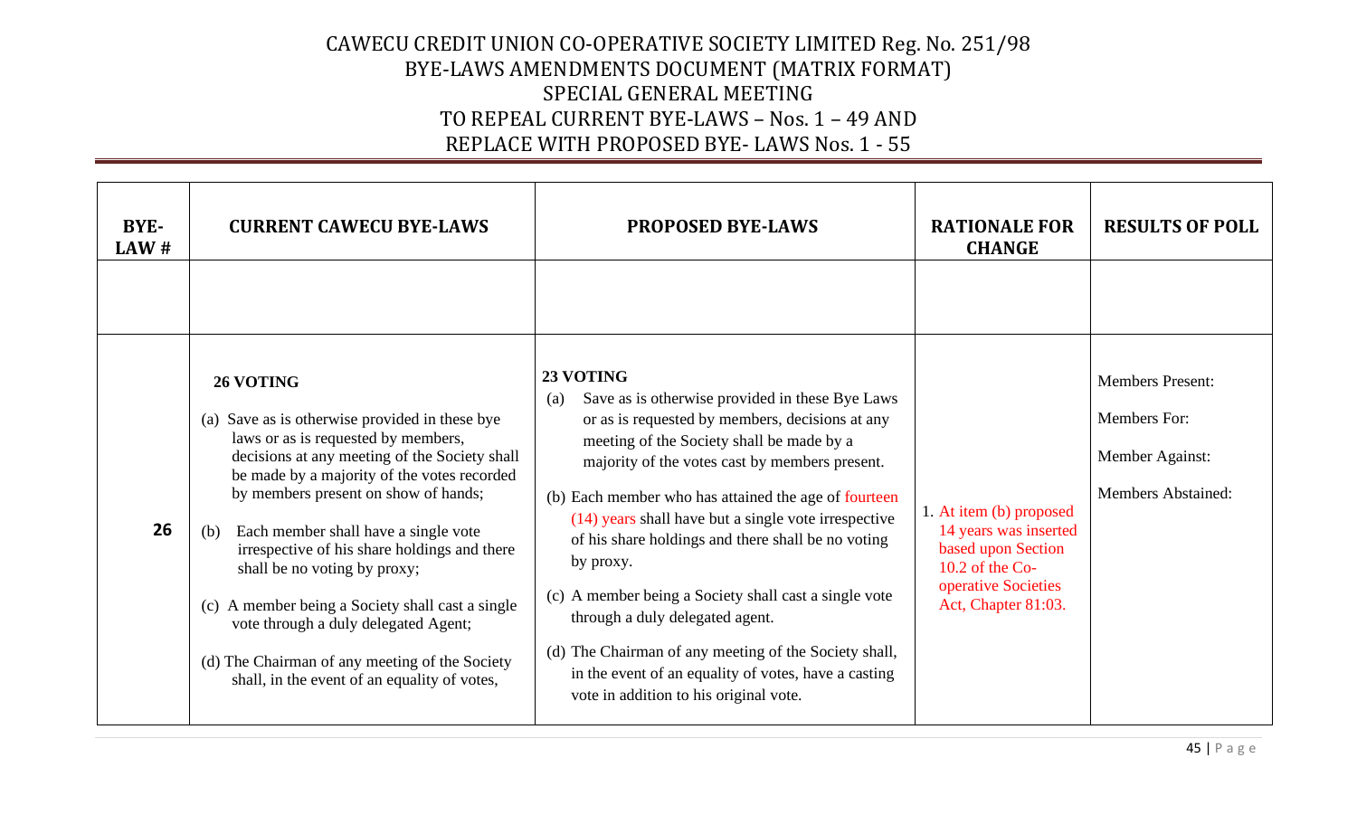# CAWECU CREDIT UNION CO-OPERATIVE SOCIETY LIMITED Reg. No. 251/98
## BYE-LAWS AMENDMENTS DOCUMENT (MATRIX FORMAT)
## SPECIAL GENERAL MEETING
## TO REPEAL CURRENT BYE-LAWS – Nos. 1 – 49 AND
## REPLACE WITH PROPOSED BYE- LAWS Nos. 1 - 55

| BYE-LAW # | CURRENT CAWECU BYE-LAWS | PROPOSED BYE-LAWS | RATIONALE FOR CHANGE | RESULTS OF POLL |
|---|---|---|---|---|
| | | | | |
| **26** | **26 VOTING**<br><br>(a) Save as is otherwise provided in these bye laws or as is requested by members, decisions at any meeting of the Society shall be made by a majority of the votes recorded by members present on show of hands;<br><br>(b) Each member shall have a single vote irrespective of his share holdings and there shall be no voting by proxy;<br><br>(c) A member being a Society shall cast a single vote through a duly delegated Agent;<br><br>(d) The Chairman of any meeting of the Society shall, in the event of an equality of votes, | **23 VOTING**<br><br>(a) Save as is otherwise provided in these Bye Laws or as is requested by members, decisions at any meeting of the Society shall be made by a majority of the votes cast by members present.<br><br>(b) Each member who has attained the age of fourteen (14) years shall have but a single vote irrespective of his share holdings and there shall be no voting by proxy.<br><br>(c) A member being a Society shall cast a single vote through a duly delegated agent.<br><br>(d) The Chairman of any meeting of the Society shall, in the event of an equality of votes, have a casting vote in addition to his original vote. | 1. At item (b) proposed 14 years was inserted based upon Section 10.2 of the Co-operative Societies Act, Chapter 81:03. | Members Present:<br><br>Members For:<br><br>Member Against:<br><br>Members Abstained: |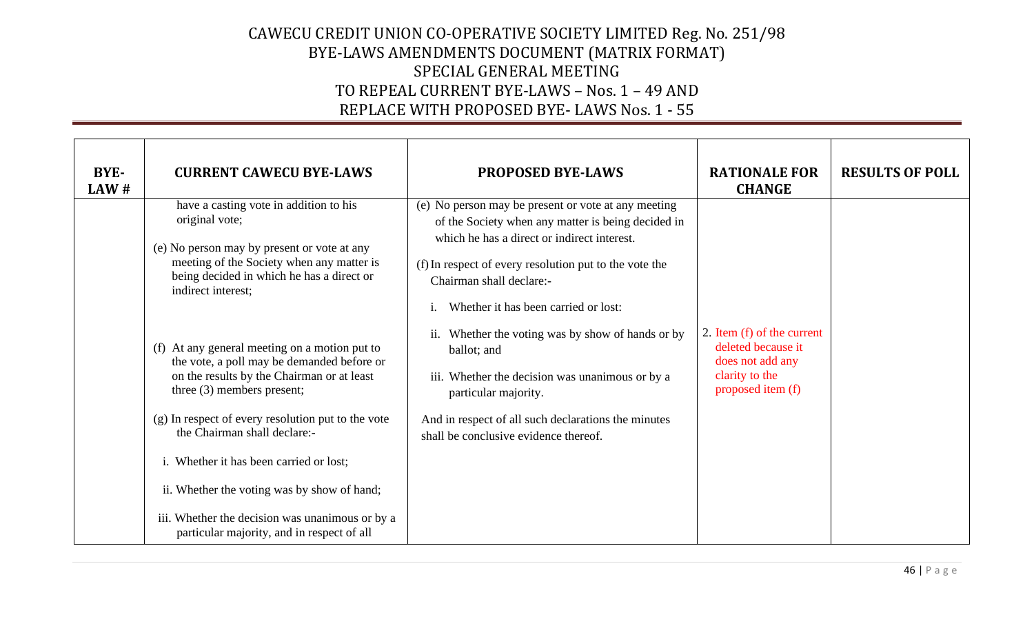# CAWECU CREDIT UNION CO-OPERATIVE SOCIETY LIMITED Reg. No. 251/98
## BYE-LAWS AMENDMENTS DOCUMENT (MATRIX FORMAT)
## SPECIAL GENERAL MEETING
## TO REPEAL CURRENT BYE-LAWS – Nos. 1 – 49 AND
## REPLACE WITH PROPOSED BYE- LAWS Nos. 1 - 55

| BYE-LAW # | CURRENT CAWECU BYE-LAWS | PROPOSED BYE-LAWS | RATIONALE FOR CHANGE | RESULTS OF POLL |
|---|---|---|---|---|
| | have a casting vote in addition to his original vote;<br><br>(e) No person may by present or vote at any meeting of the Society when any matter is being decided in which he has a direct or indirect interest;<br><br>(f) At any general meeting on a motion put to the vote, a poll may be demanded before or on the results by the Chairman or at least three (3) members present;<br><br>(g) In respect of every resolution put to the vote the Chairman shall declare:-<br><br>i. Whether it has been carried or lost;<br><br>ii. Whether the voting was by show of hand;<br><br>iii. Whether the decision was unanimous or by a particular majority, and in respect of all | (e) No person may be present or vote at any meeting of the Society when any matter is being decided in which he has a direct or indirect interest.<br><br>(f) In respect of every resolution put to the vote the Chairman shall declare:-<br><br>i. Whether it has been carried or lost:<br><br>ii. Whether the voting was by show of hands or by ballot; and<br><br>iii. Whether the decision was unanimous or by a particular majority.<br><br>And in respect of all such declarations the minutes shall be conclusive evidence thereof. | 2. Item (f) of the current deleted because it does not add any clarity to the proposed item (f) | |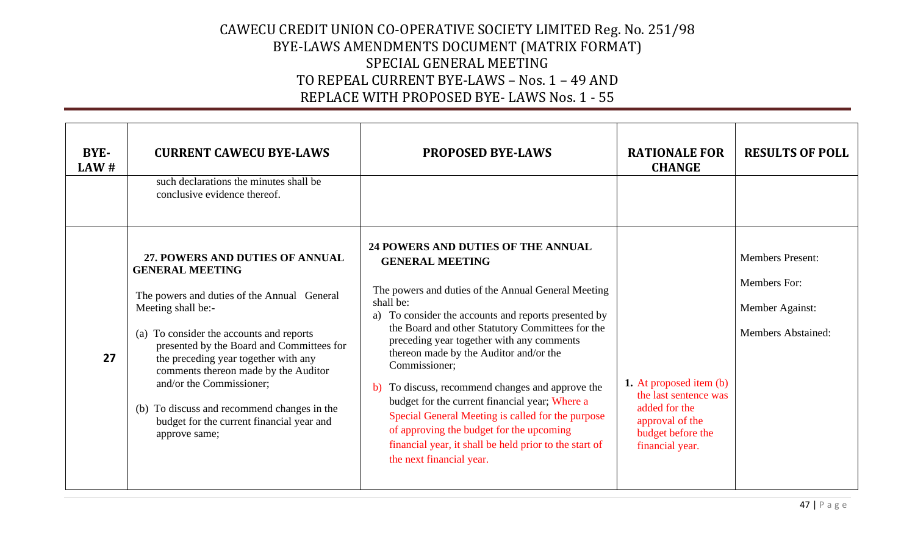# CAWECU CREDIT UNION CO-OPERATIVE SOCIETY LIMITED Reg. No. 251/98
## BYE-LAWS AMENDMENTS DOCUMENT (MATRIX FORMAT)
## SPECIAL GENERAL MEETING
## TO REPEAL CURRENT BYE-LAWS – Nos. 1 – 49 AND
## REPLACE WITH PROPOSED BYE- LAWS Nos. 1 - 55

| BYE-LAW # | CURRENT CAWECU BYE-LAWS | PROPOSED BYE-LAWS | RATIONALE FOR CHANGE | RESULTS OF POLL |
|---|---|---|---|---|
| | such declarations the minutes shall be conclusive evidence thereof. | | | |
| **27** | **27. POWERS AND DUTIES OF ANNUAL GENERAL MEETING**<br><br>The powers and duties of the Annual General Meeting shall be:-<br><br>(a) To consider the accounts and reports presented by the Board and Committees for the preceding year together with any comments thereon made by the Auditor and/or the Commissioner;<br><br>(b) To discuss and recommend changes in the budget for the current financial year and approve same; | **24 POWERS AND DUTIES OF THE ANNUAL GENERAL MEETING**<br><br>The powers and duties of the Annual General Meeting shall be:<br>a) To consider the accounts and reports presented by the Board and other Statutory Committees for the preceding year together with any comments thereon made by the Auditor and/or the Commissioner;<br><br>b) To discuss, recommend changes and approve the budget for the current financial year; Where a Special General Meeting is called for the purpose of approving the budget for the upcoming financial year, it shall be held prior to the start of the next financial year. | **1.** At proposed item (b) the last sentence was added for the approval of the budget before the financial year. | Members Present:<br><br>Members For:<br><br>Member Against:<br><br>Members Abstained: |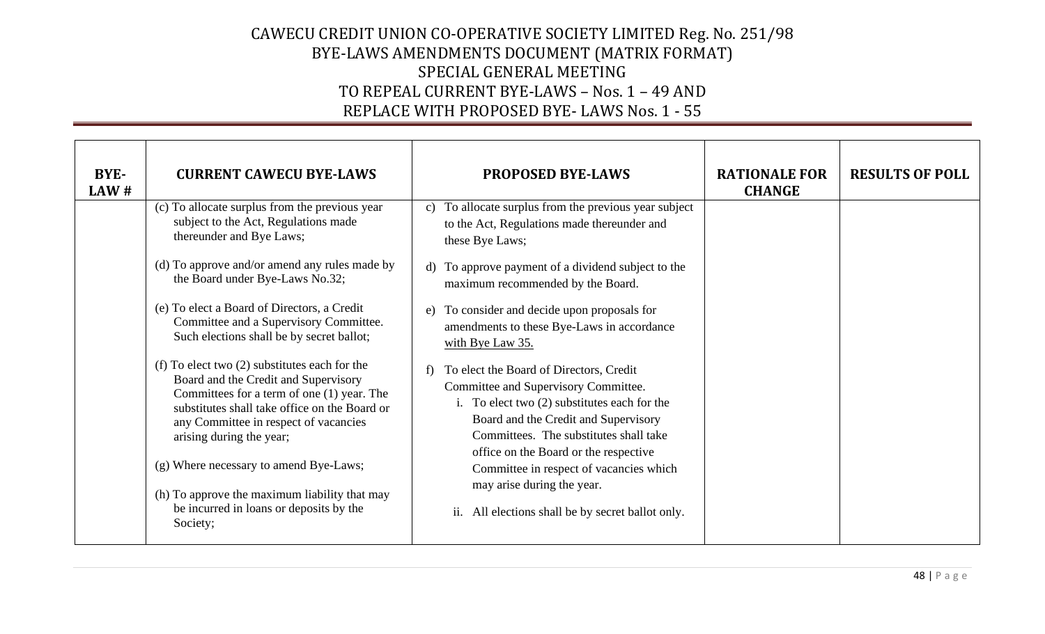# CAWECU CREDIT UNION CO-OPERATIVE SOCIETY LIMITED Reg. No. 251/98
## BYE-LAWS AMENDMENTS DOCUMENT (MATRIX FORMAT)
## SPECIAL GENERAL MEETING
## TO REPEAL CURRENT BYE-LAWS – Nos. 1 – 49 AND
## REPLACE WITH PROPOSED BYE- LAWS Nos. 1 - 55

| BYE-LAW # | CURRENT CAWECU BYE-LAWS | PROPOSED BYE-LAWS | RATIONALE FOR CHANGE | RESULTS OF POLL |
|---|---|---|---|---|
| | (c) To allocate surplus from the previous year subject to the Act, Regulations made thereunder and Bye Laws;<br><br>(d) To approve and/or amend any rules made by the Board under Bye-Laws No.32;<br><br>(e) To elect a Board of Directors, a Credit Committee and a Supervisory Committee. Such elections shall be by secret ballot;<br><br>(f) To elect two (2) substitutes each for the Board and the Credit and Supervisory Committees for a term of one (1) year. The substitutes shall take office on the Board or any Committee in respect of vacancies arising during the year;<br><br>(g) Where necessary to amend Bye-Laws;<br><br>(h) To approve the maximum liability that may be incurred in loans or deposits by the Society; | c) To allocate surplus from the previous year subject to the Act, Regulations made thereunder and these Bye Laws;<br><br>d) To approve payment of a dividend subject to the maximum recommended by the Board.<br><br>e) To consider and decide upon proposals for amendments to these Bye-Laws in accordance with Bye Law 35.<br><br>f) To elect the Board of Directors, Credit Committee and Supervisory Committee.<br>i. To elect two (2) substitutes each for the Board and the Credit and Supervisory Committees. The substitutes shall take office on the Board or the respective Committee in respect of vacancies which may arise during the year.<br>ii. All elections shall be by secret ballot only. | | |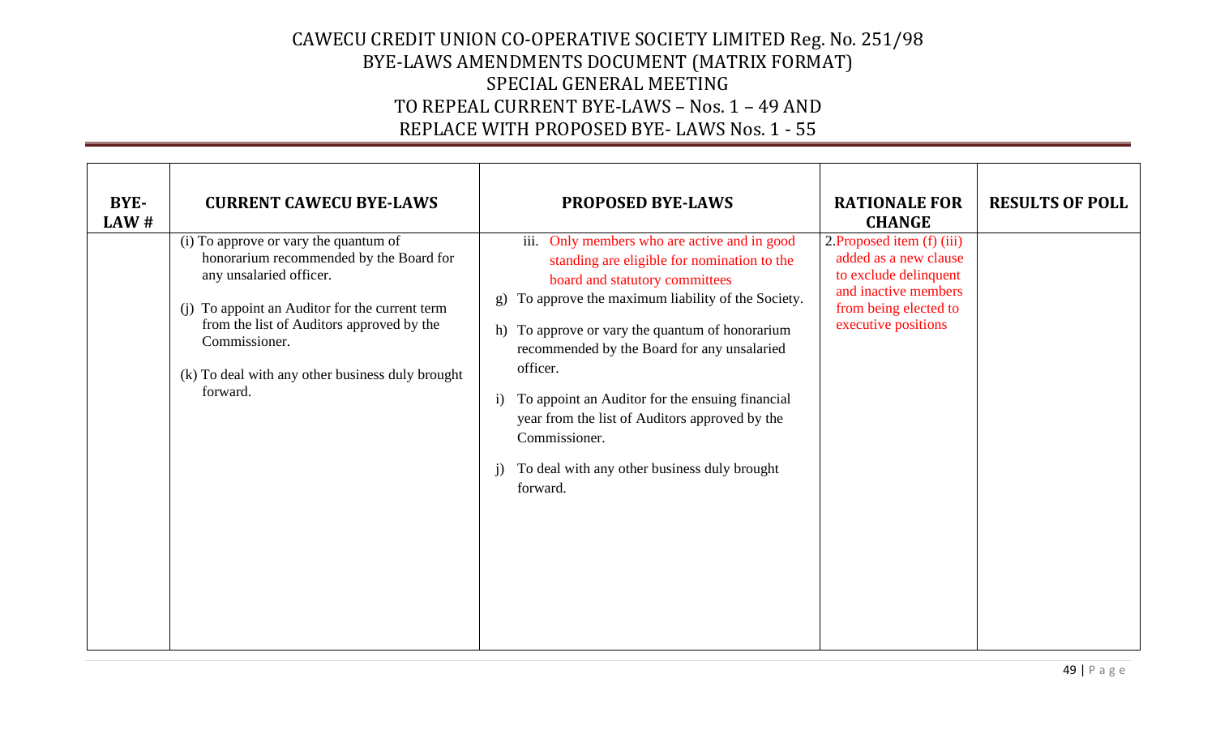# CAWECU CREDIT UNION CO-OPERATIVE SOCIETY LIMITED Reg. No. 251/98
## BYE-LAWS AMENDMENTS DOCUMENT (MATRIX FORMAT)
## SPECIAL GENERAL MEETING
## TO REPEAL CURRENT BYE-LAWS – Nos. 1 – 49 AND
## REPLACE WITH PROPOSED BYE- LAWS Nos. 1 - 55

| BYE-LAW # | CURRENT CAWECU BYE-LAWS | PROPOSED BYE-LAWS | RATIONALE FOR CHANGE | RESULTS OF POLL |
|---|---|---|---|---|
| | (i) To approve or vary the quantum of honorarium recommended by the Board for any unsalaried officer.<br><br>(j) To appoint an Auditor for the current term from the list of Auditors approved by the Commissioner.<br><br>(k) To deal with any other business duly brought forward. | iii. Only members who are active and in good standing are eligible for nomination to the board and statutory committees<br><br>g) To approve the maximum liability of the Society.<br><br>h) To approve or vary the quantum of honorarium recommended by the Board for any unsalaried officer.<br><br>i) To appoint an Auditor for the ensuing financial year from the list of Auditors approved by the Commissioner.<br><br>j) To deal with any other business duly brought forward. | 2.Proposed item (f) (iii) added as a new clause to exclude delinquent and inactive members from being elected to executive positions | |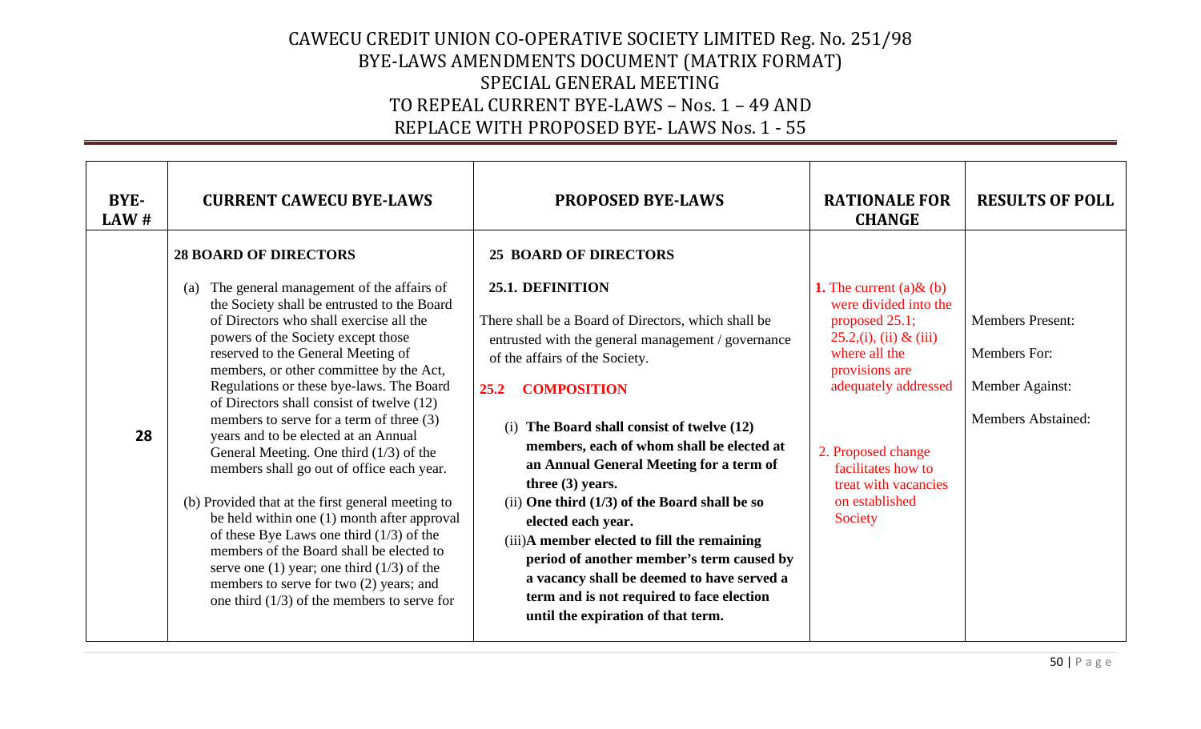# CAWECU CREDIT UNION CO-OPERATIVE SOCIETY LIMITED Reg. No. 251/98
# BYE-LAWS AMENDMENTS DOCUMENT (MATRIX FORMAT)
# SPECIAL GENERAL MEETING
# TO REPEAL CURRENT BYE-LAWS – Nos. 1 – 49 AND
# REPLACE WITH PROPOSED BYE- LAWS Nos. 1 - 55

| BYE-LAW # | CURRENT CAWECU BYE-LAWS | PROPOSED BYE-LAWS | RATIONALE FOR CHANGE | RESULTS OF POLL |
|---|---|---|---|---|
| 28 | **28 BOARD OF DIRECTORS**<br><br>(a) The general management of the affairs of the Society shall be entrusted to the Board of Directors who shall exercise all the powers of the Society except those reserved to the General Meeting of members, or other committee by the Act, Regulations or these bye-laws. The Board of Directors shall consist of twelve (12) members to serve for a term of three (3) years and to be elected at an Annual General Meeting. One third (1/3) of the members shall go out of office each year.<br><br>(b) Provided that at the first general meeting to be held within one (1) month after approval of these Bye Laws one third (1/3) of the members of the Board shall be elected to serve one (1) year; one third (1/3) of the members to serve for two (2) years; and one third (1/3) of the members to serve for | **25 BOARD OF DIRECTORS**<br><br>**25.1. DEFINITION**<br><br>There shall be a Board of Directors, which shall be entrusted with the general management / governance of the affairs of the Society.<br><br>**25.2 COMPOSITION**<br><br>(i) **The Board shall consist of twelve (12) members, each of whom shall be elected at an Annual General Meeting for a term of three (3) years.**<br>(ii) **One third (1/3) of the Board shall be so elected each year.**<br>(iii) **A member elected to fill the remaining period of another member's term caused by a vacancy shall be deemed to have served a term and is not required to face election until the expiration of that term.** | **1.** The current (a)& (b) were divided into the proposed 25.1; 25.2,(i), (ii) & (iii) where all the provisions are adequately addressed<br><br>2. Proposed change facilitates how to treat with vacancies on established Society | Members Present:<br><br>Members For:<br><br>Member Against:<br><br>Members Abstained: |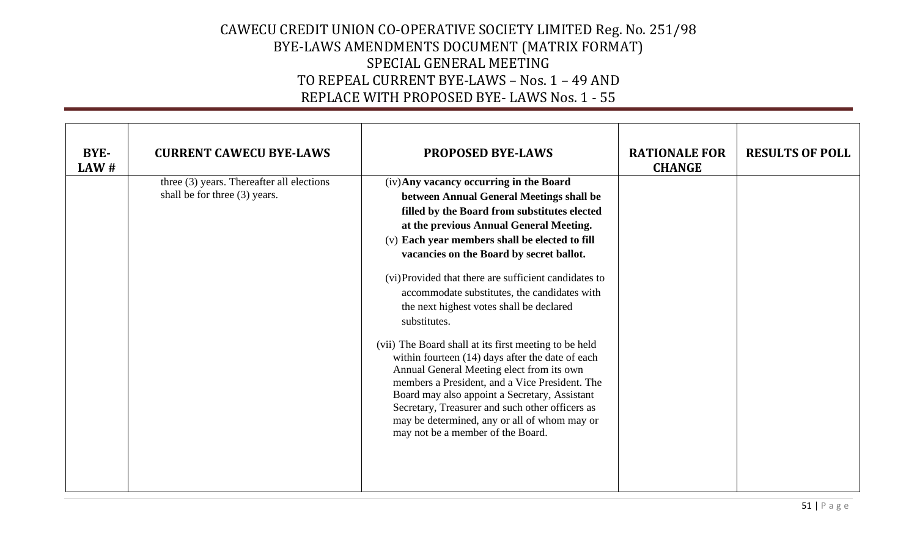| BYE-LAW # | CURRENT CAWECU BYE-LAWS | PROPOSED BYE-LAWS | RATIONALE FOR CHANGE | RESULTS OF POLL |
|---|---|---|---|---|
| | three (3) years. Thereafter all elections shall be for three (3) years. | (iv) **Any vacancy occurring in the Board between Annual General Meetings shall be filled by the Board from substitutes elected at the previous Annual General Meeting.**<br>(v) **Each year members shall be elected to fill vacancies on the Board by secret ballot.**<br><br>(vi) Provided that there are sufficient candidates to accommodate substitutes, the candidates with the next highest votes shall be declared substitutes.<br><br>(vii) The Board shall at its first meeting to be held within fourteen (14) days after the date of each Annual General Meeting elect from its own members a President, and a Vice President. The Board may also appoint a Secretary, Assistant Secretary, Treasurer and such other officers as may be determined, any or all of whom may or may not be a member of the Board. | | |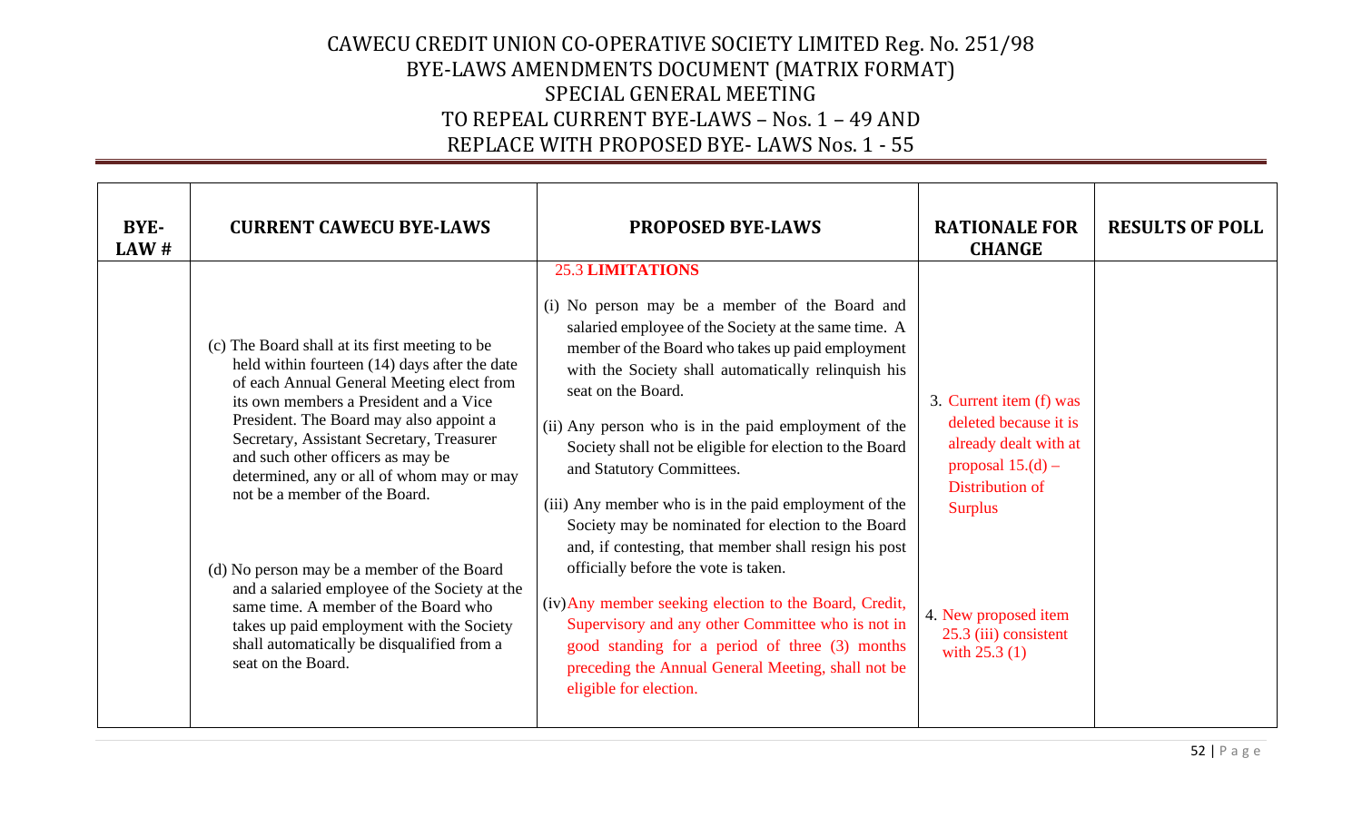# CAWECU CREDIT UNION CO-OPERATIVE SOCIETY LIMITED Reg. No. 251/98
## BYE-LAWS AMENDMENTS DOCUMENT (MATRIX FORMAT)
## SPECIAL GENERAL MEETING
## TO REPEAL CURRENT BYE-LAWS – Nos. 1 – 49 AND REPLACE WITH PROPOSED BYE- LAWS Nos. 1 - 55

| BYE-LAW # | CURRENT CAWECU BYE-LAWS | PROPOSED BYE-LAWS | RATIONALE FOR CHANGE | RESULTS OF POLL |
|---|---|---|---|---|
| | (c) The Board shall at its first meeting to be held within fourteen (14) days after the date of each Annual General Meeting elect from its own members a President and a Vice President. The Board may also appoint a Secretary, Assistant Secretary, Treasurer and such other officers as may be determined, any or all of whom may or may not be a member of the Board.<br><br>(d) No person may be a member of the Board and a salaried employee of the Society at the same time. A member of the Board who takes up paid employment with the Society shall automatically be disqualified from a seat on the Board. | **25.3 LIMITATIONS**<br><br>(i) No person may be a member of the Board and salaried employee of the Society at the same time. A member of the Board who takes up paid employment with the Society shall automatically relinquish his seat on the Board.<br><br>(ii) Any person who is in the paid employment of the Society shall not be eligible for election to the Board and Statutory Committees.<br><br>(iii) Any member who is in the paid employment of the Society may be nominated for election to the Board and, if contesting, that member shall resign his post officially before the vote is taken.<br><br>(iv) Any member seeking election to the Board, Credit, Supervisory and any other Committee who is not in good standing for a period of three (3) months preceding the Annual General Meeting, shall not be eligible for election. | 3. Current item (f) was deleted because it is already dealt with at proposal 15.(d) – Distribution of Surplus<br><br>4. New proposed item 25.3 (iii) consistent with 25.3 (1) | |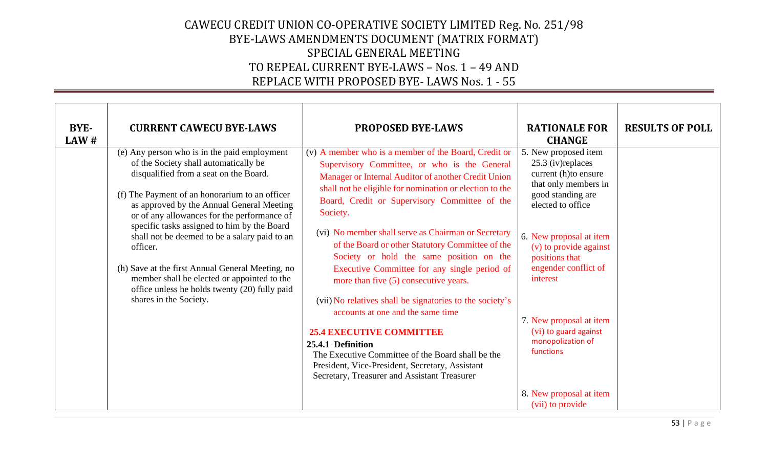# CAWECU CREDIT UNION CO-OPERATIVE SOCIETY LIMITED Reg. No. 251/98
## BYE-LAWS AMENDMENTS DOCUMENT (MATRIX FORMAT)
## SPECIAL GENERAL MEETING
## TO REPEAL CURRENT BYE-LAWS – Nos. 1 – 49 AND
## REPLACE WITH PROPOSED BYE- LAWS Nos. 1 - 55

| BYE-LAW # | CURRENT CAWECU BYE-LAWS | PROPOSED BYE-LAWS | RATIONALE FOR CHANGE | RESULTS OF POLL |
|---|---|---|---|---|
| | (e) Any person who is in the paid employment of the Society shall automatically be disqualified from a seat on the Board.<br><br>(f) The Payment of an honorarium to an officer as approved by the Annual General Meeting or of any allowances for the performance of specific tasks assigned to him by the Board shall not be deemed to be a salary paid to an officer.<br><br>(h) Save at the first Annual General Meeting, no member shall be elected or appointed to the office unless he holds twenty (20) fully paid shares in the Society. | (v) A member who is a member of the Board, Credit or Supervisory Committee, or who is the General Manager or Internal Auditor of another Credit Union shall not be eligible for nomination or election to the Board, Credit or Supervisory Committee of the Society.<br><br>(vi) No member shall serve as Chairman or Secretary of the Board or other Statutory Committee of the Society or hold the same position on the Executive Committee for any single period of more than five (5) consecutive years.<br><br>(vii) No relatives shall be signatories to the society's accounts at one and the same time<br><br>**25.4 EXECUTIVE COMMITTEE**<br>**25.4.1 Definition**<br>The Executive Committee of the Board shall be the President, Vice-President, Secretary, Assistant Secretary, Treasurer and Assistant Treasurer | 5. New proposed item 25.3 (iv)replaces current (h)to ensure that only members in good standing are elected to office<br><br>6. New proposal at item (v) to provide against positions that engender conflict of interest<br><br>7. New proposal at item (vi) to guard against monopolization of functions<br><br>8. New proposal at item (vii) to provide | |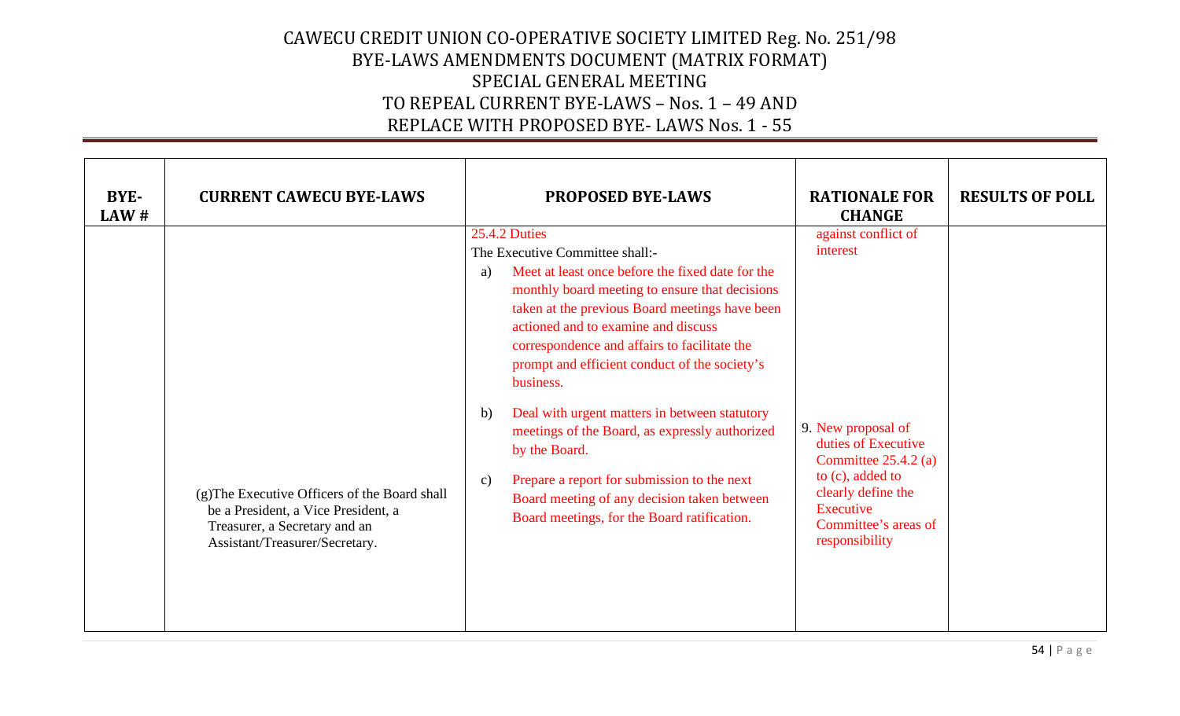CAWECU CREDIT UNION CO-OPERATIVE SOCIETY LIMITED Reg. No. 251/98
BYE-LAWS AMENDMENTS DOCUMENT (MATRIX FORMAT)
SPECIAL GENERAL MEETING
TO REPEAL CURRENT BYE-LAWS – Nos. 1 – 49 AND
REPLACE WITH PROPOSED BYE- LAWS Nos. 1 - 55

| BYE-LAW # | CURRENT CAWECU BYE-LAWS | PROPOSED BYE-LAWS | RATIONALE FOR CHANGE | RESULTS OF POLL |
|---|---|---|---|---|
| | (g)The Executive Officers of the Board shall be a President, a Vice President, a Treasurer, a Secretary and an Assistant/Treasurer/Secretary. | 25.4.2 Duties<br>The Executive Committee shall:-<br>a) Meet at least once before the fixed date for the monthly board meeting to ensure that decisions taken at the previous Board meetings have been actioned and to examine and discuss correspondence and affairs to facilitate the prompt and efficient conduct of the society's business.<br>b) Deal with urgent matters in between statutory meetings of the Board, as expressly authorized by the Board.<br>c) Prepare a report for submission to the next Board meeting of any decision taken between Board meetings, for the Board ratification. | against conflict of interest<br><br>9. New proposal of duties of Executive Committee 25.4.2 (a) to (c), added to clearly define the Executive Committee's areas of responsibility | |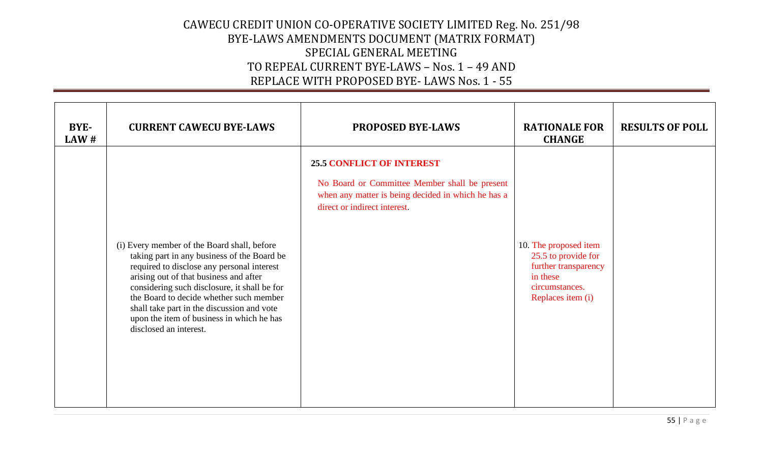# CAWECU CREDIT UNION CO-OPERATIVE SOCIETY LIMITED Reg. No. 251/98
## BYE-LAWS AMENDMENTS DOCUMENT (MATRIX FORMAT)
## SPECIAL GENERAL MEETING
## TO REPEAL CURRENT BYE-LAWS – Nos. 1 – 49 AND REPLACE WITH PROPOSED BYE- LAWS Nos. 1 - 55

| BYE-LAW # | CURRENT CAWECU BYE-LAWS | PROPOSED BYE-LAWS | RATIONALE FOR CHANGE | RESULTS OF POLL |
|---|---|---|---|---|
| | | **25.5 CONFLICT OF INTEREST**<br><br>No Board or Committee Member shall be present when any matter is being decided in which he has a direct or indirect interest. | | |
| | (i) Every member of the Board shall, before taking part in any business of the Board be required to disclose any personal interest arising out of that business and after considering such disclosure, it shall be for the Board to decide whether such member shall take part in the discussion and vote upon the item of business in which he has disclosed an interest. | | 10. The proposed item 25.5 to provide for further transparency in these circumstances. Replaces item (i) | |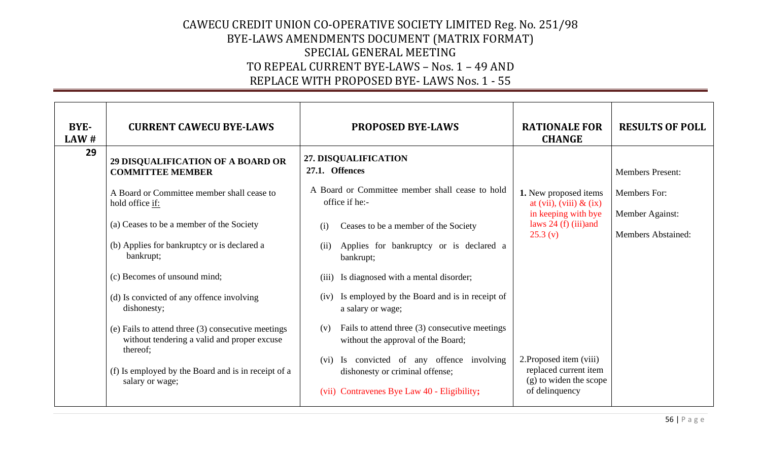# CAWECU CREDIT UNION CO-OPERATIVE SOCIETY LIMITED Reg. No. 251/98
## BYE-LAWS AMENDMENTS DOCUMENT (MATRIX FORMAT)
## SPECIAL GENERAL MEETING
## TO REPEAL CURRENT BYE-LAWS – Nos. 1 – 49 AND REPLACE WITH PROPOSED BYE- LAWS Nos. 1 - 55

| BYE-LAW # | CURRENT CAWECU BYE-LAWS | PROPOSED BYE-LAWS | RATIONALE FOR CHANGE | RESULTS OF POLL |
|---|---|---|---|---|
| 29 | **29 DISQUALIFICATION OF A BOARD OR COMMITTEE MEMBER**<br><br>A Board or Committee member shall cease to hold office if:<br><br>(a) Ceases to be a member of the Society<br><br>(b) Applies for bankruptcy or is declared a bankrupt;<br><br>(c) Becomes of unsound mind;<br><br>(d) Is convicted of any offence involving dishonesty;<br><br>(e) Fails to attend three (3) consecutive meetings without tendering a valid and proper excuse thereof;<br><br>(f) Is employed by the Board and is in receipt of a salary or wage; | **27. DISQUALIFICATION**<br>**27.1. Offences**<br><br>A Board or Committee member shall cease to hold office if he:-<br><br>(i) Ceases to be a member of the Society<br><br>(ii) Applies for bankruptcy or is declared a bankrupt;<br><br>(iii) Is diagnosed with a mental disorder;<br><br>(iv) Is employed by the Board and is in receipt of a salary or wage;<br><br>(v) Fails to attend three (3) consecutive meetings without the approval of the Board;<br><br>(vi) Is convicted of any offence involving dishonesty or criminal offense;<br><br>(vii) Contravenes Bye Law 40 - Eligibility; | **1.** New proposed items at (vii), (viii) & (ix) in keeping with bye laws 24 (f) (iii)and 25.3 (v)<br><br>2.Proposed item (viii) replaced current item (g) to widen the scope of delinquency | Members Present:<br><br>Members For:<br><br>Member Against:<br><br>Members Abstained: |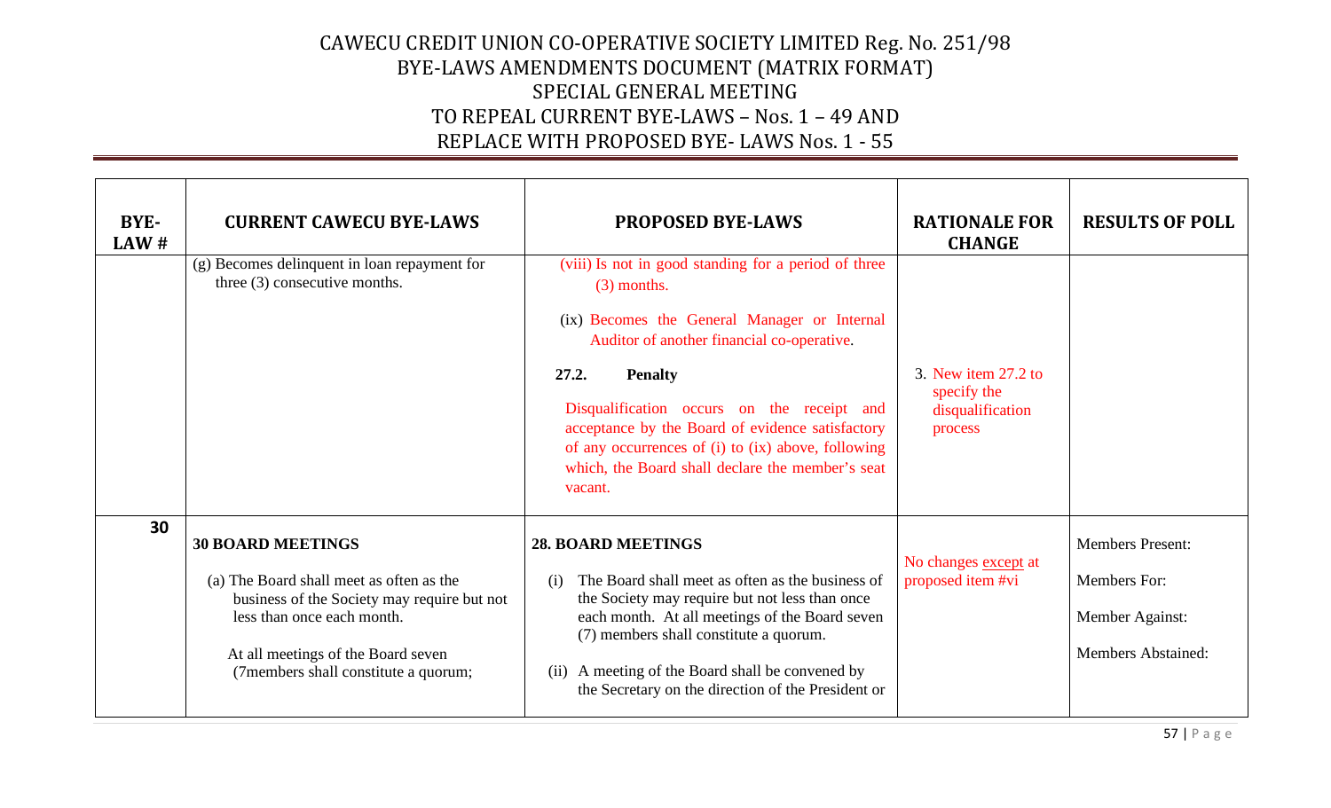# CAWECU CREDIT UNION CO-OPERATIVE SOCIETY LIMITED Reg. No. 251/98
# BYE-LAWS AMENDMENTS DOCUMENT (MATRIX FORMAT)
# SPECIAL GENERAL MEETING
# TO REPEAL CURRENT BYE-LAWS – Nos. 1 – 49 AND
# REPLACE WITH PROPOSED BYE- LAWS Nos. 1 - 55

| BYE-LAW # | CURRENT CAWECU BYE-LAWS | PROPOSED BYE-LAWS | RATIONALE FOR CHANGE | RESULTS OF POLL |
|---|---|---|---|---|
| | (g) Becomes delinquent in loan repayment for three (3) consecutive months. | (viii) Is not in good standing for a period of three (3) months.<br><br>(ix) Becomes the General Manager or Internal Auditor of another financial co-operative.<br><br>**27.2. Penalty**<br><br>Disqualification occurs on the receipt and acceptance by the Board of evidence satisfactory of any occurrences of (i) to (ix) above, following which, the Board shall declare the member's seat vacant. | 3. New item 27.2 to specify the disqualification process | |
| **30** | **30 BOARD MEETINGS**<br><br>(a) The Board shall meet as often as the business of the Society may require but not less than once each month.<br><br>At all meetings of the Board seven (7members shall constitute a quorum; | **28. BOARD MEETINGS**<br><br>(i) The Board shall meet as often as the business of the Society may require but not less than once each month. At all meetings of the Board seven (7) members shall constitute a quorum.<br><br>(ii) A meeting of the Board shall be convened by the Secretary on the direction of the President or | No changes except at proposed item #vi | Members Present:<br><br>Members For:<br><br>Member Against:<br><br>Members Abstained: |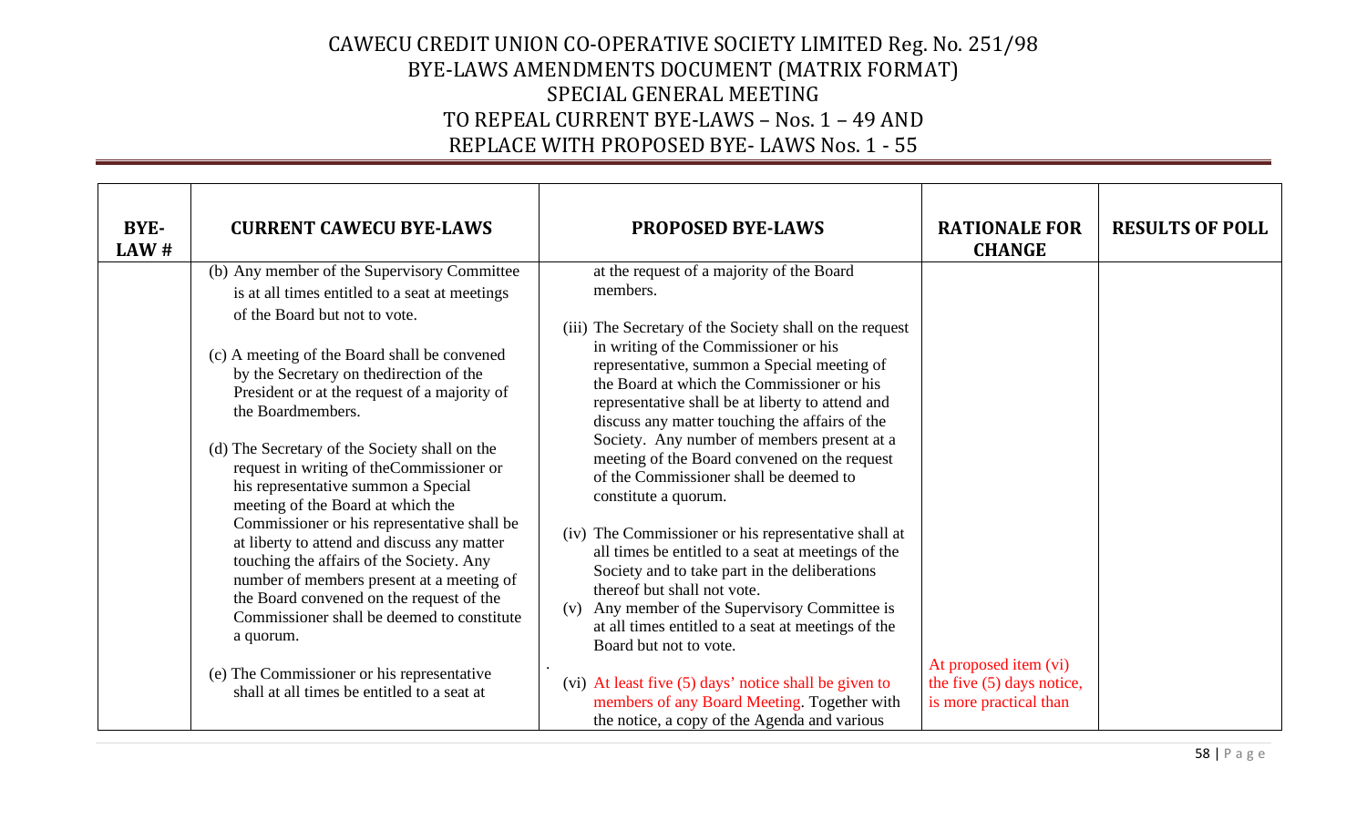# CAWECU CREDIT UNION CO-OPERATIVE SOCIETY LIMITED Reg. No. 251/98
# BYE-LAWS AMENDMENTS DOCUMENT (MATRIX FORMAT)
# SPECIAL GENERAL MEETING
# TO REPEAL CURRENT BYE-LAWS – Nos. 1 – 49 AND
# REPLACE WITH PROPOSED BYE- LAWS Nos. 1 - 55

| BYE-LAW # | CURRENT CAWECU BYE-LAWS | PROPOSED BYE-LAWS | RATIONALE FOR CHANGE | RESULTS OF POLL |
|---|---|---|---|---|
| | (b) Any member of the Supervisory Committee is at all times entitled to a seat at meetings of the Board but not to vote.<br><br>(c) A meeting of the Board shall be convened by the Secretary on thedirection of the President or at the request of a majority of the Boardmembers.<br><br>(d) The Secretary of the Society shall on the request in writing of theCommissioner or his representative summon a Special meeting of the Board at which the Commissioner or his representative shall be at liberty to attend and discuss any matter touching the affairs of the Society. Any number of members present at a meeting of the Board convened on the request of the Commissioner shall be deemed to constitute a quorum.<br><br>(e) The Commissioner or his representative shall at all times be entitled to a seat at | at the request of a majority of the Board members.<br><br>(iii) The Secretary of the Society shall on the request in writing of the Commissioner or his representative, summon a Special meeting of the Board at which the Commissioner or his representative shall be at liberty to attend and discuss any matter touching the affairs of the Society. Any number of members present at a meeting of the Board convened on the request of the Commissioner shall be deemed to constitute a quorum.<br><br>(iv) The Commissioner or his representative shall at all times be entitled to a seat at meetings of the Society and to take part in the deliberations thereof but shall not vote.<br>(v) Any member of the Supervisory Committee is at all times entitled to a seat at meetings of the Board but not to vote.<br><br>(vi) At least five (5) days' notice shall be given to members of any Board Meeting. Together with the notice, a copy of the Agenda and various | At proposed item (vi) the five (5) days notice, is more practical than | |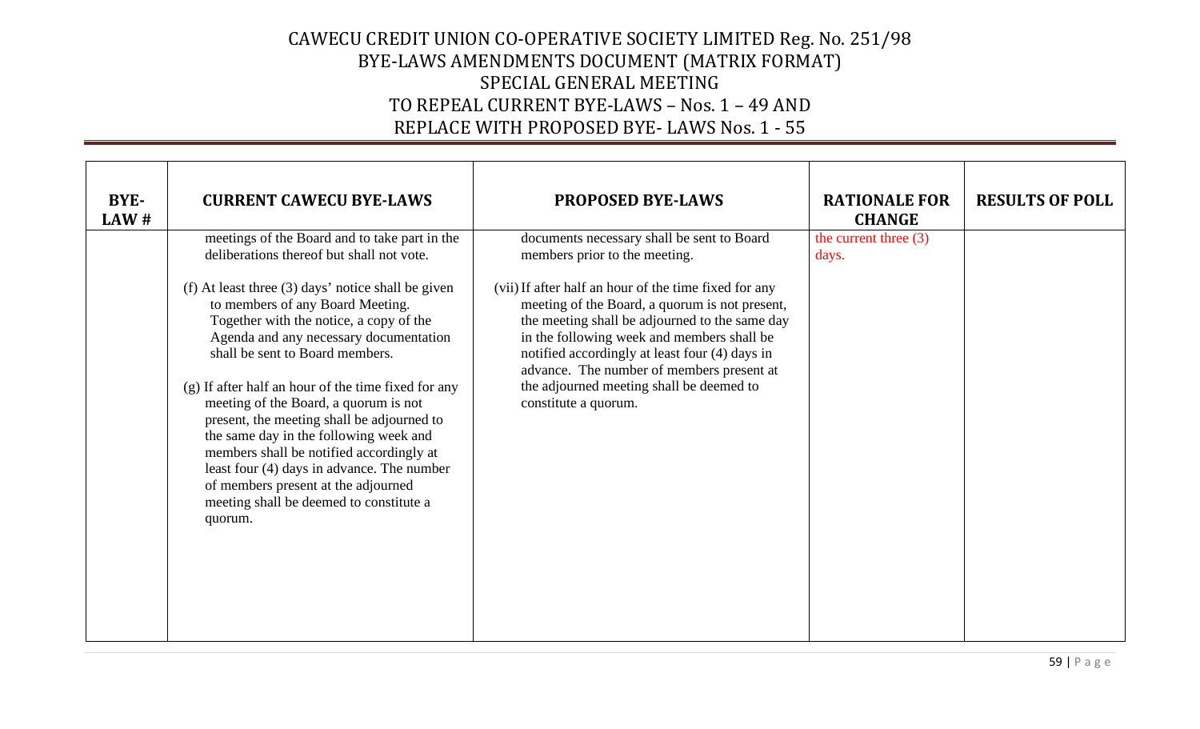| BYE-LAW # | CURRENT CAWECU BYE-LAWS | PROPOSED BYE-LAWS | RATIONALE FOR CHANGE | RESULTS OF POLL |
|---|---|---|---|---|
| | meetings of the Board and to take part in the deliberations thereof but shall not vote.<br><br>(f) At least three (3) days' notice shall be given to members of any Board Meeting. Together with the notice, a copy of the Agenda and any necessary documentation shall be sent to Board members.<br><br>(g) If after half an hour of the time fixed for any meeting of the Board, a quorum is not present, the meeting shall be adjourned to the same day in the following week and members shall be notified accordingly at least four (4) days in advance. The number of members present at the adjourned meeting shall be deemed to constitute a quorum. | documents necessary shall be sent to Board members prior to the meeting.<br><br>(vii) If after half an hour of the time fixed for any meeting of the Board, a quorum is not present, the meeting shall be adjourned to the same day in the following week and members shall be notified accordingly at least four (4) days in advance. The number of members present at the adjourned meeting shall be deemed to constitute a quorum. | the current three (3) days. | |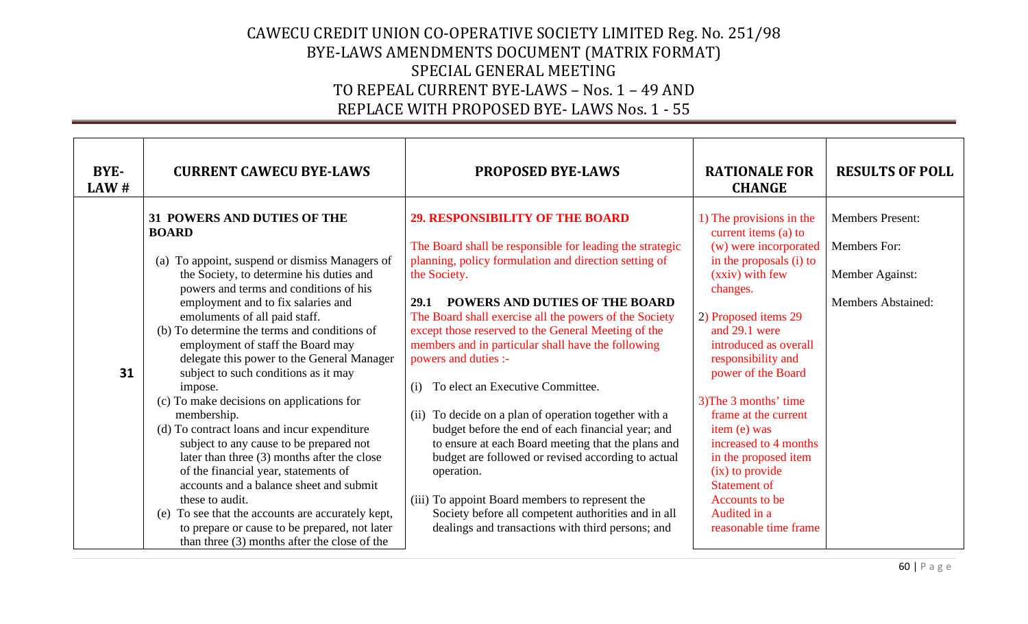# CAWECU CREDIT UNION CO-OPERATIVE SOCIETY LIMITED Reg. No. 251/98
## BYE-LAWS AMENDMENTS DOCUMENT (MATRIX FORMAT)
## SPECIAL GENERAL MEETING
## TO REPEAL CURRENT BYE-LAWS – Nos. 1 – 49 AND
## REPLACE WITH PROPOSED BYE- LAWS Nos. 1 - 55

| BYE-LAW # | CURRENT CAWECU BYE-LAWS | PROPOSED BYE-LAWS | RATIONALE FOR CHANGE | RESULTS OF POLL |
|---|---|---|---|---|
| **31** | **31 POWERS AND DUTIES OF THE BOARD**<br><br>(a) To appoint, suspend or dismiss Managers of the Society, to determine his duties and powers and terms and conditions of his employment and to fix salaries and emoluments of all paid staff.<br>(b) To determine the terms and conditions of employment of staff the Board may delegate this power to the General Manager subject to such conditions as it may impose.<br>(c) To make decisions on applications for membership.<br>(d) To contract loans and incur expenditure subject to any cause to be prepared not later than three (3) months after the close of the financial year, statements of accounts and a balance sheet and submit these to audit.<br>(e) To see that the accounts are accurately kept, to prepare or cause to be prepared, not later than three (3) months after the close of the | **29. RESPONSIBILITY OF THE BOARD**<br><br>The Board shall be responsible for leading the strategic planning, policy formulation and direction setting of the Society.<br><br>**29.1 POWERS AND DUTIES OF THE BOARD**<br>The Board shall exercise all the powers of the Society except those reserved to the General Meeting of the members and in particular shall have the following powers and duties :-<br><br>(i) To elect an Executive Committee.<br><br>(ii) To decide on a plan of operation together with a budget before the end of each financial year; and to ensure at each Board meeting that the plans and budget are followed or revised according to actual operation.<br><br>(iii) To appoint Board members to represent the Society before all competent authorities and in all dealings and transactions with third persons; and | 1) The provisions in the current items (a) to (w) were incorporated in the proposals (i) to (xxiv) with few changes.<br><br>2) Proposed items 29 and 29.1 were introduced as overall responsibility and power of the Board<br><br>3)The 3 months' time frame at the current item (e) was increased to 4 months in the proposed item (ix) to provide Statement of Accounts to be Audited in a reasonable time frame | Members Present:<br><br>Members For:<br><br>Member Against:<br><br>Members Abstained: |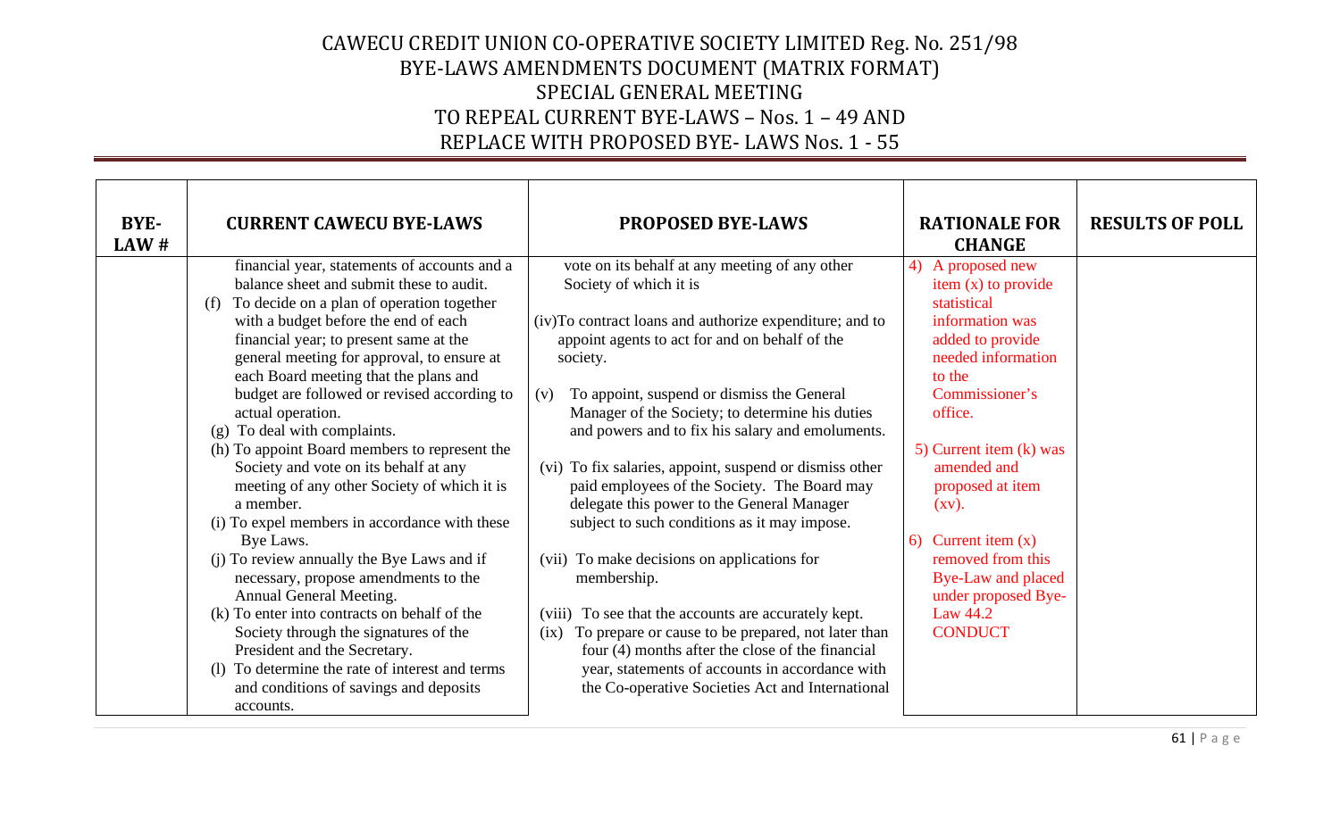# CAWECU CREDIT UNION CO-OPERATIVE SOCIETY LIMITED Reg. No. 251/98
## BYE-LAWS AMENDMENTS DOCUMENT (MATRIX FORMAT)
## SPECIAL GENERAL MEETING
## TO REPEAL CURRENT BYE-LAWS – Nos. 1 – 49 AND REPLACE WITH PROPOSED BYE- LAWS Nos. 1 - 55

| BYE-LAW # | CURRENT CAWECU BYE-LAWS | PROPOSED BYE-LAWS | RATIONALE FOR CHANGE | RESULTS OF POLL |
|---|---|---|---|---|
| | financial year, statements of accounts and a balance sheet and submit these to audit.<br>(f) To decide on a plan of operation together with a budget before the end of each financial year; to present same at the general meeting for approval, to ensure at each Board meeting that the plans and budget are followed or revised according to actual operation.<br>(g) To deal with complaints.<br>(h) To appoint Board members to represent the Society and vote on its behalf at any meeting of any other Society of which it is a member.<br>(i) To expel members in accordance with these Bye Laws.<br>(j) To review annually the Bye Laws and if necessary, propose amendments to the Annual General Meeting.<br>(k) To enter into contracts on behalf of the Society through the signatures of the President and the Secretary.<br>(l) To determine the rate of interest and terms and conditions of savings and deposits accounts. | vote on its behalf at any meeting of any other Society of which it is<br><br>(iv)To contract loans and authorize expenditure; and to appoint agents to act for and on behalf of the society.<br><br>(v) To appoint, suspend or dismiss the General Manager of the Society; to determine his duties and powers and to fix his salary and emoluments.<br><br>(vi) To fix salaries, appoint, suspend or dismiss other paid employees of the Society. The Board may delegate this power to the General Manager subject to such conditions as it may impose.<br><br>(vii) To make decisions on applications for membership.<br><br>(viii) To see that the accounts are accurately kept.<br>(ix) To prepare or cause to be prepared, not later than four (4) months after the close of the financial year, statements of accounts in accordance with the Co-operative Societies Act and International | 4) A proposed new item (x) to provide statistical information was added to provide needed information to the Commissioner's office.<br><br>5) Current item (k) was amended and proposed at item (xv).<br><br>6) Current item (x) removed from this Bye-Law and placed under proposed Bye-Law 44.2 CONDUCT | |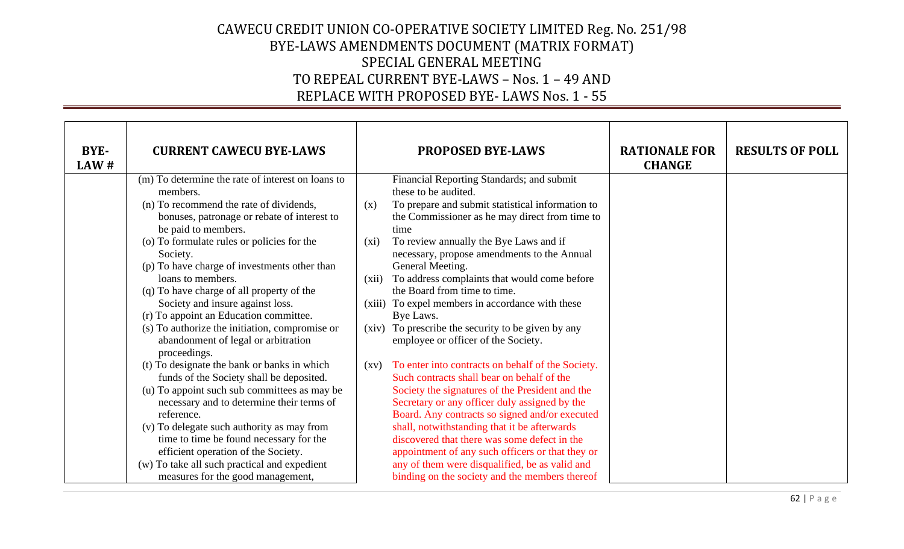# CAWECU CREDIT UNION CO-OPERATIVE SOCIETY LIMITED Reg. No. 251/98
# BYE-LAWS AMENDMENTS DOCUMENT (MATRIX FORMAT)
# SPECIAL GENERAL MEETING
# TO REPEAL CURRENT BYE-LAWS – Nos. 1 – 49 AND
# REPLACE WITH PROPOSED BYE- LAWS Nos. 1 - 55

| BYE-LAW # | CURRENT CAWECU BYE-LAWS | PROPOSED BYE-LAWS | RATIONALE FOR CHANGE | RESULTS OF POLL |
|---|---|---|---|---|
| | (m) To determine the rate of interest on loans to members.<br>(n) To recommend the rate of dividends, bonuses, patronage or rebate of interest to be paid to members.<br>(o) To formulate rules or policies for the Society.<br>(p) To have charge of investments other than loans to members.<br>(q) To have charge of all property of the Society and insure against loss.<br>(r) To appoint an Education committee.<br>(s) To authorize the initiation, compromise or abandonment of legal or arbitration proceedings.<br>(t) To designate the bank or banks in which funds of the Society shall be deposited.<br>(u) To appoint such sub committees as may be necessary and to determine their terms of reference.<br>(v) To delegate such authority as may from time to time be found necessary for the efficient operation of the Society.<br>(w) To take all such practical and expedient measures for the good management, | Financial Reporting Standards; and submit these to be audited.<br>(x) To prepare and submit statistical information to the Commissioner as he may direct from time to time<br>(xi) To review annually the Bye Laws and if necessary, propose amendments to the Annual General Meeting.<br>(xii) To address complaints that would come before the Board from time to time.<br>(xiii) To expel members in accordance with these Bye Laws.<br>(xiv) To prescribe the security to be given by any employee or officer of the Society.<br>(xv) To enter into contracts on behalf of the Society. Such contracts shall bear on behalf of the Society the signatures of the President and the Secretary or any officer duly assigned by the Board. Any contracts so signed and/or executed shall, notwithstanding that it be afterwards discovered that there was some defect in the appointment of any such officers or that they or any of them were disqualified, be as valid and binding on the society and the members thereof | | |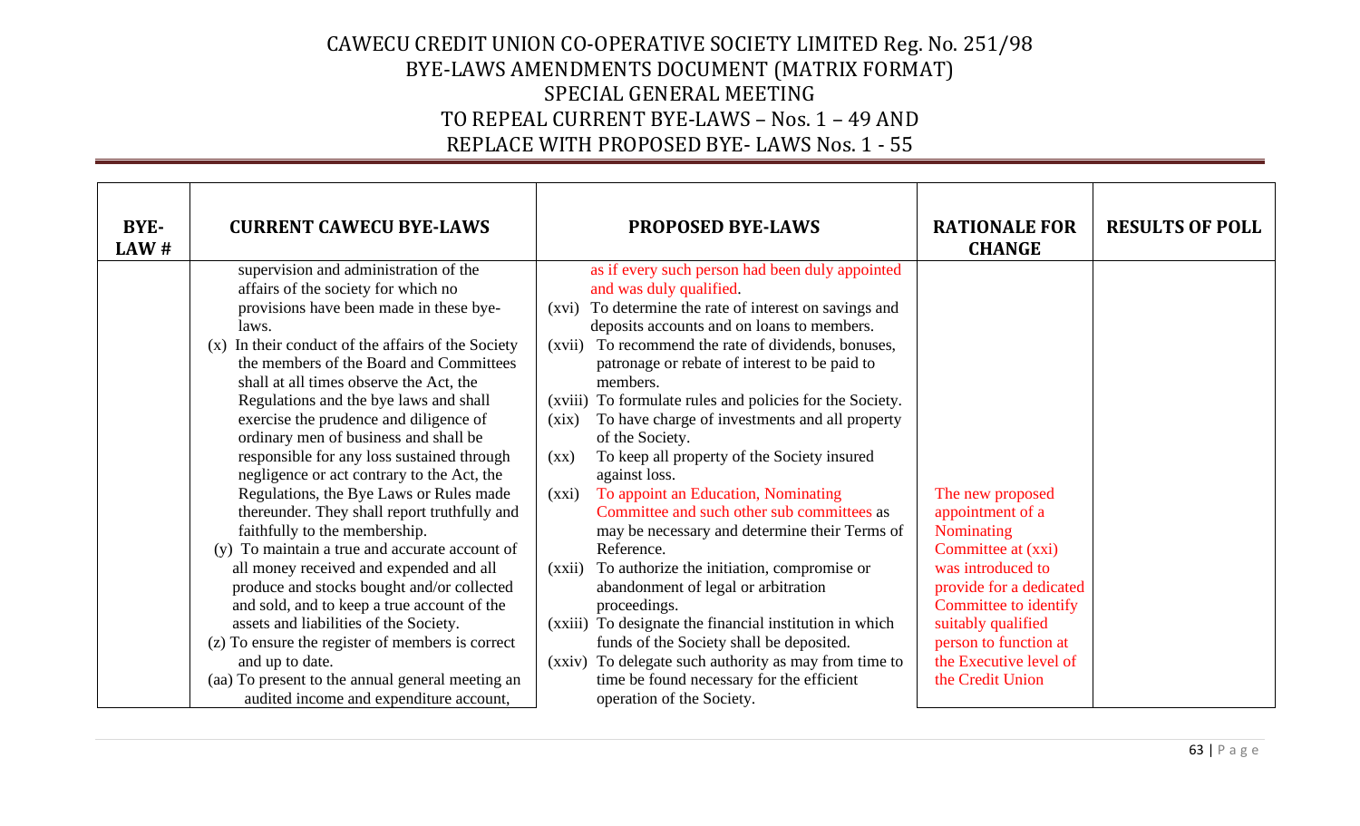# CAWECU CREDIT UNION CO-OPERATIVE SOCIETY LIMITED Reg. No. 251/98
## BYE-LAWS AMENDMENTS DOCUMENT (MATRIX FORMAT)
## SPECIAL GENERAL MEETING
## TO REPEAL CURRENT BYE-LAWS – Nos. 1 – 49 AND
## REPLACE WITH PROPOSED BYE- LAWS Nos. 1 - 55

| BYE-LAW # | CURRENT CAWECU BYE-LAWS | PROPOSED BYE-LAWS | RATIONALE FOR CHANGE | RESULTS OF POLL |
|---|---|---|---|---|
| | supervision and administration of the affairs of the society for which no provisions have been made in these bye-laws.<br>(x) In their conduct of the affairs of the Society the members of the Board and Committees shall at all times observe the Act, the Regulations and the bye laws and shall exercise the prudence and diligence of ordinary men of business and shall be responsible for any loss sustained through negligence or act contrary to the Act, the Regulations, the Bye Laws or Rules made thereunder. They shall report truthfully and faithfully to the membership.<br>(y) To maintain a true and accurate account of all money received and expended and all produce and stocks bought and/or collected and sold, and to keep a true account of the assets and liabilities of the Society.<br>(z) To ensure the register of members is correct and up to date.<br>(aa) To present to the annual general meeting an audited income and expenditure account, | as if every such person had been duly appointed and was duly qualified.<br>(xvi) To determine the rate of interest on savings and deposits accounts and on loans to members.<br>(xvii) To recommend the rate of dividends, bonuses, patronage or rebate of interest to be paid to members.<br>(xviii) To formulate rules and policies for the Society.<br>(xix) To have charge of investments and all property of the Society.<br>(xx) To keep all property of the Society insured against loss.<br>(xxi) To appoint an Education, Nominating Committee and such other sub committees as may be necessary and determine their Terms of Reference.<br>(xxii) To authorize the initiation, compromise or abandonment of legal or arbitration proceedings.<br>(xxiii) To designate the financial institution in which funds of the Society shall be deposited.<br>(xxiv) To delegate such authority as may from time to time be found necessary for the efficient operation of the Society. | The new proposed appointment of a Nominating Committee at (xxi) was introduced to provide for a dedicated Committee to identify suitably qualified person to function at the Executive level of the Credit Union | |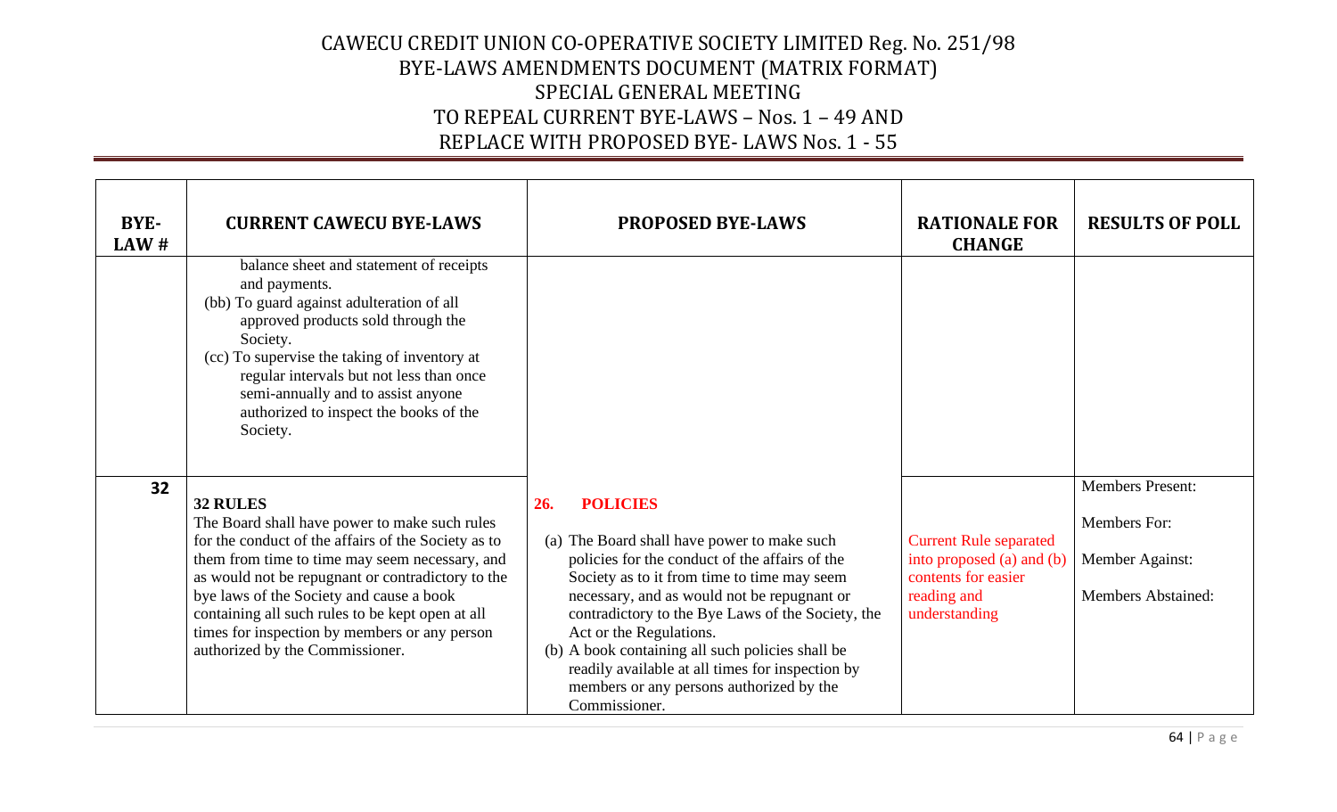# CAWECU CREDIT UNION CO-OPERATIVE SOCIETY LIMITED Reg. No. 251/98
## BYE-LAWS AMENDMENTS DOCUMENT (MATRIX FORMAT)
## SPECIAL GENERAL MEETING
## TO REPEAL CURRENT BYE-LAWS – Nos. 1 – 49 AND
## REPLACE WITH PROPOSED BYE- LAWS Nos. 1 - 55

| BYE-LAW # | CURRENT CAWECU BYE-LAWS | PROPOSED BYE-LAWS | RATIONALE FOR CHANGE | RESULTS OF POLL |
|---|---|---|---|---|
| | balance sheet and statement of receipts and payments.<br>(bb) To guard against adulteration of all approved products sold through the Society.<br>(cc) To supervise the taking of inventory at regular intervals but not less than once semi-annually and to assist anyone authorized to inspect the books of the Society. | | | |
| **32** | **32 RULES**<br>The Board shall have power to make such rules for the conduct of the affairs of the Society as to them from time to time may seem necessary, and as would not be repugnant or contradictory to the bye laws of the Society and cause a book containing all such rules to be kept open at all times for inspection by members or any person authorized by the Commissioner. | **26. POLICIES**<br>(a) The Board shall have power to make such policies for the conduct of the affairs of the Society as to it from time to time may seem necessary, and as would not be repugnant or contradictory to the Bye Laws of the Society, the Act or the Regulations.<br>(b) A book containing all such policies shall be readily available at all times for inspection by members or any persons authorized by the Commissioner. | Current Rule separated into proposed (a) and (b) contents for easier reading and understanding | Members Present:<br>Members For:<br>Member Against:<br>Members Abstained: |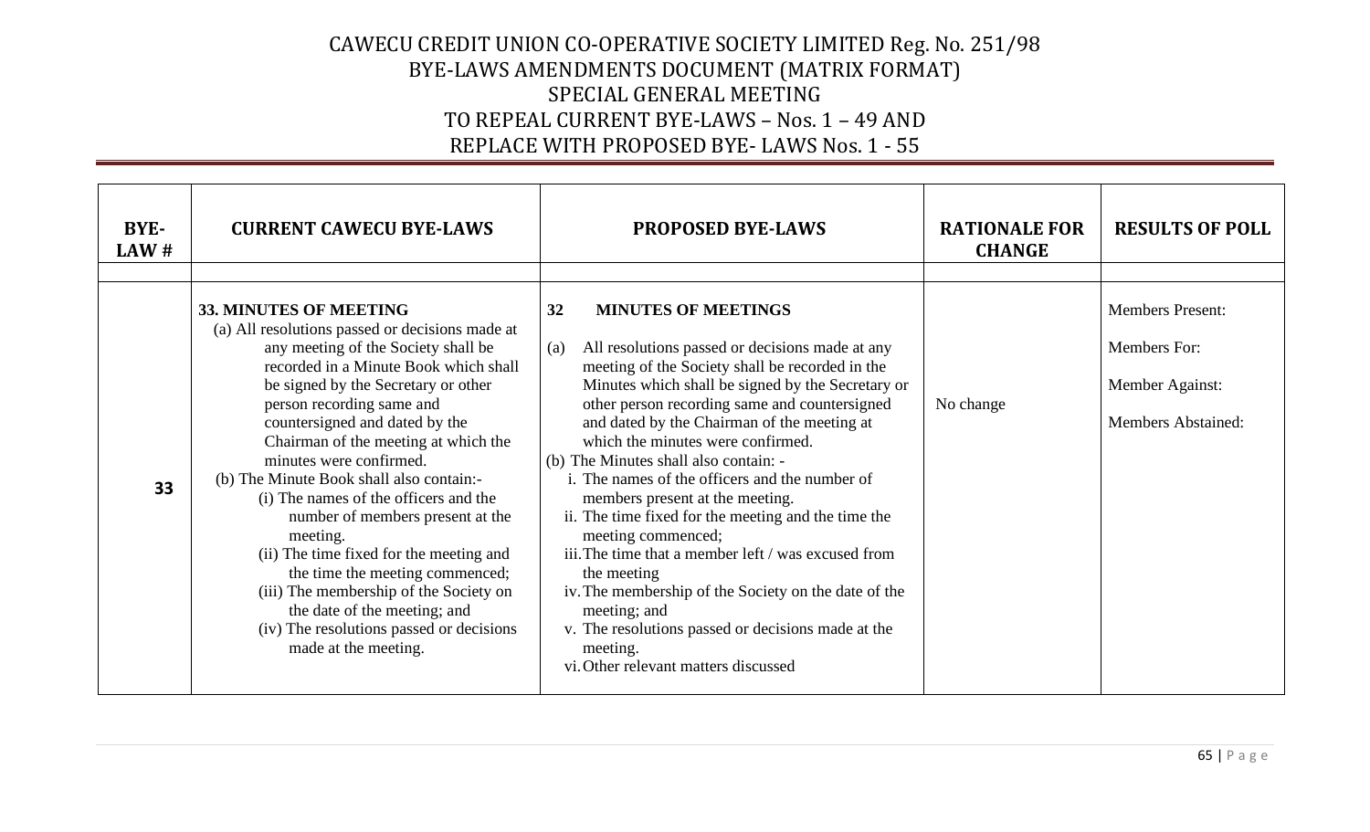# CAWECU CREDIT UNION CO-OPERATIVE SOCIETY LIMITED Reg. No. 251/98
## BYE-LAWS AMENDMENTS DOCUMENT (MATRIX FORMAT)
## SPECIAL GENERAL MEETING
## TO REPEAL CURRENT BYE-LAWS – Nos. 1 – 49 AND
## REPLACE WITH PROPOSED BYE- LAWS Nos. 1 - 55

| BYE-LAW # | CURRENT CAWECU BYE-LAWS | PROPOSED BYE-LAWS | RATIONALE FOR CHANGE | RESULTS OF POLL |
|---|---|---|---|---|
| | | | | |
| 33 | **33. MINUTES OF MEETING**<br>(a) All resolutions passed or decisions made at any meeting of the Society shall be recorded in a Minute Book which shall be signed by the Secretary or other person recording same and countersigned and dated by the Chairman of the meeting at which the minutes were confirmed.<br>(b) The Minute Book shall also contain:-<br>(i) The names of the officers and the number of members present at the meeting.<br>(ii) The time fixed for the meeting and the time the meeting commenced;<br>(iii) The membership of the Society on the date of the meeting; and<br>(iv) The resolutions passed or decisions made at the meeting. | **32 MINUTES OF MEETINGS**<br>(a) All resolutions passed or decisions made at any meeting of the Society shall be recorded in the Minutes which shall be signed by the Secretary or other person recording same and countersigned and dated by the Chairman of the meeting at which the minutes were confirmed.<br>(b) The Minutes shall also contain: -<br>i. The names of the officers and the number of members present at the meeting.<br>ii. The time fixed for the meeting and the time the meeting commenced;<br>iii. The time that a member left / was excused from the meeting<br>iv. The membership of the Society on the date of the meeting; and<br>v. The resolutions passed or decisions made at the meeting.<br>vi. Other relevant matters discussed | No change | Members Present:<br><br>Members For:<br><br>Member Against:<br><br>Members Abstained: |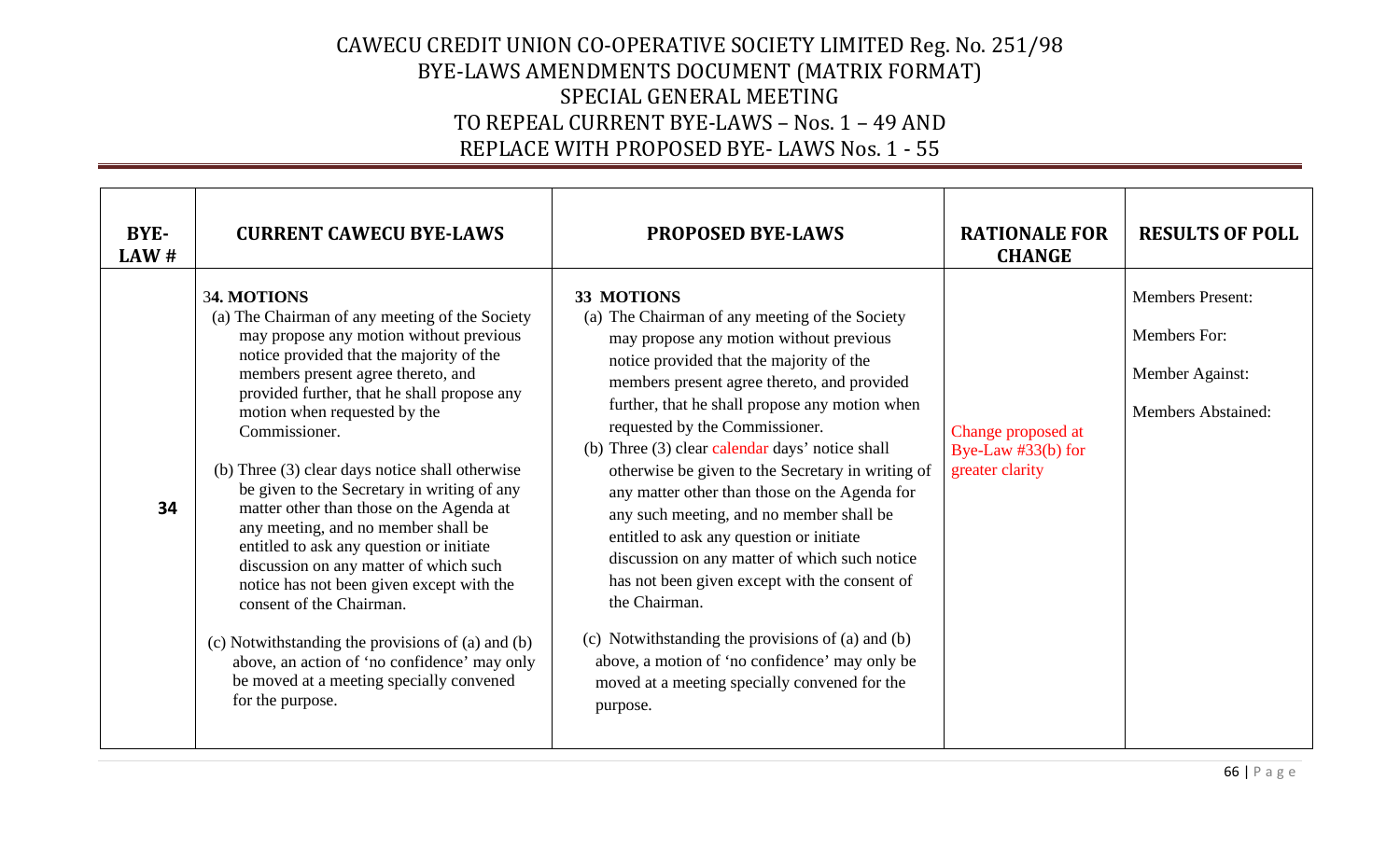# CAWECU CREDIT UNION CO-OPERATIVE SOCIETY LIMITED Reg. No. 251/98
## BYE-LAWS AMENDMENTS DOCUMENT (MATRIX FORMAT)
## SPECIAL GENERAL MEETING
## TO REPEAL CURRENT BYE-LAWS – Nos. 1 – 49 AND
## REPLACE WITH PROPOSED BYE- LAWS Nos. 1 - 55

| BYE-LAW # | CURRENT CAWECU BYE-LAWS | PROPOSED BYE-LAWS | RATIONALE FOR CHANGE | RESULTS OF POLL |
|---|---|---|---|---|
| 34 | **34. MOTIONS**<br>(a) The Chairman of any meeting of the Society may propose any motion without previous notice provided that the majority of the members present agree thereto, and provided further, that he shall propose any motion when requested by the Commissioner.<br>(b) Three (3) clear days notice shall otherwise be given to the Secretary in writing of any matter other than those on the Agenda at any meeting, and no member shall be entitled to ask any question or initiate discussion on any matter of which such notice has not been given except with the consent of the Chairman.<br>(c) Notwithstanding the provisions of (a) and (b) above, an action of 'no confidence' may only be moved at a meeting specially convened for the purpose. | **33 MOTIONS**<br>(a) The Chairman of any meeting of the Society may propose any motion without previous notice provided that the majority of the members present agree thereto, and provided further, that he shall propose any motion when requested by the Commissioner.<br>(b) Three (3) clear calendar days' notice shall otherwise be given to the Secretary in writing of any matter other than those on the Agenda for any such meeting, and no member shall be entitled to ask any question or initiate discussion on any matter of which such notice has not been given except with the consent of the Chairman.<br>(c) Notwithstanding the provisions of (a) and (b) above, a motion of 'no confidence' may only be moved at a meeting specially convened for the purpose. | Change proposed at Bye-Law #33(b) for greater clarity | Members Present:<br>Members For:<br>Member Against:<br>Members Abstained: |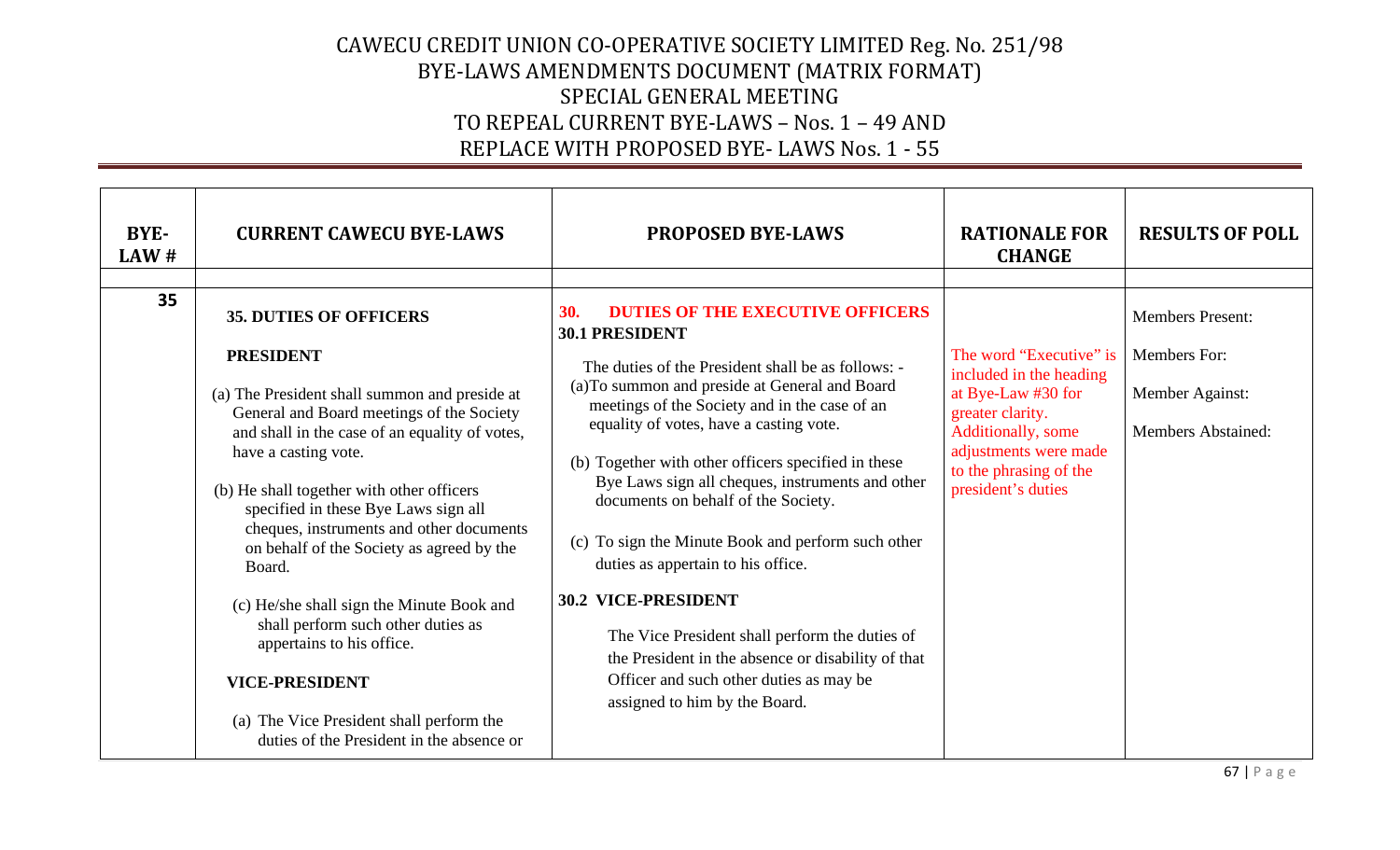# CAWECU CREDIT UNION CO-OPERATIVE SOCIETY LIMITED Reg. No. 251/98
## BYE-LAWS AMENDMENTS DOCUMENT (MATRIX FORMAT)
## SPECIAL GENERAL MEETING
## TO REPEAL CURRENT BYE-LAWS – Nos. 1 – 49 AND
## REPLACE WITH PROPOSED BYE- LAWS Nos. 1 - 55

| BYE-LAW # | CURRENT CAWECU BYE-LAWS | PROPOSED BYE-LAWS | RATIONALE FOR CHANGE | RESULTS OF POLL |
|---|---|---|---|---|
| | | | | |
| 35 | **35. DUTIES OF OFFICERS**<br><br>**PRESIDENT**<br><br>(a) The President shall summon and preside at General and Board meetings of the Society and shall in the case of an equality of votes, have a casting vote.<br><br>(b) He shall together with other officers specified in these Bye Laws sign all cheques, instruments and other documents on behalf of the Society as agreed by the Board.<br><br>(c) He/she shall sign the Minute Book and shall perform such other duties as appertains to his office.<br><br>**VICE-PRESIDENT**<br><br>(a) The Vice President shall perform the duties of the President in the absence or | **30. DUTIES OF THE EXECUTIVE OFFICERS**<br>**30.1 PRESIDENT**<br><br>The duties of the President shall be as follows: -<br>(a)To summon and preside at General and Board meetings of the Society and in the case of an equality of votes, have a casting vote.<br><br>(b) Together with other officers specified in these Bye Laws sign all cheques, instruments and other documents on behalf of the Society.<br><br>(c) To sign the Minute Book and perform such other duties as appertain to his office.<br><br>**30.2 VICE-PRESIDENT**<br><br>The Vice President shall perform the duties of the President in the absence or disability of that Officer and such other duties as may be assigned to him by the Board. | The word "Executive" is included in the heading at Bye-Law #30 for greater clarity. Additionally, some adjustments were made to the phrasing of the president's duties | Members Present:<br><br>Members For:<br><br>Member Against:<br><br>Members Abstained: |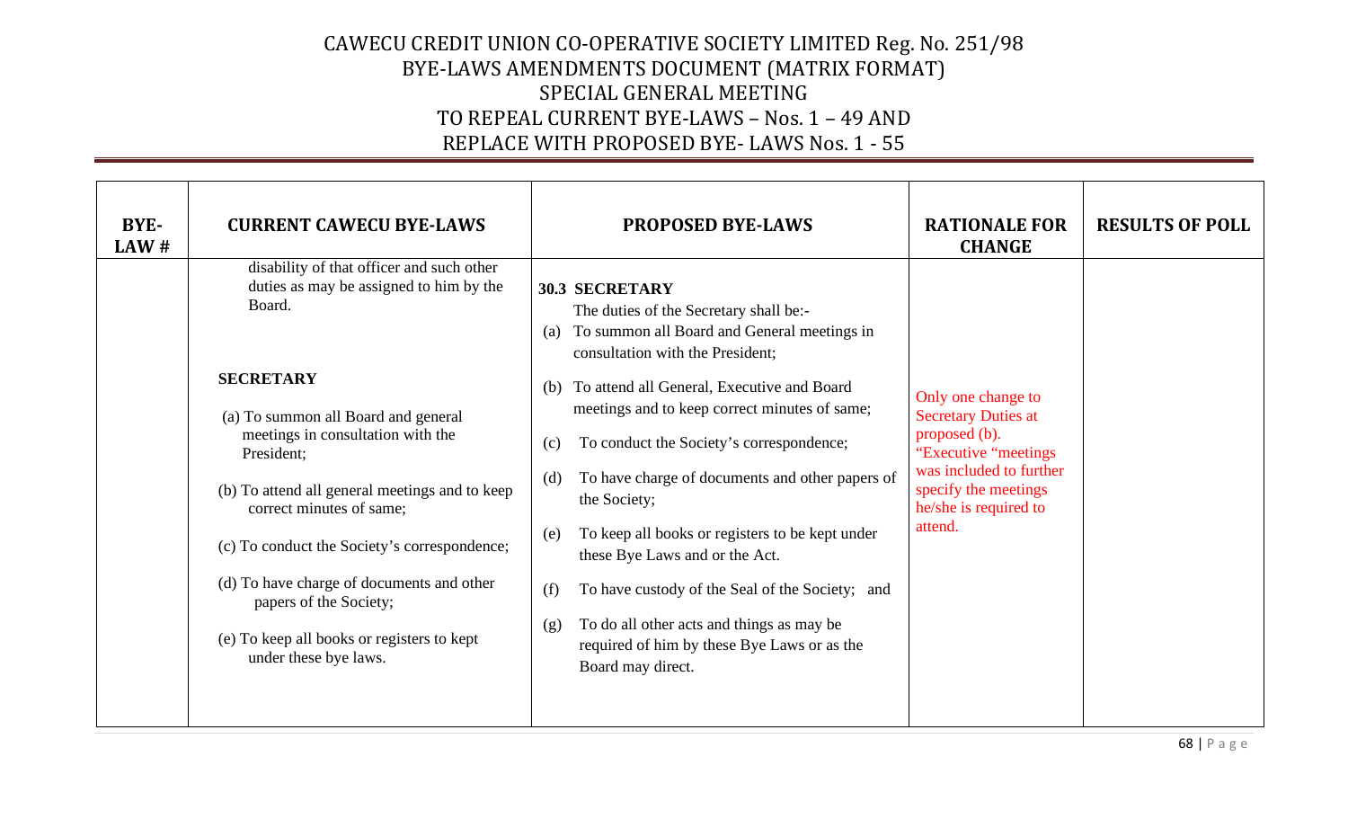# CAWECU CREDIT UNION CO-OPERATIVE SOCIETY LIMITED Reg. No. 251/98
## BYE-LAWS AMENDMENTS DOCUMENT (MATRIX FORMAT)
## SPECIAL GENERAL MEETING
## TO REPEAL CURRENT BYE-LAWS – Nos. 1 – 49 AND
## REPLACE WITH PROPOSED BYE- LAWS Nos. 1 - 55

| BYE-LAW # | CURRENT CAWECU BYE-LAWS | PROPOSED BYE-LAWS | RATIONALE FOR CHANGE | RESULTS OF POLL |
|---|---|---|---|---|
| | disability of that officer and such other duties as may be assigned to him by the Board.<br><br>**SECRETARY**<br><br>(a) To summon all Board and general meetings in consultation with the President;<br><br>(b) To attend all general meetings and to keep correct minutes of same;<br><br>(c) To conduct the Society's correspondence;<br><br>(d) To have charge of documents and other papers of the Society;<br><br>(e) To keep all books or registers to kept under these bye laws. | **30.3 SECRETARY**<br>The duties of the Secretary shall be:-<br>(a) To summon all Board and General meetings in consultation with the President;<br>(b) To attend all General, Executive and Board meetings and to keep correct minutes of same;<br>(c) To conduct the Society's correspondence;<br>(d) To have charge of documents and other papers of the Society;<br>(e) To keep all books or registers to be kept under these Bye Laws and or the Act.<br>(f) To have custody of the Seal of the Society; and<br>(g) To do all other acts and things as may be required of him by these Bye Laws or as the Board may direct. | Only one change to Secretary Duties at proposed (b). "Executive "meetings was included to further specify the meetings he/she is required to attend. | |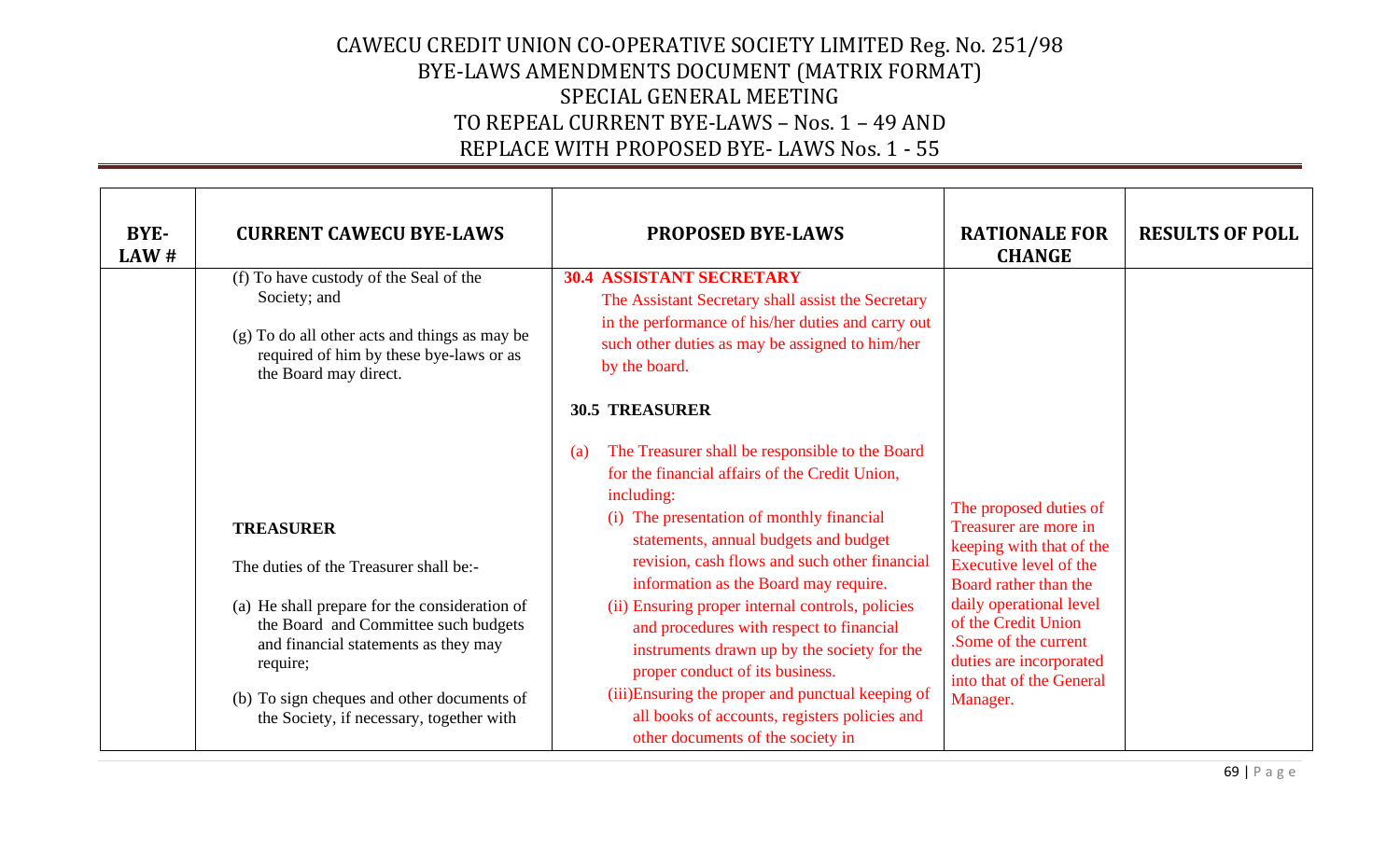# CAWECU CREDIT UNION CO-OPERATIVE SOCIETY LIMITED Reg. No. 251/98
## BYE-LAWS AMENDMENTS DOCUMENT (MATRIX FORMAT)
## SPECIAL GENERAL MEETING
## TO REPEAL CURRENT BYE-LAWS – Nos. 1 – 49 AND
## REPLACE WITH PROPOSED BYE- LAWS Nos. 1 - 55

| BYE-LAW # | CURRENT CAWECU BYE-LAWS | PROPOSED BYE-LAWS | RATIONALE FOR CHANGE | RESULTS OF POLL |
|---|---|---|---|---|
| | (f) To have custody of the Seal of the Society; and<br><br>(g) To do all other acts and things as may be required of him by these bye-laws or as the Board may direct.<br><br>**TREASURER**<br><br>The duties of the Treasurer shall be:-<br><br>(a) He shall prepare for the consideration of the Board and Committee such budgets and financial statements as they may require;<br><br>(b) To sign cheques and other documents of the Society, if necessary, together with | **30.4 ASSISTANT SECRETARY**<br>The Assistant Secretary shall assist the Secretary in the performance of his/her duties and carry out such other duties as may be assigned to him/her by the board.<br><br>**30.5 TREASURER**<br><br>(a) The Treasurer shall be responsible to the Board for the financial affairs of the Credit Union, including:<br>(i) The presentation of monthly financial statements, annual budgets and budget revision, cash flows and such other financial information as the Board may require.<br>(ii) Ensuring proper internal controls, policies and procedures with respect to financial instruments drawn up by the society for the proper conduct of its business.<br>(iii)Ensuring the proper and punctual keeping of all books of accounts, registers policies and other documents of the society in | The proposed duties of Treasurer are more in keeping with that of the Executive level of the Board rather than the daily operational level of the Credit Union .Some of the current duties are incorporated into that of the General Manager. | |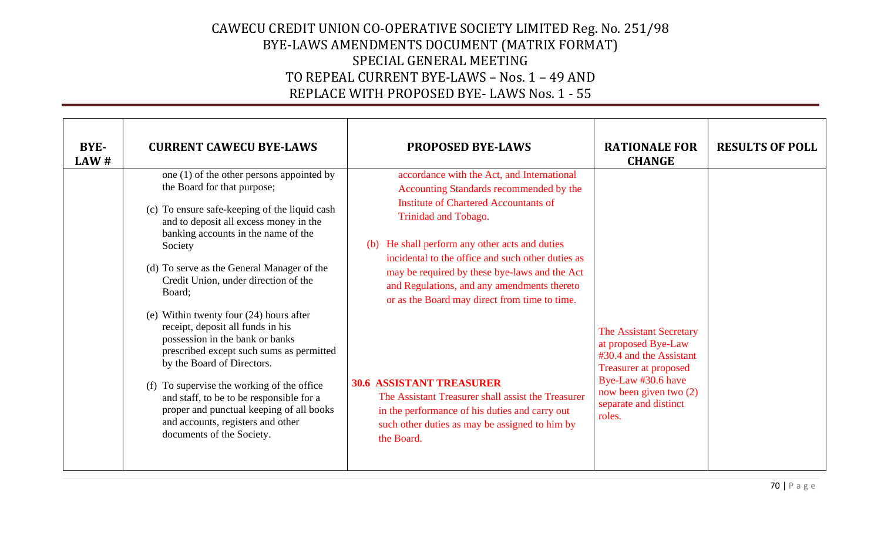# CAWECU CREDIT UNION CO-OPERATIVE SOCIETY LIMITED Reg. No. 251/98
## BYE-LAWS AMENDMENTS DOCUMENT (MATRIX FORMAT)
## SPECIAL GENERAL MEETING
## TO REPEAL CURRENT BYE-LAWS – Nos. 1 – 49 AND REPLACE WITH PROPOSED BYE- LAWS Nos. 1 - 55

| BYE-LAW # | CURRENT CAWECU BYE-LAWS | PROPOSED BYE-LAWS | RATIONALE FOR CHANGE | RESULTS OF POLL |
|---|---|---|---|---|
| | one (1) of the other persons appointed by the Board for that purpose;<br><br>(c) To ensure safe-keeping of the liquid cash and to deposit all excess money in the banking accounts in the name of the Society<br><br>(d) To serve as the General Manager of the Credit Union, under direction of the Board;<br><br>(e) Within twenty four (24) hours after receipt, deposit all funds in his possession in the bank or banks prescribed except such sums as permitted by the Board of Directors.<br><br>(f) To supervise the working of the office and staff, to be to be responsible for a proper and punctual keeping of all books and accounts, registers and other documents of the Society. | accordance with the Act, and International Accounting Standards recommended by the Institute of Chartered Accountants of Trinidad and Tobago.<br><br>(b) He shall perform any other acts and duties incidental to the office and such other duties as may be required by these bye-laws and the Act and Regulations, and any amendments thereto or as the Board may direct from time to time.<br><br>**30.6 ASSISTANT TREASURER**<br>The Assistant Treasurer shall assist the Treasurer in the performance of his duties and carry out such other duties as may be assigned to him by the Board. | The Assistant Secretary at proposed Bye-Law #30.4 and the Assistant Treasurer at proposed Bye-Law #30.6 have now been given two (2) separate and distinct roles. | |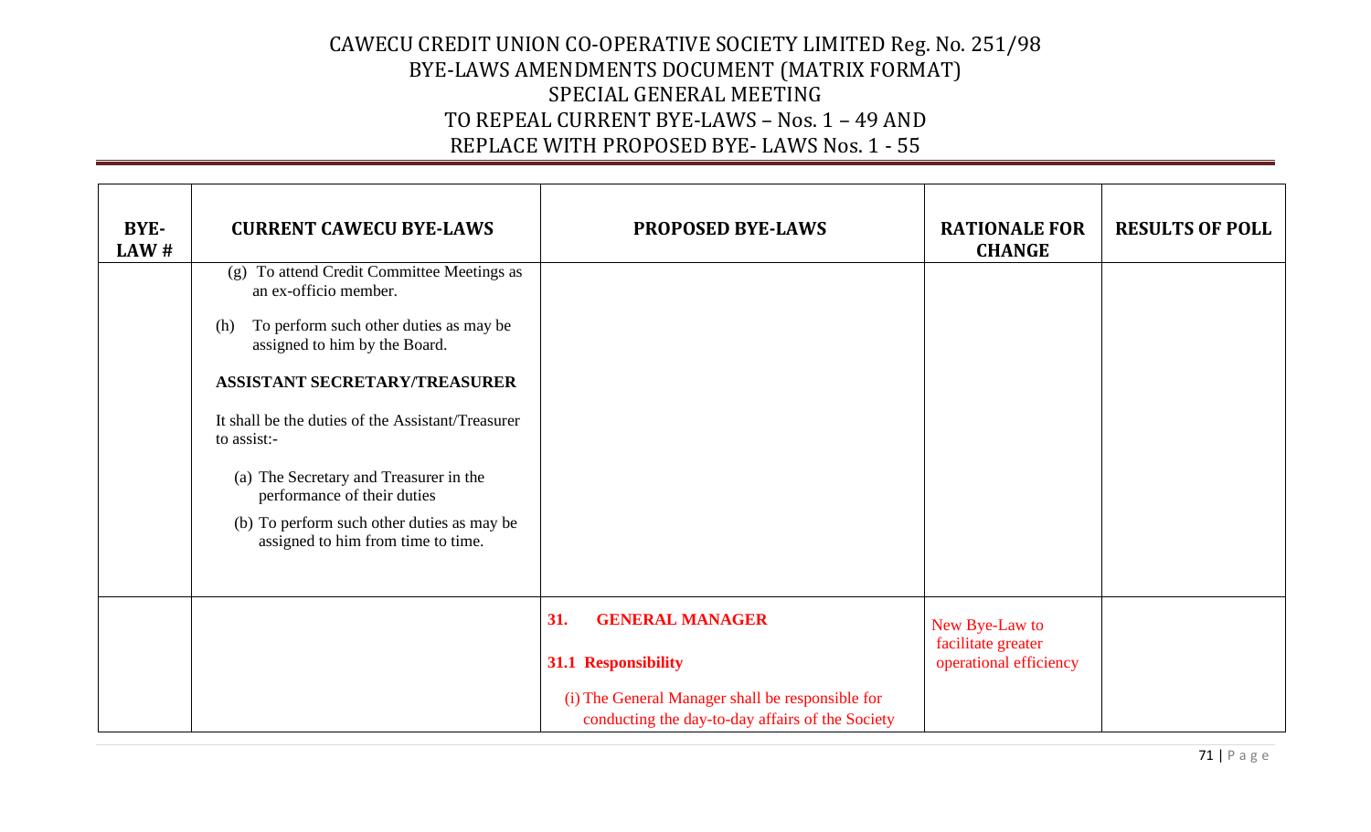# CAWECU CREDIT UNION CO-OPERATIVE SOCIETY LIMITED Reg. No. 251/98
## BYE-LAWS AMENDMENTS DOCUMENT (MATRIX FORMAT)
## SPECIAL GENERAL MEETING
## TO REPEAL CURRENT BYE-LAWS – Nos. 1 – 49 AND REPLACE WITH PROPOSED BYE- LAWS Nos. 1 - 55

| BYE-LAW # | CURRENT CAWECU BYE-LAWS | PROPOSED BYE-LAWS | RATIONALE FOR CHANGE | RESULTS OF POLL |
|---|---|---|---|---|
| | (g) To attend Credit Committee Meetings as an ex-officio member.<br><br>(h) To perform such other duties as may be assigned to him by the Board.<br><br>**ASSISTANT SECRETARY/TREASURER**<br><br>It shall be the duties of the Assistant/Treasurer to assist:-<br><br>(a) The Secretary and Treasurer in the performance of their duties<br><br>(b) To perform such other duties as may be assigned to him from time to time. | | | |
| | | **31. GENERAL MANAGER**<br><br>**31.1 Responsibility**<br><br>(i) The General Manager shall be responsible for conducting the day-to-day affairs of the Society | New Bye-Law to facilitate greater operational efficiency | |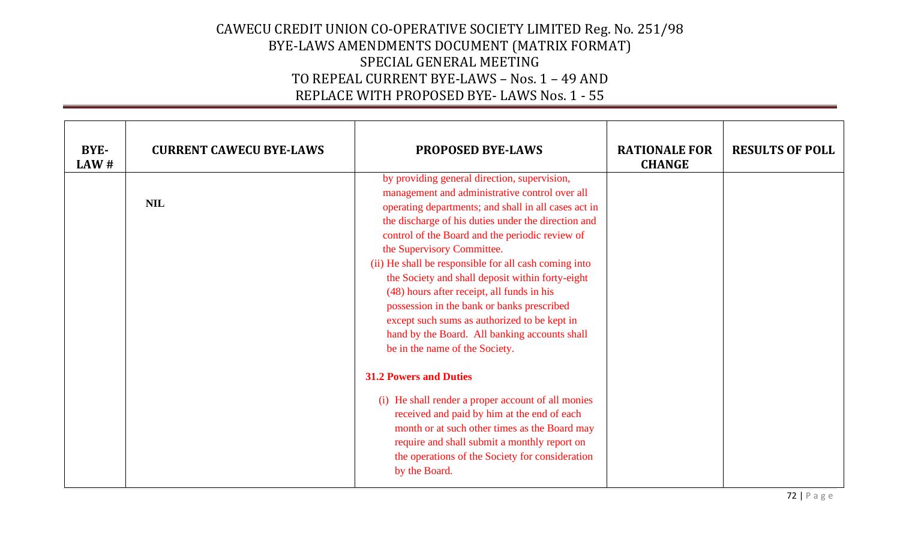CAWECU CREDIT UNION CO-OPERATIVE SOCIETY LIMITED Reg. No. 251/98
BYE-LAWS AMENDMENTS DOCUMENT (MATRIX FORMAT)
SPECIAL GENERAL MEETING
TO REPEAL CURRENT BYE-LAWS – Nos. 1 – 49 AND
REPLACE WITH PROPOSED BYE- LAWS Nos. 1 - 55

| BYE-LAW # | CURRENT CAWECU BYE-LAWS | PROPOSED BYE-LAWS | RATIONALE FOR CHANGE | RESULTS OF POLL |
|---|---|---|---|---|
| | **NIL** | by providing general direction, supervision, management and administrative control over all operating departments; and shall in all cases act in the discharge of his duties under the direction and control of the Board and the periodic review of the Supervisory Committee.<br><br>(ii) He shall be responsible for all cash coming into the Society and shall deposit within forty-eight (48) hours after receipt, all funds in his possession in the bank or banks prescribed except such sums as authorized to be kept in hand by the Board. All banking accounts shall be in the name of the Society.<br><br>**31.2 Powers and Duties**<br><br>(i) He shall render a proper account of all monies received and paid by him at the end of each month or at such other times as the Board may require and shall submit a monthly report on the operations of the Society for consideration by the Board. | | |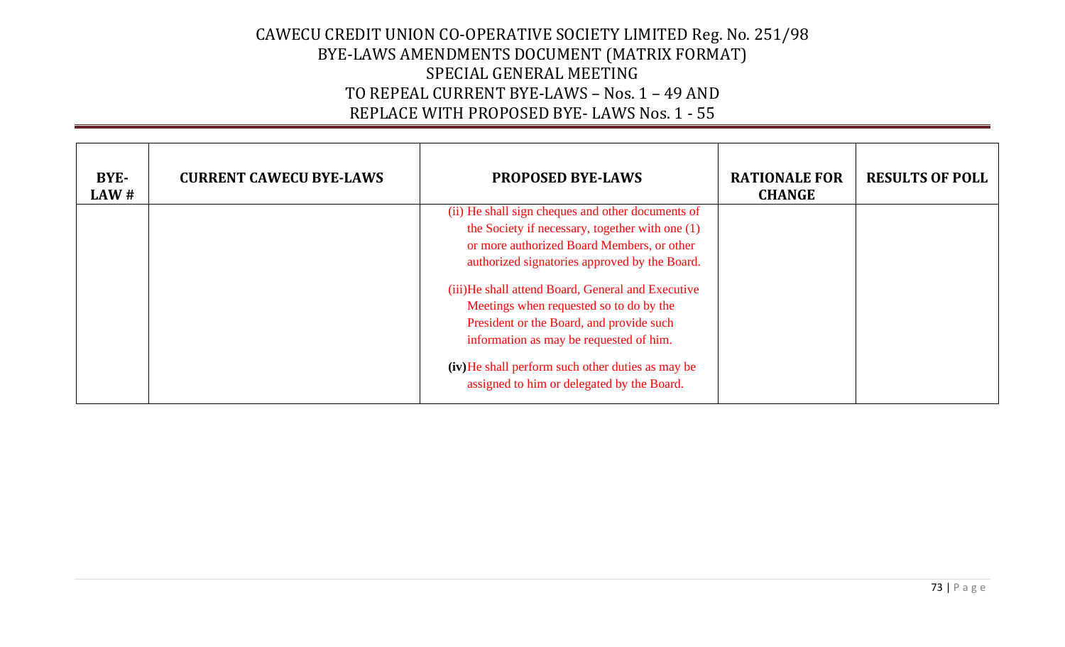CAWECU CREDIT UNION CO-OPERATIVE SOCIETY LIMITED Reg. No. 251/98
BYE-LAWS AMENDMENTS DOCUMENT (MATRIX FORMAT)
SPECIAL GENERAL MEETING
TO REPEAL CURRENT BYE-LAWS – Nos. 1 – 49 AND
REPLACE WITH PROPOSED BYE- LAWS Nos. 1 - 55

| BYE-LAW # | CURRENT CAWECU BYE-LAWS | PROPOSED BYE-LAWS | RATIONALE FOR CHANGE | RESULTS OF POLL |
|---|---|---|---|---|
| | | (ii) He shall sign cheques and other documents of the Society if necessary, together with one (1) or more authorized Board Members, or other authorized signatories approved by the Board.<br><br>(iii)He shall attend Board, General and Executive Meetings when requested so to do by the President or the Board, and provide such information as may be requested of him.<br><br>**(iv)**He shall perform such other duties as may be assigned to him or delegated by the Board. | | |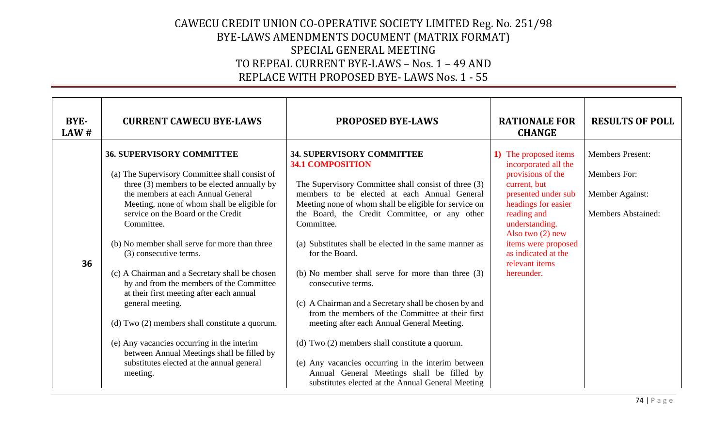# CAWECU CREDIT UNION CO-OPERATIVE SOCIETY LIMITED Reg. No. 251/98
## BYE-LAWS AMENDMENTS DOCUMENT (MATRIX FORMAT)
## SPECIAL GENERAL MEETING
## TO REPEAL CURRENT BYE-LAWS – Nos. 1 – 49 AND
## REPLACE WITH PROPOSED BYE- LAWS Nos. 1 - 55

| BYE-LAW # | CURRENT CAWECU BYE-LAWS | PROPOSED BYE-LAWS | RATIONALE FOR CHANGE | RESULTS OF POLL |
|---|---|---|---|---|
| 36 | **36. SUPERVISORY COMMITTEE**<br><br>(a) The Supervisory Committee shall consist of three (3) members to be elected annually by the members at each Annual General Meeting, none of whom shall be eligible for service on the Board or the Credit Committee.<br><br>(b) No member shall serve for more than three (3) consecutive terms.<br><br>(c) A Chairman and a Secretary shall be chosen by and from the members of the Committee at their first meeting after each annual general meeting.<br><br>(d) Two (2) members shall constitute a quorum.<br><br>(e) Any vacancies occurring in the interim between Annual Meetings shall be filled by substitutes elected at the annual general meeting. | **34. SUPERVISORY COMMITTEE**<br>**34.1 COMPOSITION**<br><br>The Supervisory Committee shall consist of three (3) members to be elected at each Annual General Meeting none of whom shall be eligible for service on the Board, the Credit Committee, or any other Committee.<br><br>(a) Substitutes shall be elected in the same manner as for the Board.<br><br>(b) No member shall serve for more than three (3) consecutive terms.<br><br>(c) A Chairman and a Secretary shall be chosen by and from the members of the Committee at their first meeting after each Annual General Meeting.<br><br>(d) Two (2) members shall constitute a quorum.<br><br>(e) Any vacancies occurring in the interim between Annual General Meetings shall be filled by substitutes elected at the Annual General Meeting | 1) The proposed items incorporated all the provisions of the current, but presented under sub headings for easier reading and understanding. Also two (2) new items were proposed as indicated at the relevant items hereunder. | Members Present:<br><br>Members For:<br><br>Member Against:<br><br>Members Abstained: |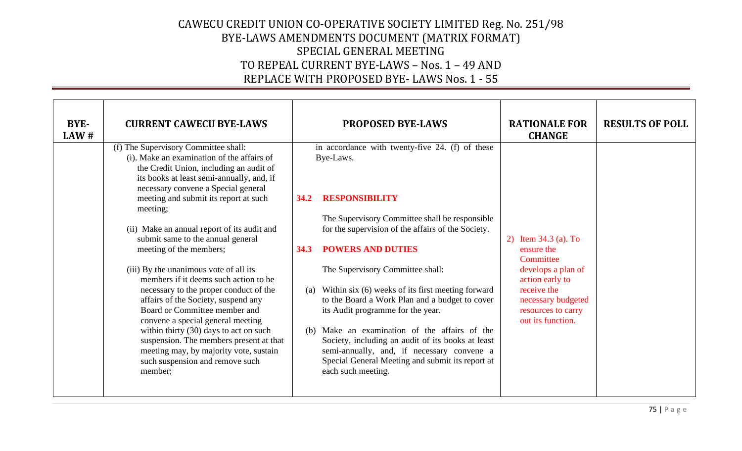# CAWECU CREDIT UNION CO-OPERATIVE SOCIETY LIMITED Reg. No. 251/98
## BYE-LAWS AMENDMENTS DOCUMENT (MATRIX FORMAT)
## SPECIAL GENERAL MEETING
## TO REPEAL CURRENT BYE-LAWS – Nos. 1 – 49 AND
## REPLACE WITH PROPOSED BYE- LAWS Nos. 1 - 55

| BYE-LAW # | CURRENT CAWECU BYE-LAWS | PROPOSED BYE-LAWS | RATIONALE FOR CHANGE | RESULTS OF POLL |
|---|---|---|---|---|
| | (f) The Supervisory Committee shall:<br>(i). Make an examination of the affairs of the Credit Union, including an audit of its books at least semi-annually, and, if necessary convene a Special general meeting and submit its report at such meeting;<br><br>(ii) Make an annual report of its audit and submit same to the annual general meeting of the members;<br><br>(iii) By the unanimous vote of all its members if it deems such action to be necessary to the proper conduct of the affairs of the Society, suspend any Board or Committee member and convene a special general meeting within thirty (30) days to act on such suspension. The members present at that meeting may, by majority vote, sustain such suspension and remove such member; | in accordance with twenty-five 24. (f) of these Bye-Laws.<br><br>**34.2 RESPONSIBILITY**<br><br>The Supervisory Committee shall be responsible for the supervision of the affairs of the Society.<br><br>**34.3 POWERS AND DUTIES**<br><br>The Supervisory Committee shall:<br><br>(a) Within six (6) weeks of its first meeting forward to the Board a Work Plan and a budget to cover its Audit programme for the year.<br><br>(b) Make an examination of the affairs of the Society, including an audit of its books at least semi-annually, and, if necessary convene a Special General Meeting and submit its report at each such meeting. | 2) Item 34.3 (a). To ensure the Committee develops a plan of action early to receive the necessary budgeted resources to carry out its function. | |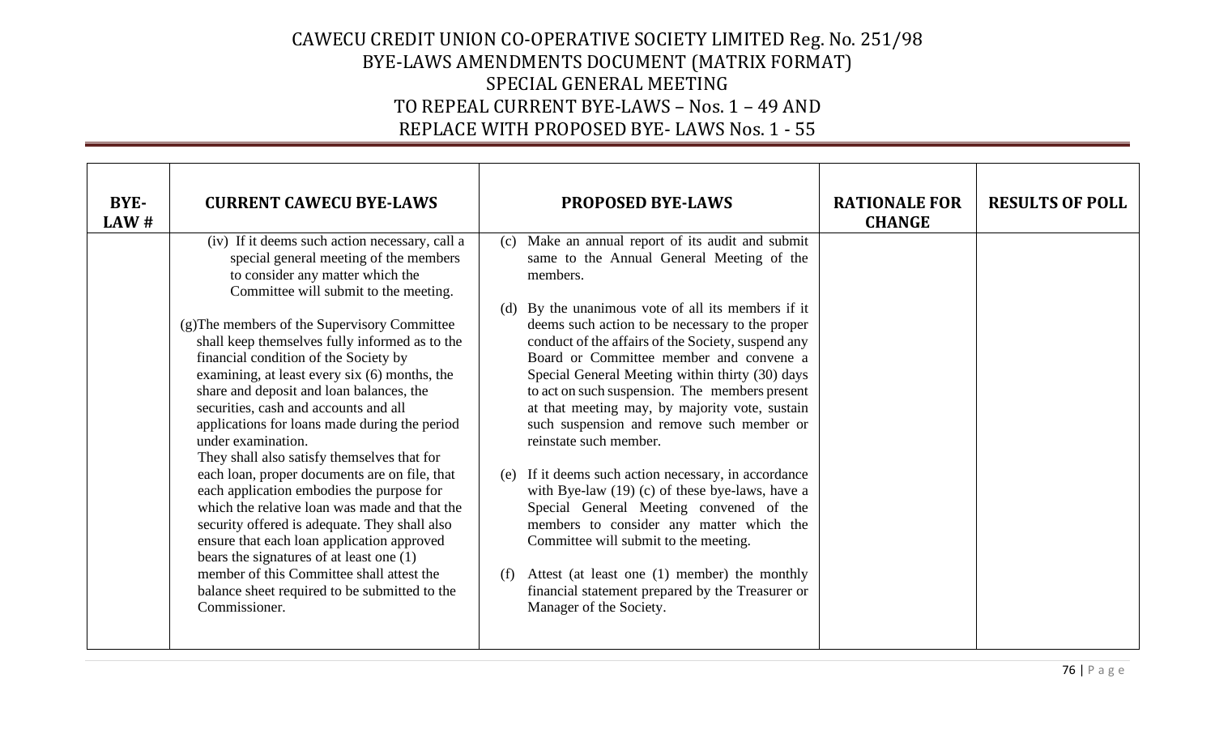# CAWECU CREDIT UNION CO-OPERATIVE SOCIETY LIMITED Reg. No. 251/98
## BYE-LAWS AMENDMENTS DOCUMENT (MATRIX FORMAT)
## SPECIAL GENERAL MEETING
## TO REPEAL CURRENT BYE-LAWS – Nos. 1 – 49 AND
## REPLACE WITH PROPOSED BYE- LAWS Nos. 1 - 55

| BYE-LAW # | CURRENT CAWECU BYE-LAWS | PROPOSED BYE-LAWS | RATIONALE FOR CHANGE | RESULTS OF POLL |
|---|---|---|---|---|
| | (iv) If it deems such action necessary, call a special general meeting of the members to consider any matter which the Committee will submit to the meeting.<br><br>(g)The members of the Supervisory Committee shall keep themselves fully informed as to the financial condition of the Society by examining, at least every six (6) months, the share and deposit and loan balances, the securities, cash and accounts and all applications for loans made during the period under examination.<br>They shall also satisfy themselves that for each loan, proper documents are on file, that each application embodies the purpose for which the relative loan was made and that the security offered is adequate. They shall also ensure that each loan application approved bears the signatures of at least one (1) member of this Committee shall attest the balance sheet required to be submitted to the Commissioner. | (c) Make an annual report of its audit and submit same to the Annual General Meeting of the members.<br><br>(d) By the unanimous vote of all its members if it deems such action to be necessary to the proper conduct of the affairs of the Society, suspend any Board or Committee member and convene a Special General Meeting within thirty (30) days to act on such suspension. The members present at that meeting may, by majority vote, sustain such suspension and remove such member or reinstate such member.<br><br>(e) If it deems such action necessary, in accordance with Bye-law (19) (c) of these bye-laws, have a Special General Meeting convened of the members to consider any matter which the Committee will submit to the meeting.<br><br>(f) Attest (at least one (1) member) the monthly financial statement prepared by the Treasurer or Manager of the Society. | | |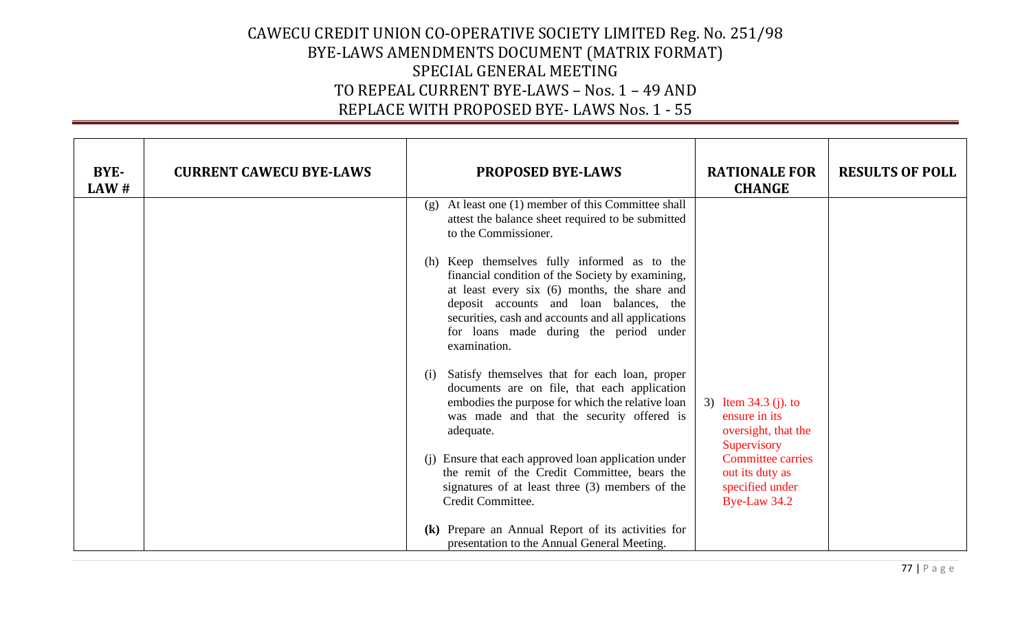# CAWECU CREDIT UNION CO-OPERATIVE SOCIETY LIMITED Reg. No. 251/98
## BYE-LAWS AMENDMENTS DOCUMENT (MATRIX FORMAT)
## SPECIAL GENERAL MEETING
## TO REPEAL CURRENT BYE-LAWS – Nos. 1 – 49 AND REPLACE WITH PROPOSED BYE- LAWS Nos. 1 - 55

| BYE-LAW # | CURRENT CAWECU BYE-LAWS | PROPOSED BYE-LAWS | RATIONALE FOR CHANGE | RESULTS OF POLL |
|---|---|---|---|---|
| | | (g) At least one (1) member of this Committee shall attest the balance sheet required to be submitted to the Commissioner.<br><br>(h) Keep themselves fully informed as to the financial condition of the Society by examining, at least every six (6) months, the share and deposit accounts and loan balances, the securities, cash and accounts and all applications for loans made during the period under examination.<br><br>(i) Satisfy themselves that for each loan, proper documents are on file, that each application embodies the purpose for which the relative loan was made and that the security offered is adequate.<br><br>(j) Ensure that each approved loan application under the remit of the Credit Committee, bears the signatures of at least three (3) members of the Credit Committee.<br><br>**(k)** Prepare an Annual Report of its activities for presentation to the Annual General Meeting. | 3) Item 34.3 (j). to ensure in its oversight, that the Supervisory Committee carries out its duty as specified under Bye-Law 34.2 | |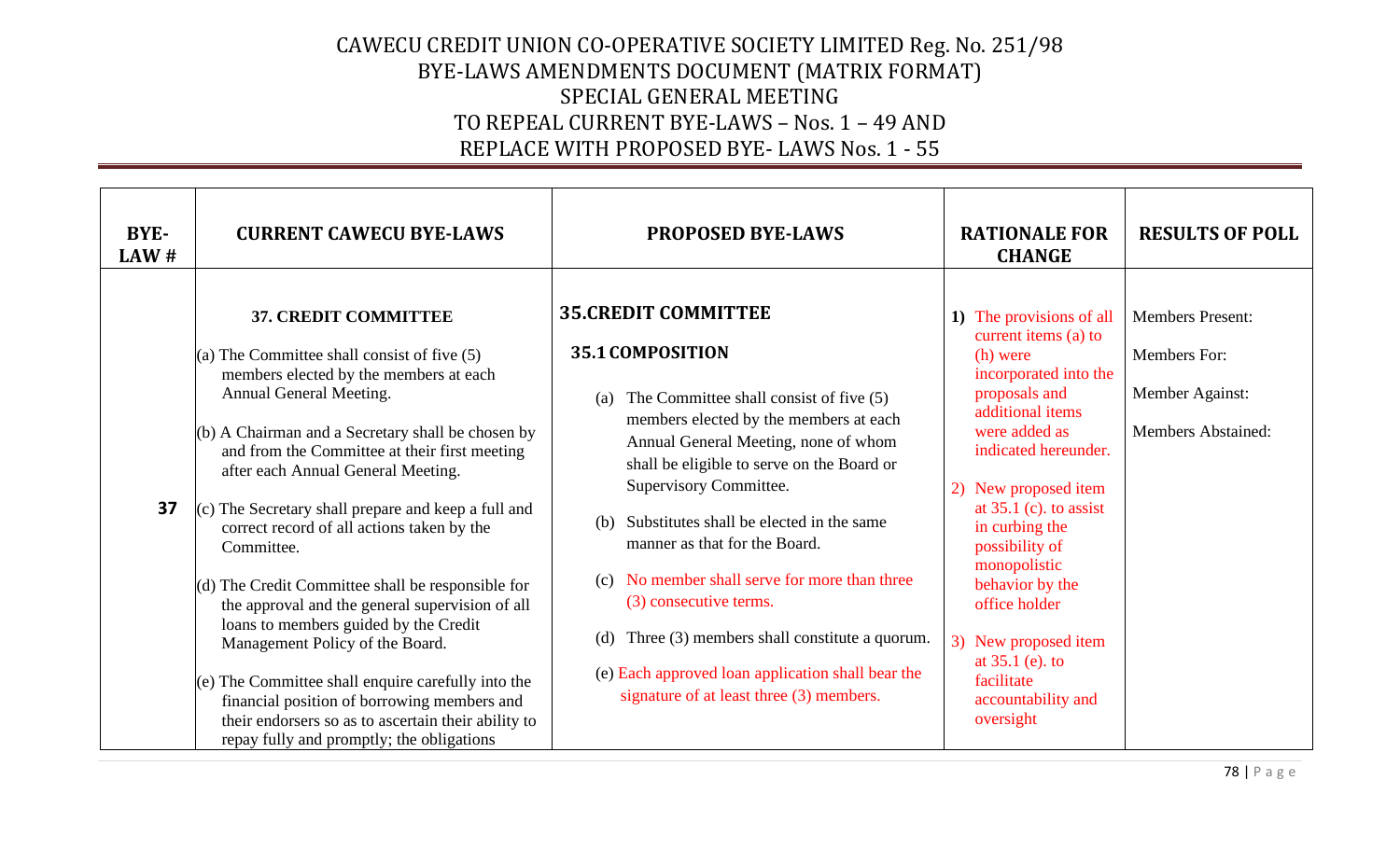# CAWECU CREDIT UNION CO-OPERATIVE SOCIETY LIMITED Reg. No. 251/98
## BYE-LAWS AMENDMENTS DOCUMENT (MATRIX FORMAT)
## SPECIAL GENERAL MEETING
## TO REPEAL CURRENT BYE-LAWS – Nos. 1 – 49 AND
## REPLACE WITH PROPOSED BYE- LAWS Nos. 1 - 55

| BYE-LAW # | CURRENT CAWECU BYE-LAWS | PROPOSED BYE-LAWS | RATIONALE FOR CHANGE | RESULTS OF POLL |
|---|---|---|---|---|
| 37 | **37. CREDIT COMMITTEE**<br><br>(a) The Committee shall consist of five (5) members elected by the members at each Annual General Meeting.<br><br>(b) A Chairman and a Secretary shall be chosen by and from the Committee at their first meeting after each Annual General Meeting.<br><br>(c) The Secretary shall prepare and keep a full and correct record of all actions taken by the Committee.<br><br>(d) The Credit Committee shall be responsible for the approval and the general supervision of all loans to members guided by the Credit Management Policy of the Board.<br><br>(e) The Committee shall enquire carefully into the financial position of borrowing members and their endorsers so as to ascertain their ability to repay fully and promptly; the obligations | **35.CREDIT COMMITTEE**<br><br>**35.1 COMPOSITION**<br><br>(a) The Committee shall consist of five (5) members elected by the members at each Annual General Meeting, none of whom shall be eligible to serve on the Board or Supervisory Committee.<br><br>(b) Substitutes shall be elected in the same manner as that for the Board.<br><br>(c) No member shall serve for more than three (3) consecutive terms.<br><br>(d) Three (3) members shall constitute a quorum.<br><br>(e) Each approved loan application shall bear the signature of at least three (3) members. | 1) The provisions of all current items (a) to (h) were incorporated into the proposals and additional items were added as indicated hereunder.<br><br>2) New proposed item at 35.1 (c). to assist in curbing the possibility of monopolistic behavior by the office holder<br><br>3) New proposed item at 35.1 (e). to facilitate accountability and oversight | Members Present:<br><br>Members For:<br><br>Member Against:<br><br>Members Abstained: |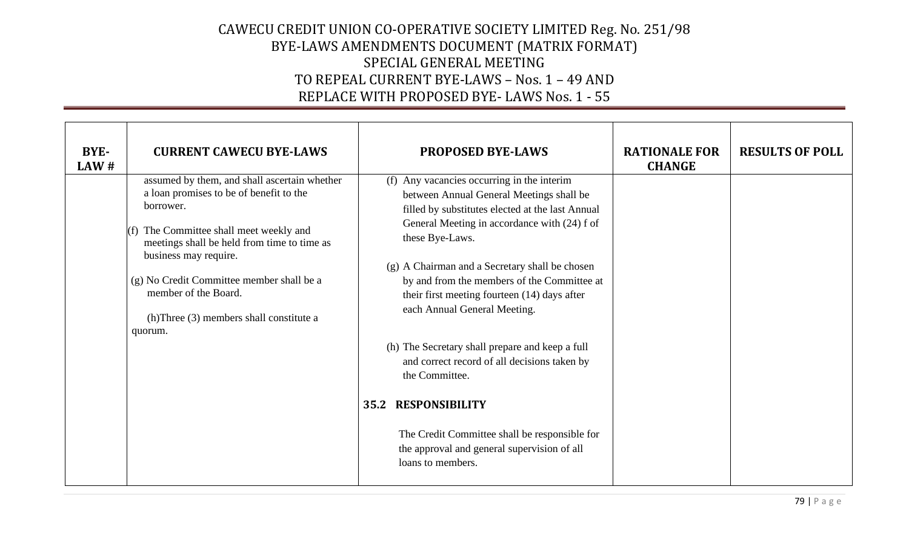| BYE-LAW # | CURRENT CAWECU BYE-LAWS | PROPOSED BYE-LAWS | RATIONALE FOR CHANGE | RESULTS OF POLL |
|---|---|---|---|---|
| | assumed by them, and shall ascertain whether a loan promises to be of benefit to the borrower.<br><br>(f) The Committee shall meet weekly and meetings shall be held from time to time as business may require.<br><br>(g) No Credit Committee member shall be a member of the Board.<br><br>(h)Three (3) members shall constitute a quorum. | (f) Any vacancies occurring in the interim between Annual General Meetings shall be filled by substitutes elected at the last Annual General Meeting in accordance with (24) f of these Bye-Laws.<br><br>(g) A Chairman and a Secretary shall be chosen by and from the members of the Committee at their first meeting fourteen (14) days after each Annual General Meeting.<br><br>(h) The Secretary shall prepare and keep a full and correct record of all decisions taken by the Committee.<br><br>**35.2 RESPONSIBILITY**<br><br>The Credit Committee shall be responsible for the approval and general supervision of all loans to members. | | |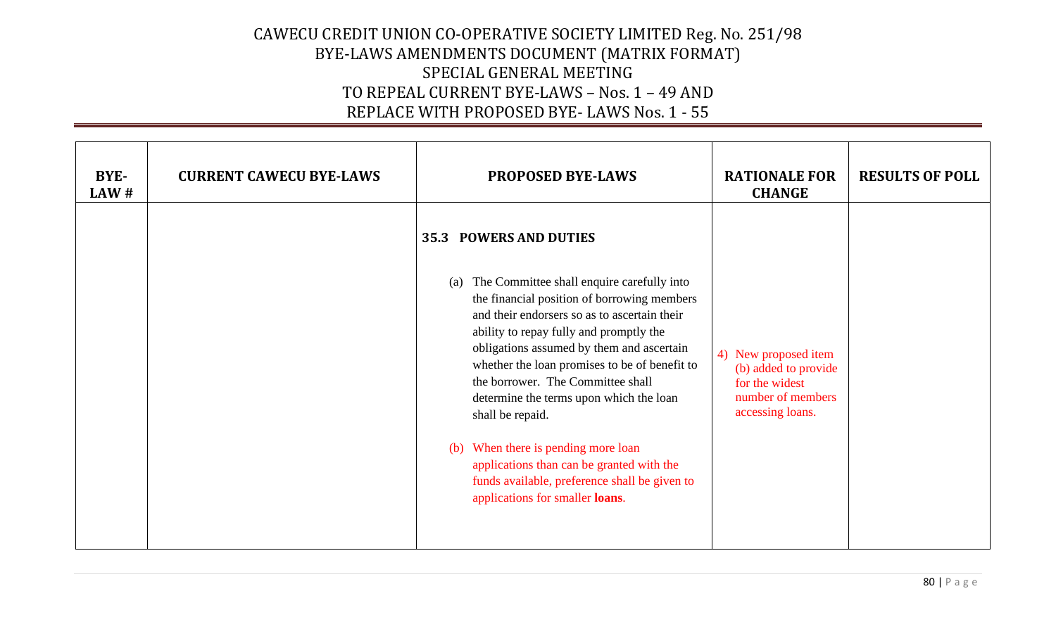# CAWECU CREDIT UNION CO-OPERATIVE SOCIETY LIMITED Reg. No. 251/98
## BYE-LAWS AMENDMENTS DOCUMENT (MATRIX FORMAT)
## SPECIAL GENERAL MEETING
## TO REPEAL CURRENT BYE-LAWS – Nos. 1 – 49 AND REPLACE WITH PROPOSED BYE- LAWS Nos. 1 - 55

| BYE-LAW # | CURRENT CAWECU BYE-LAWS | PROPOSED BYE-LAWS | RATIONALE FOR CHANGE | RESULTS OF POLL |
|---|---|---|---|---|
| | | **35.3 POWERS AND DUTIES**<br><br>(a) The Committee shall enquire carefully into the financial position of borrowing members and their endorsers so as to ascertain their ability to repay fully and promptly the obligations assumed by them and ascertain whether the loan promises to be of benefit to the borrower. The Committee shall determine the terms upon which the loan shall be repaid.<br><br>(b) When there is pending more loan applications than can be granted with the funds available, preference shall be given to applications for smaller **loans**. | 4) New proposed item (b) added to provide for the widest number of members accessing loans. | |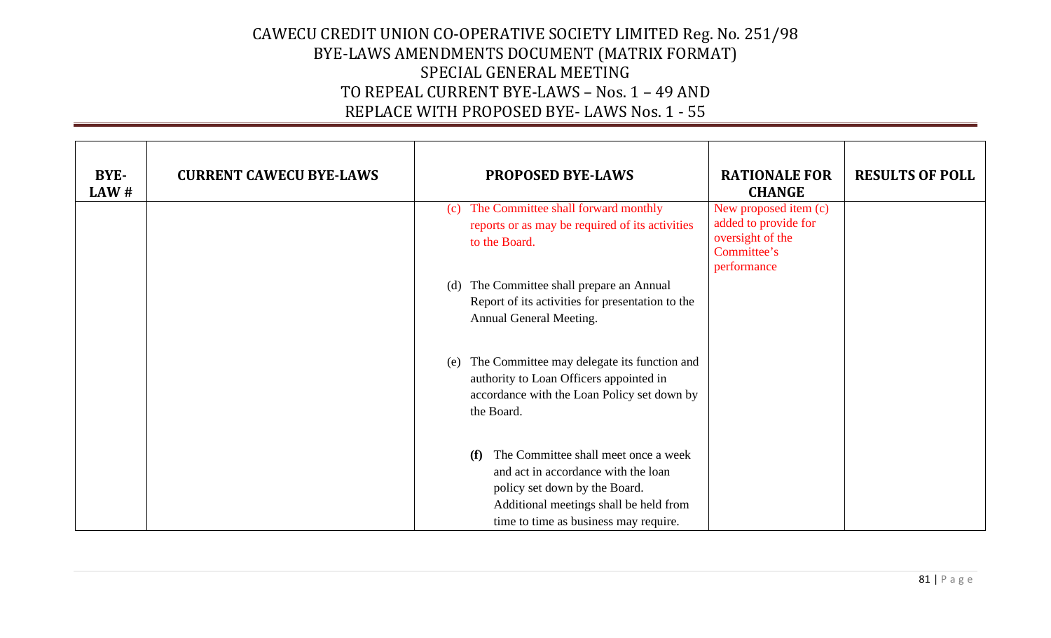CAWECU CREDIT UNION CO-OPERATIVE SOCIETY LIMITED Reg. No. 251/98
BYE-LAWS AMENDMENTS DOCUMENT (MATRIX FORMAT)
SPECIAL GENERAL MEETING
TO REPEAL CURRENT BYE-LAWS – Nos. 1 – 49 AND
REPLACE WITH PROPOSED BYE- LAWS Nos. 1 - 55

| BYE-LAW # | CURRENT CAWECU BYE-LAWS | PROPOSED BYE-LAWS | RATIONALE FOR CHANGE | RESULTS OF POLL |
|---|---|---|---|---|
| | | (c) The Committee shall forward monthly reports or as may be required of its activities to the Board.<br><br>(d) The Committee shall prepare an Annual Report of its activities for presentation to the Annual General Meeting.<br><br>(e) The Committee may delegate its function and authority to Loan Officers appointed in accordance with the Loan Policy set down by the Board.<br><br>**(f)** The Committee shall meet once a week and act in accordance with the loan policy set down by the Board. Additional meetings shall be held from time to time as business may require. | New proposed item (c) added to provide for oversight of the Committee's performance | |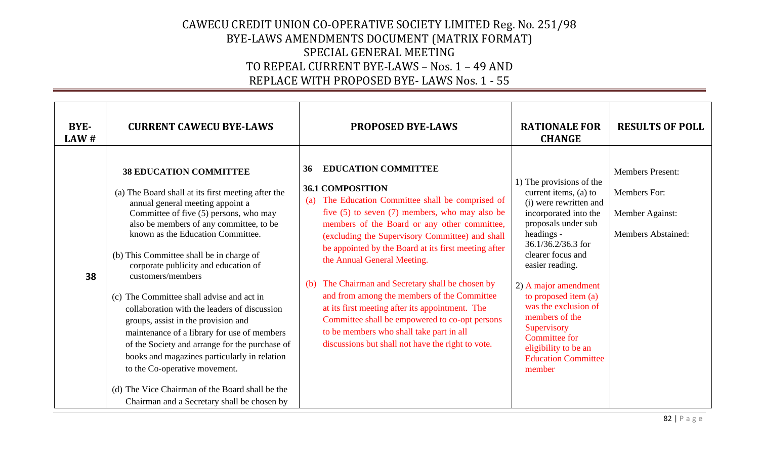# CAWECU CREDIT UNION CO-OPERATIVE SOCIETY LIMITED Reg. No. 251/98
## BYE-LAWS AMENDMENTS DOCUMENT (MATRIX FORMAT)
## SPECIAL GENERAL MEETING
## TO REPEAL CURRENT BYE-LAWS – Nos. 1 – 49 AND
## REPLACE WITH PROPOSED BYE- LAWS Nos. 1 - 55

| BYE-LAW # | CURRENT CAWECU BYE-LAWS | PROPOSED BYE-LAWS | RATIONALE FOR CHANGE | RESULTS OF POLL |
|---|---|---|---|---|
| 38 | **38 EDUCATION COMMITTEE**<br><br>(a) The Board shall at its first meeting after the annual general meeting appoint a Committee of five (5) persons, who may also be members of any committee, to be known as the Education Committee.<br><br>(b) This Committee shall be in charge of corporate publicity and education of customers/members<br><br>(c) The Committee shall advise and act in collaboration with the leaders of discussion groups, assist in the provision and maintenance of a library for use of members of the Society and arrange for the purchase of books and magazines particularly in relation to the Co-operative movement.<br><br>(d) The Vice Chairman of the Board shall be the Chairman and a Secretary shall be chosen by | **36 EDUCATION COMMITTEE**<br><br>**36.1 COMPOSITION**<br>(a) The Education Committee shall be comprised of five (5) to seven (7) members, who may also be members of the Board or any other committee, (excluding the Supervisory Committee) and shall be appointed by the Board at its first meeting after the Annual General Meeting.<br><br>(b) The Chairman and Secretary shall be chosen by and from among the members of the Committee at its first meeting after its appointment. The Committee shall be empowered to co-opt persons to be members who shall take part in all discussions but shall not have the right to vote. | 1) The provisions of the current items, (a) to (i) were rewritten and incorporated into the proposals under sub headings - 36.1/36.2/36.3 for clearer focus and easier reading.<br><br>2) A major amendment to proposed item (a) was the exclusion of members of the Supervisory Committee for eligibility to be an Education Committee member | Members Present:<br><br>Members For:<br><br>Member Against:<br><br>Members Abstained: |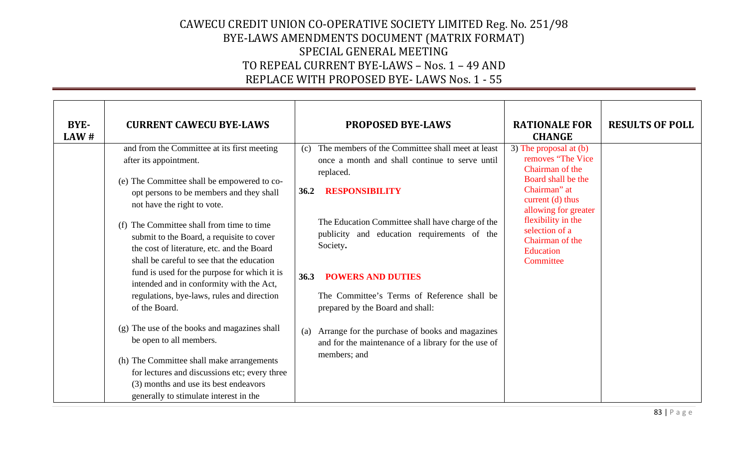# CAWECU CREDIT UNION CO-OPERATIVE SOCIETY LIMITED Reg. No. 251/98
## BYE-LAWS AMENDMENTS DOCUMENT (MATRIX FORMAT)
## SPECIAL GENERAL MEETING
## TO REPEAL CURRENT BYE-LAWS – Nos. 1 – 49 AND REPLACE WITH PROPOSED BYE- LAWS Nos. 1 - 55

| BYE-LAW # | CURRENT CAWECU BYE-LAWS | PROPOSED BYE-LAWS | RATIONALE FOR CHANGE | RESULTS OF POLL |
|---|---|---|---|---|
| | and from the Committee at its first meeting after its appointment.<br><br>(e) The Committee shall be empowered to co-opt persons to be members and they shall not have the right to vote.<br><br>(f) The Committee shall from time to time submit to the Board, a requisite to cover the cost of literature, etc. and the Board shall be careful to see that the education fund is used for the purpose for which it is intended and in conformity with the Act, regulations, bye-laws, rules and direction of the Board.<br><br>(g) The use of the books and magazines shall be open to all members.<br><br>(h) The Committee shall make arrangements for lectures and discussions etc; every three (3) months and use its best endeavors generally to stimulate interest in the | (c) The members of the Committee shall meet at least once a month and shall continue to serve until replaced.<br><br>**36.2 RESPONSIBILITY**<br><br>The Education Committee shall have charge of the publicity and education requirements of the Society**.**<br><br>**36.3 POWERS AND DUTIES**<br><br>The Committee's Terms of Reference shall be prepared by the Board and shall:<br><br>(a) Arrange for the purchase of books and magazines and for the maintenance of a library for the use of members; and | 3) The proposal at (b) removes "The Vice Chairman of the Board shall be the Chairman" at current (d) thus allowing for greater flexibility in the selection of a Chairman of the Education Committee | |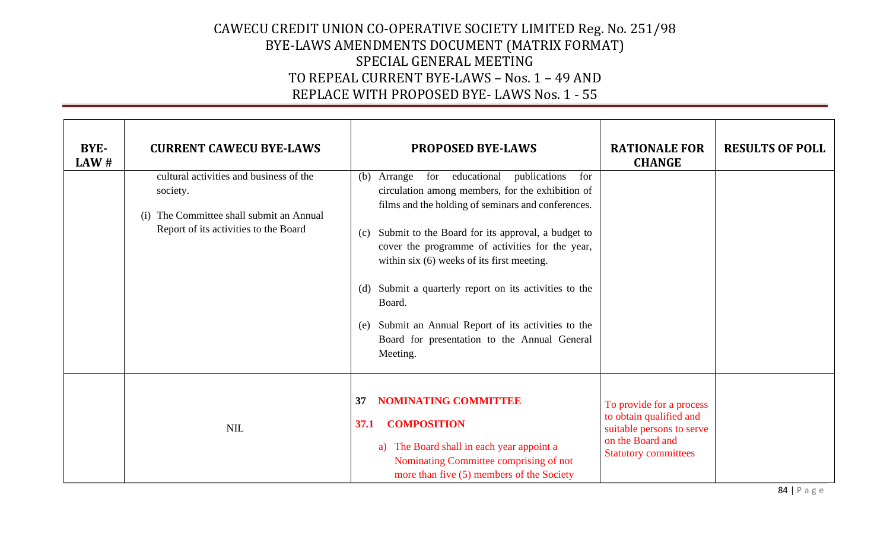# CAWECU CREDIT UNION CO-OPERATIVE SOCIETY LIMITED Reg. No. 251/98
## BYE-LAWS AMENDMENTS DOCUMENT (MATRIX FORMAT)
## SPECIAL GENERAL MEETING
## TO REPEAL CURRENT BYE-LAWS – Nos. 1 – 49 AND REPLACE WITH PROPOSED BYE- LAWS Nos. 1 - 55

| BYE-LAW # | CURRENT CAWECU BYE-LAWS | PROPOSED BYE-LAWS | RATIONALE FOR CHANGE | RESULTS OF POLL |
|---|---|---|---|---|
| | cultural activities and business of the society.<br><br>(i) The Committee shall submit an Annual Report of its activities to the Board | (b) Arrange for educational publications for circulation among members, for the exhibition of films and the holding of seminars and conferences.<br><br>(c) Submit to the Board for its approval, a budget to cover the programme of activities for the year, within six (6) weeks of its first meeting.<br><br>(d) Submit a quarterly report on its activities to the Board.<br><br>(e) Submit an Annual Report of its activities to the Board for presentation to the Annual General Meeting. | | |
| | NIL | **37 NOMINATING COMMITTEE**<br><br>**37.1 COMPOSITION**<br><br>a) The Board shall in each year appoint a Nominating Committee comprising of not more than five (5) members of the Society | To provide for a process to obtain qualified and suitable persons to serve on the Board and Statutory committees | |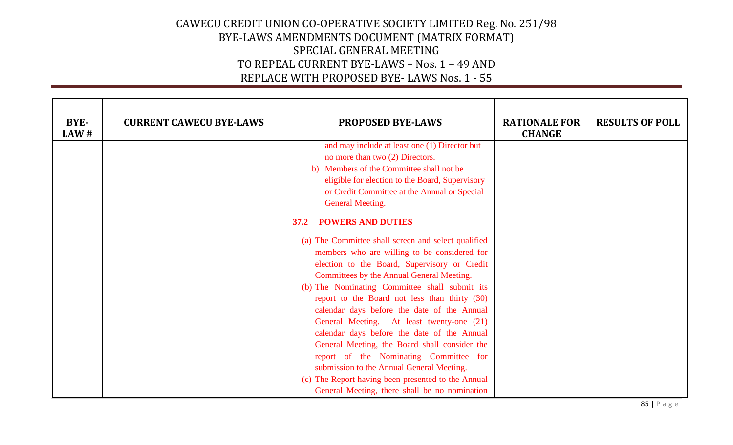| BYE-LAW # | CURRENT CAWECU BYE-LAWS | PROPOSED BYE-LAWS | RATIONALE FOR CHANGE | RESULTS OF POLL |
|---|---|---|---|---|
| | | and may include at least one (1) Director but no more than two (2) Directors.<br>b) Members of the Committee shall not be eligible for election to the Board, Supervisory or Credit Committee at the Annual or Special General Meeting.<br><br>**37.2 POWERS AND DUTIES**<br><br>(a) The Committee shall screen and select qualified members who are willing to be considered for election to the Board, Supervisory or Credit Committees by the Annual General Meeting.<br>(b) The Nominating Committee shall submit its report to the Board not less than thirty (30) calendar days before the date of the Annual General Meeting. At least twenty-one (21) calendar days before the date of the Annual General Meeting, the Board shall consider the report of the Nominating Committee for submission to the Annual General Meeting.<br>(c) The Report having been presented to the Annual General Meeting, there shall be no nomination | | |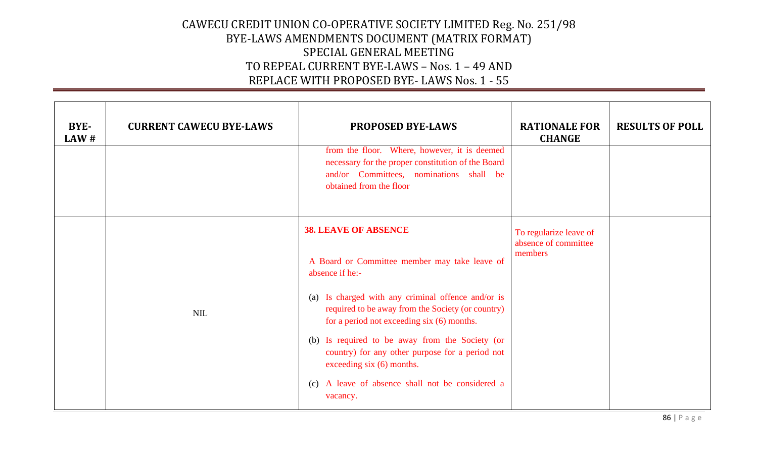CAWECU CREDIT UNION CO-OPERATIVE SOCIETY LIMITED Reg. No. 251/98
BYE-LAWS AMENDMENTS DOCUMENT (MATRIX FORMAT)
SPECIAL GENERAL MEETING
TO REPEAL CURRENT BYE-LAWS – Nos. 1 – 49 AND
REPLACE WITH PROPOSED BYE- LAWS Nos. 1 - 55

| BYE-LAW # | CURRENT CAWECU BYE-LAWS | PROPOSED BYE-LAWS | RATIONALE FOR CHANGE | RESULTS OF POLL |
|---|---|---|---|---|
| | | from the floor. Where, however, it is deemed necessary for the proper constitution of the Board and/or Committees, nominations shall be obtained from the floor | | |
| | NIL | **38. LEAVE OF ABSENCE**<br><br>A Board or Committee member may take leave of absence if he:-<br><br>(a) Is charged with any criminal offence and/or is required to be away from the Society (or country) for a period not exceeding six (6) months.<br><br>(b) Is required to be away from the Society (or country) for any other purpose for a period not exceeding six (6) months.<br><br>(c) A leave of absence shall not be considered a vacancy. | To regularize leave of absence of committee members | |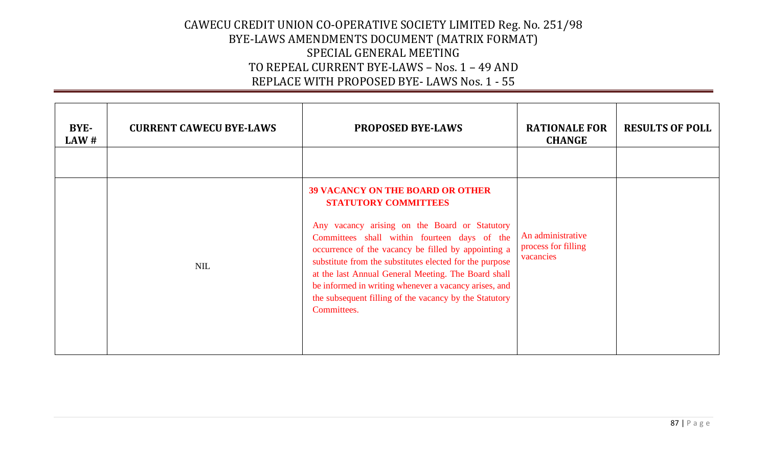# CAWECU CREDIT UNION CO-OPERATIVE SOCIETY LIMITED Reg. No. 251/98
## BYE-LAWS AMENDMENTS DOCUMENT (MATRIX FORMAT)
## SPECIAL GENERAL MEETING
## TO REPEAL CURRENT BYE-LAWS – Nos. 1 – 49 AND REPLACE WITH PROPOSED BYE- LAWS Nos. 1 - 55

| BYE-LAW # | CURRENT CAWECU BYE-LAWS | PROPOSED BYE-LAWS | RATIONALE FOR CHANGE | RESULTS OF POLL |
|---|---|---|---|---|
| | | | | |
| | NIL | **39 VACANCY ON THE BOARD OR OTHER STATUTORY COMMITTEES**<br><br>Any vacancy arising on the Board or Statutory Committees shall within fourteen days of the occurrence of the vacancy be filled by appointing a substitute from the substitutes elected for the purpose at the last Annual General Meeting. The Board shall be informed in writing whenever a vacancy arises, and the subsequent filling of the vacancy by the Statutory Committees. | An administrative process for filling vacancies | |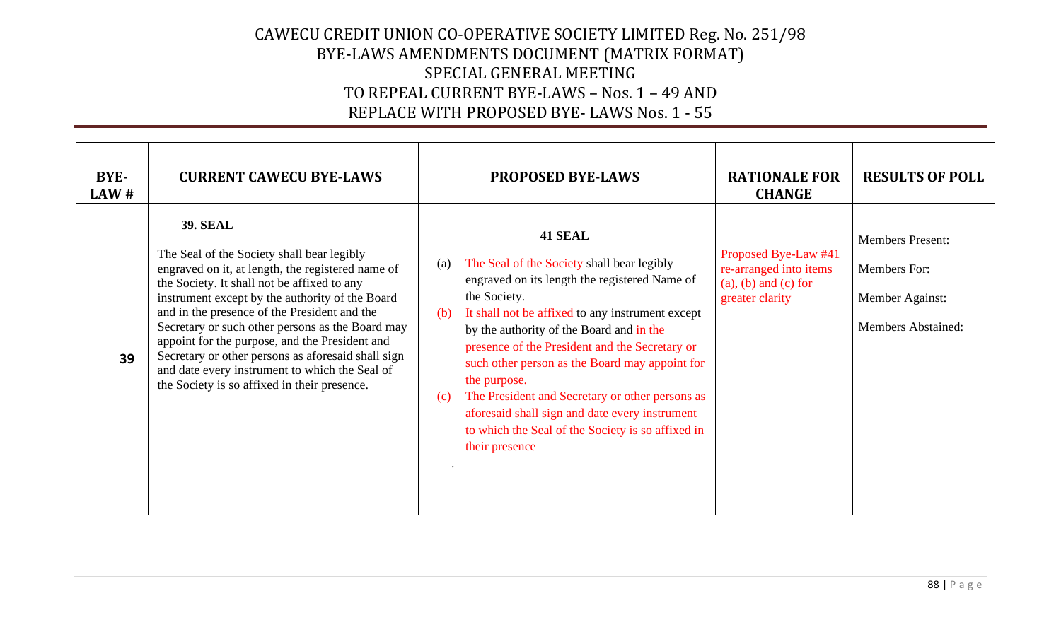# CAWECU CREDIT UNION CO-OPERATIVE SOCIETY LIMITED Reg. No. 251/98
## BYE-LAWS AMENDMENTS DOCUMENT (MATRIX FORMAT)
## SPECIAL GENERAL MEETING
## TO REPEAL CURRENT BYE-LAWS – Nos. 1 – 49 AND
## REPLACE WITH PROPOSED BYE- LAWS Nos. 1 - 55

| BYE-LAW # | CURRENT CAWECU BYE-LAWS | PROPOSED BYE-LAWS | RATIONALE FOR CHANGE | RESULTS OF POLL |
|---|---|---|---|---|
| 39 | **39. SEAL**<br><br>The Seal of the Society shall bear legibly engraved on it, at length, the registered name of the Society. It shall not be affixed to any instrument except by the authority of the Board and in the presence of the President and the Secretary or such other persons as the Board may appoint for the purpose, and the President and Secretary or other persons as aforesaid shall sign and date every instrument to which the Seal of the Society is so affixed in their presence. | **41 SEAL**<br><br>(a) The Seal of the Society shall bear legibly engraved on its length the registered Name of the Society.<br>(b) It shall not be affixed to any instrument except by the authority of the Board and in the presence of the President and the Secretary or such other person as the Board may appoint for the purpose.<br>(c) The President and Secretary or other persons as aforesaid shall sign and date every instrument to which the Seal of the Society is so affixed in their presence<br><br>. | Proposed Bye-Law #41 re-arranged into items (a), (b) and (c) for greater clarity | Members Present:<br><br>Members For:<br><br>Member Against:<br><br>Members Abstained: |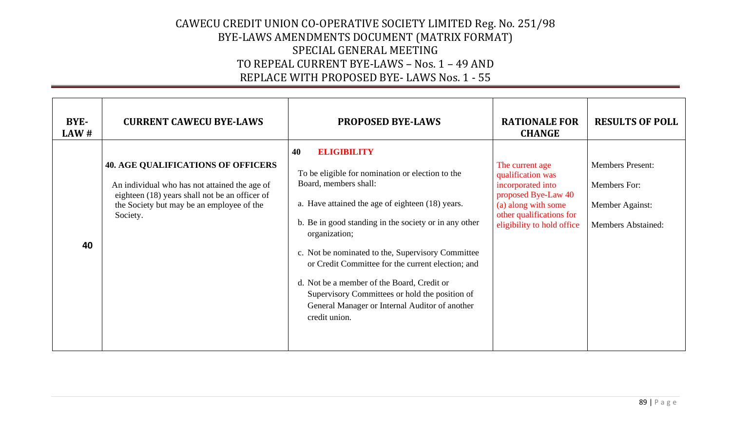# CAWECU CREDIT UNION CO-OPERATIVE SOCIETY LIMITED Reg. No. 251/98
## BYE-LAWS AMENDMENTS DOCUMENT (MATRIX FORMAT)
## SPECIAL GENERAL MEETING
## TO REPEAL CURRENT BYE-LAWS – Nos. 1 – 49 AND REPLACE WITH PROPOSED BYE- LAWS Nos. 1 - 55

| BYE-LAW # | CURRENT CAWECU BYE-LAWS | PROPOSED BYE-LAWS | RATIONALE FOR CHANGE | RESULTS OF POLL |
|---|---|---|---|---|
| **40** | **40. AGE QUALIFICATIONS OF OFFICERS**<br>An individual who has not attained the age of eighteen (18) years shall not be an officer of the Society but may be an employee of the Society. | **40 ELIGIBILITY**<br>To be eligible for nomination or election to the Board, members shall:<br>a. Have attained the age of eighteen (18) years.<br>b. Be in good standing in the society or in any other organization;<br>c. Not be nominated to the, Supervisory Committee or Credit Committee for the current election; and<br>d. Not be a member of the Board, Credit or Supervisory Committees or hold the position of General Manager or Internal Auditor of another credit union. | The current age qualification was incorporated into proposed Bye-Law 40 (a) along with some other qualifications for eligibility to hold office | Members Present:<br>Members For:<br>Member Against:<br>Members Abstained: |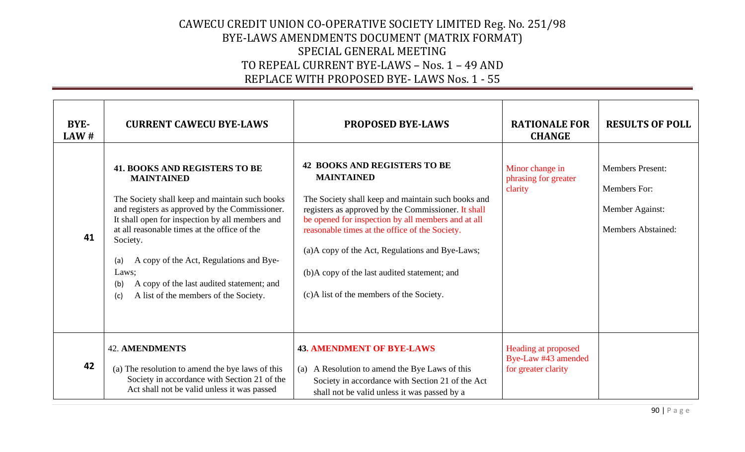# CAWECU CREDIT UNION CO-OPERATIVE SOCIETY LIMITED Reg. No. 251/98
## BYE-LAWS AMENDMENTS DOCUMENT (MATRIX FORMAT)
## SPECIAL GENERAL MEETING
## TO REPEAL CURRENT BYE-LAWS – Nos. 1 – 49 AND
## REPLACE WITH PROPOSED BYE- LAWS Nos. 1 - 55

| BYE-LAW # | CURRENT CAWECU BYE-LAWS | PROPOSED BYE-LAWS | RATIONALE FOR CHANGE | RESULTS OF POLL |
|---|---|---|---|---|
| 41 | **41. BOOKS AND REGISTERS TO BE MAINTAINED**<br><br>The Society shall keep and maintain such books and registers as approved by the Commissioner. It shall open for inspection by all members and at all reasonable times at the office of the Society.<br><br>(a) A copy of the Act, Regulations and Bye-Laws;<br>(b) A copy of the last audited statement; and<br>(c) A list of the members of the Society. | **42 BOOKS AND REGISTERS TO BE MAINTAINED**<br><br>The Society shall keep and maintain such books and registers as approved by the Commissioner. It shall be opened for inspection by all members and at all reasonable times at the office of the Society.<br><br>(a)A copy of the Act, Regulations and Bye-Laws;<br><br>(b)A copy of the last audited statement; and<br><br>(c)A list of the members of the Society. | Minor change in phrasing for greater clarity | Members Present:<br><br>Members For:<br><br>Member Against:<br><br>Members Abstained: |
| 42 | 42. **AMENDMENTS**<br><br>(a) The resolution to amend the bye laws of this Society in accordance with Section 21 of the Act shall not be valid unless it was passed | **43. AMENDMENT OF BYE-LAWS**<br><br>(a) A Resolution to amend the Bye Laws of this Society in accordance with Section 21 of the Act shall not be valid unless it was passed by a | Heading at proposed Bye-Law #43 amended for greater clarity | |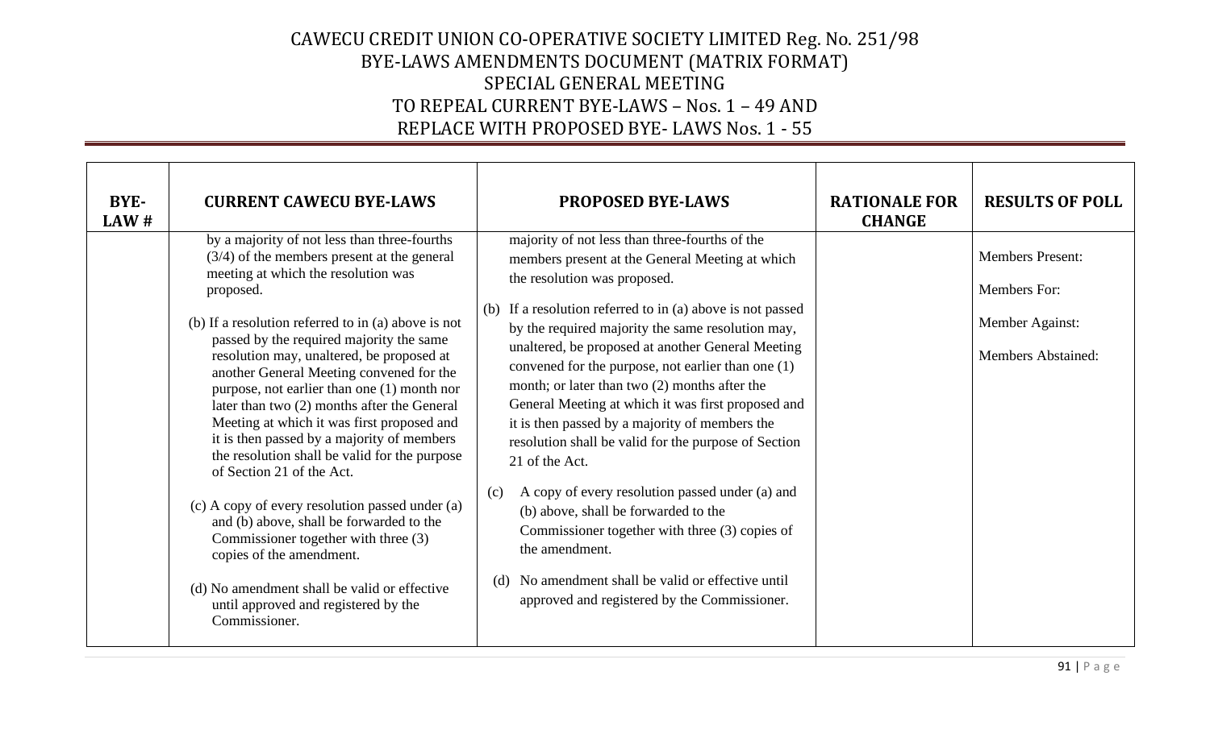# CAWECU CREDIT UNION CO-OPERATIVE SOCIETY LIMITED Reg. No. 251/98
## BYE-LAWS AMENDMENTS DOCUMENT (MATRIX FORMAT)
## SPECIAL GENERAL MEETING
## TO REPEAL CURRENT BYE-LAWS – Nos. 1 – 49 AND
## REPLACE WITH PROPOSED BYE- LAWS Nos. 1 - 55

| BYE-LAW # | CURRENT CAWECU BYE-LAWS | PROPOSED BYE-LAWS | RATIONALE FOR CHANGE | RESULTS OF POLL |
|---|---|---|---|---|
| | by a majority of not less than three-fourths (3/4) of the members present at the general meeting at which the resolution was proposed.<br><br>(b) If a resolution referred to in (a) above is not passed by the required majority the same resolution may, unaltered, be proposed at another General Meeting convened for the purpose, not earlier than one (1) month nor later than two (2) months after the General Meeting at which it was first proposed and it is then passed by a majority of members the resolution shall be valid for the purpose of Section 21 of the Act.<br><br>(c) A copy of every resolution passed under (a) and (b) above, shall be forwarded to the Commissioner together with three (3) copies of the amendment.<br><br>(d) No amendment shall be valid or effective until approved and registered by the Commissioner. | majority of not less than three-fourths of the members present at the General Meeting at which the resolution was proposed.<br><br>(b) If a resolution referred to in (a) above is not passed by the required majority the same resolution may, unaltered, be proposed at another General Meeting convened for the purpose, not earlier than one (1) month; or later than two (2) months after the General Meeting at which it was first proposed and it is then passed by a majority of members the resolution shall be valid for the purpose of Section 21 of the Act.<br><br>(c) A copy of every resolution passed under (a) and (b) above, shall be forwarded to the Commissioner together with three (3) copies of the amendment.<br><br>(d) No amendment shall be valid or effective until approved and registered by the Commissioner. | | Members Present:<br><br>Members For:<br><br>Member Against:<br><br>Members Abstained: |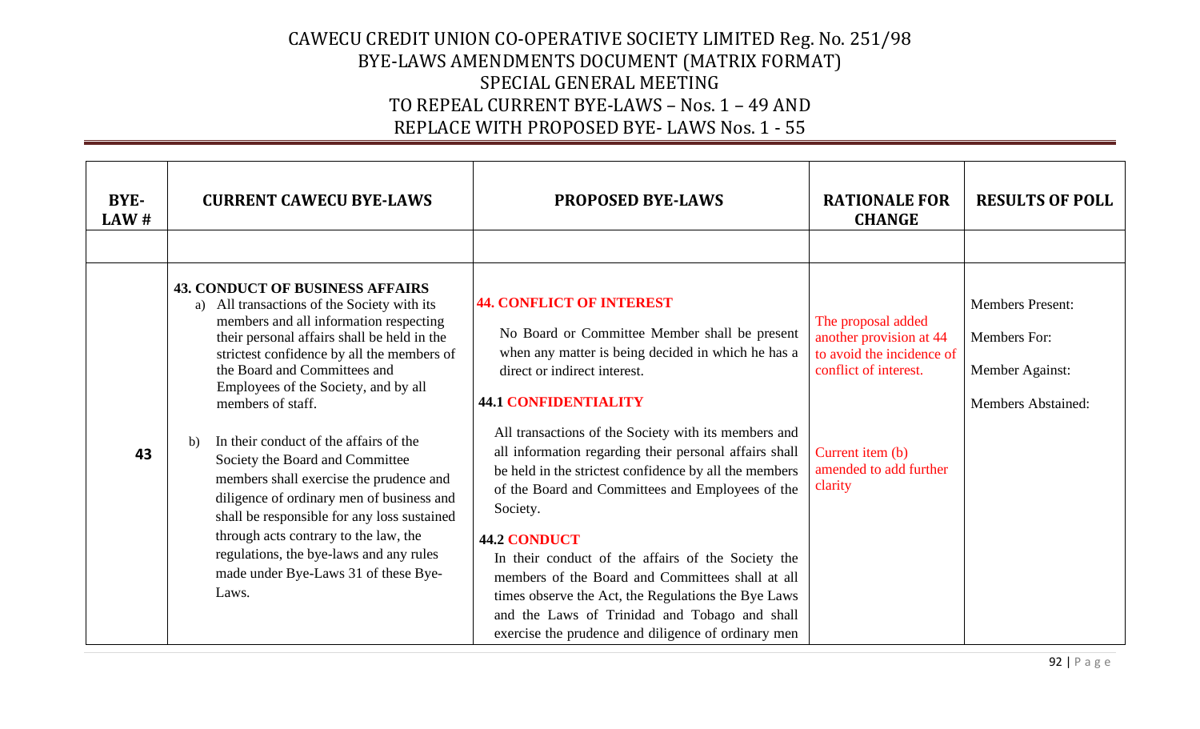# CAWECU CREDIT UNION CO-OPERATIVE SOCIETY LIMITED Reg. No. 251/98
## BYE-LAWS AMENDMENTS DOCUMENT (MATRIX FORMAT)
## SPECIAL GENERAL MEETING
## TO REPEAL CURRENT BYE-LAWS – Nos. 1 – 49 AND
## REPLACE WITH PROPOSED BYE- LAWS Nos. 1 - 55

| BYE-LAW # | CURRENT CAWECU BYE-LAWS | PROPOSED BYE-LAWS | RATIONALE FOR CHANGE | RESULTS OF POLL |
|---|---|---|---|---|
| | | | | |
| 43 | **43. CONDUCT OF BUSINESS AFFAIRS**<br>a) All transactions of the Society with its members and all information respecting their personal affairs shall be held in the strictest confidence by all the members of the Board and Committees and Employees of the Society, and by all members of staff.<br><br>b) In their conduct of the affairs of the Society the Board and Committee members shall exercise the prudence and diligence of ordinary men of business and shall be responsible for any loss sustained through acts contrary to the law, the regulations, the bye-laws and any rules made under Bye-Laws 31 of these Bye-Laws. | **44. CONFLICT OF INTEREST**<br><br>No Board or Committee Member shall be present when any matter is being decided in which he has a direct or indirect interest.<br><br>**44.1 CONFIDENTIALITY**<br><br>All transactions of the Society with its members and all information regarding their personal affairs shall be held in the strictest confidence by all the members of the Board and Committees and Employees of the Society.<br><br>**44.2 CONDUCT**<br>In their conduct of the affairs of the Society the members of the Board and Committees shall at all times observe the Act, the Regulations the Bye Laws and the Laws of Trinidad and Tobago and shall exercise the prudence and diligence of ordinary men | The proposal added another provision at 44 to avoid the incidence of conflict of interest.<br><br>Current item (b) amended to add further clarity | Members Present:<br><br>Members For:<br><br>Member Against:<br><br>Members Abstained: |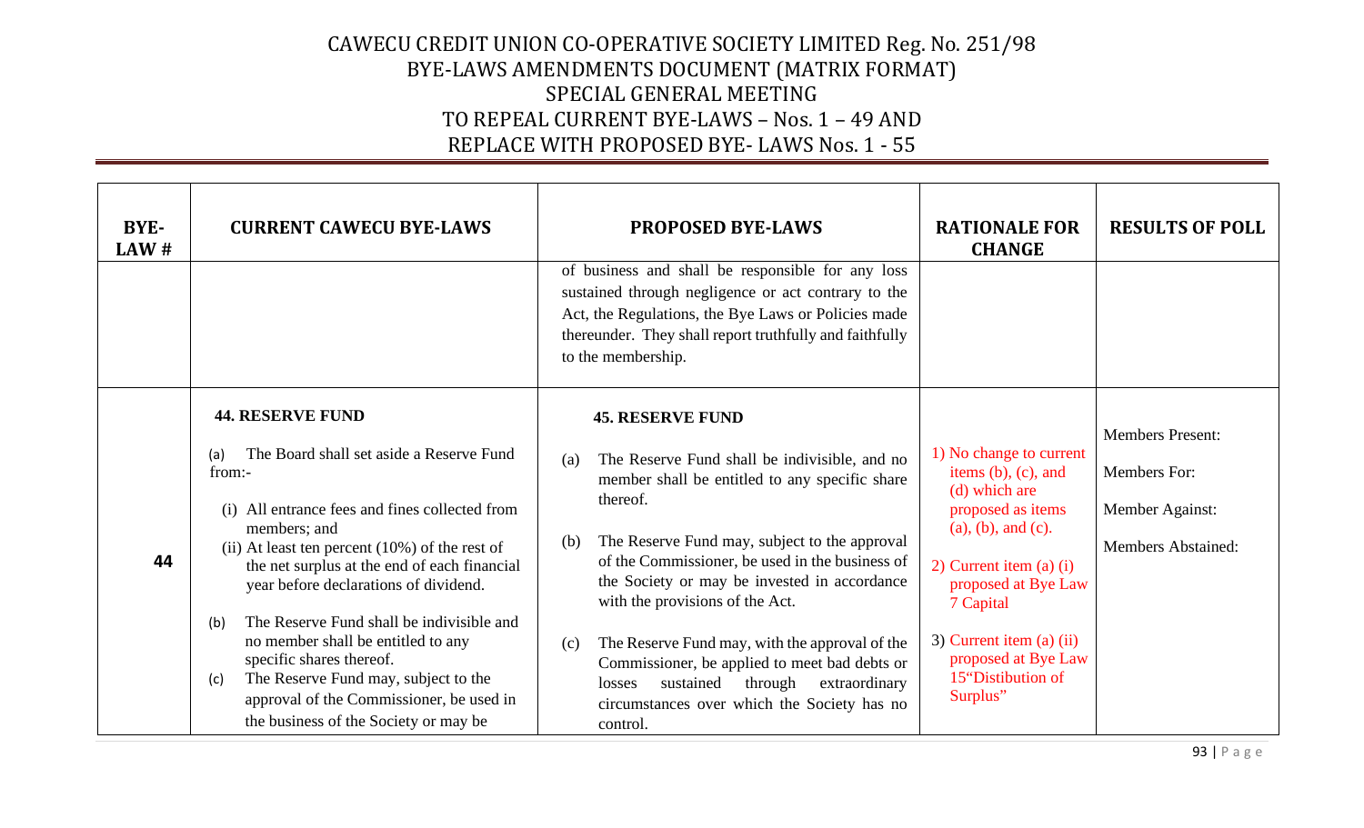# CAWECU CREDIT UNION CO-OPERATIVE SOCIETY LIMITED Reg. No. 251/98
## BYE-LAWS AMENDMENTS DOCUMENT (MATRIX FORMAT)
## SPECIAL GENERAL MEETING
## TO REPEAL CURRENT BYE-LAWS – Nos. 1 – 49 AND
## REPLACE WITH PROPOSED BYE- LAWS Nos. 1 - 55

| BYE-LAW # | CURRENT CAWECU BYE-LAWS | PROPOSED BYE-LAWS | RATIONALE FOR CHANGE | RESULTS OF POLL |
|---|---|---|---|---|
| | | of business and shall be responsible for any loss sustained through negligence or act contrary to the Act, the Regulations, the Bye Laws or Policies made thereunder. They shall report truthfully and faithfully to the membership. | | |
| 44 | **44. RESERVE FUND**<br><br>(a) The Board shall set aside a Reserve Fund from:-<br><br>(i) All entrance fees and fines collected from members; and<br>(ii) At least ten percent (10%) of the rest of the net surplus at the end of each financial year before declarations of dividend.<br><br>(b) The Reserve Fund shall be indivisible and no member shall be entitled to any specific shares thereof.<br>(c) The Reserve Fund may, subject to the approval of the Commissioner, be used in the business of the Society or may be | **45. RESERVE FUND**<br><br>(a) The Reserve Fund shall be indivisible, and no member shall be entitled to any specific share thereof.<br><br>(b) The Reserve Fund may, subject to the approval of the Commissioner, be used in the business of the Society or may be invested in accordance with the provisions of the Act.<br><br>(c) The Reserve Fund may, with the approval of the Commissioner, be applied to meet bad debts or losses sustained through extraordinary circumstances over which the Society has no control. | 1) No change to current items (b), (c), and (d) which are proposed as items (a), (b), and (c).<br><br>2) Current item (a) (i) proposed at Bye Law 7 Capital<br><br>3) Current item (a) (ii) proposed at Bye Law 15"Distibution of Surplus" | Members Present:<br><br>Members For:<br><br>Member Against:<br><br>Members Abstained: |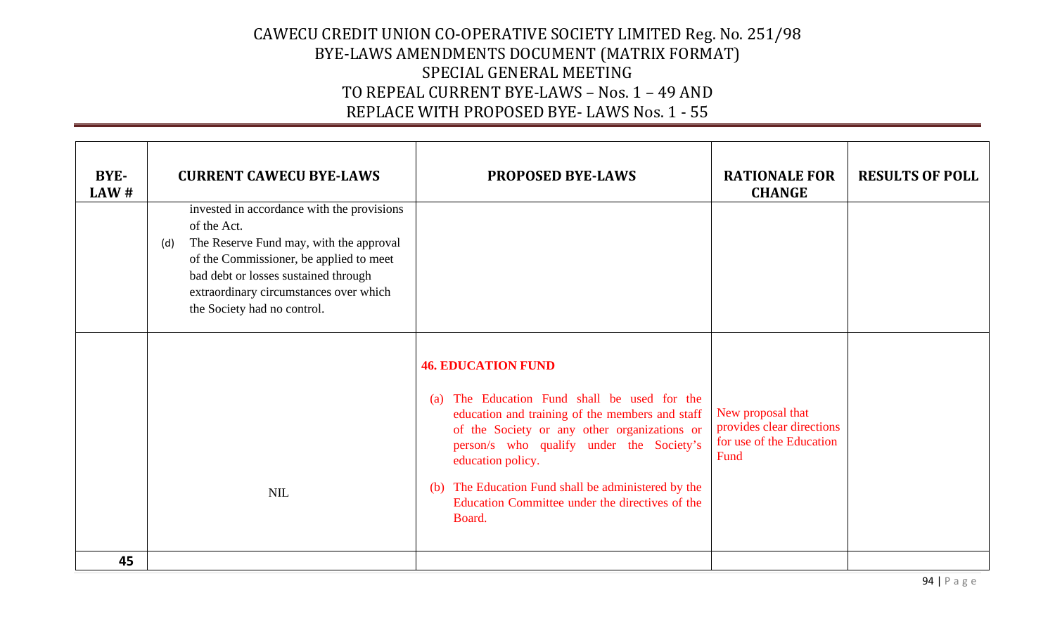# CAWECU CREDIT UNION CO-OPERATIVE SOCIETY LIMITED Reg. No. 251/98
## BYE-LAWS AMENDMENTS DOCUMENT (MATRIX FORMAT)
## SPECIAL GENERAL MEETING
## TO REPEAL CURRENT BYE-LAWS – Nos. 1 – 49 AND REPLACE WITH PROPOSED BYE- LAWS Nos. 1 - 55

| BYE-LAW # | CURRENT CAWECU BYE-LAWS | PROPOSED BYE-LAWS | RATIONALE FOR CHANGE | RESULTS OF POLL |
|---|---|---|---|---|
| | invested in accordance with the provisions of the Act.<br>(d) The Reserve Fund may, with the approval of the Commissioner, be applied to meet bad debt or losses sustained through extraordinary circumstances over which the Society had no control. | | | |
| | NIL | **46. EDUCATION FUND**<br>(a) The Education Fund shall be used for the education and training of the members and staff of the Society or any other organizations or person/s who qualify under the Society's education policy.<br>(b) The Education Fund shall be administered by the Education Committee under the directives of the Board. | New proposal that provides clear directions for use of the Education Fund | |
| **45** | | | | |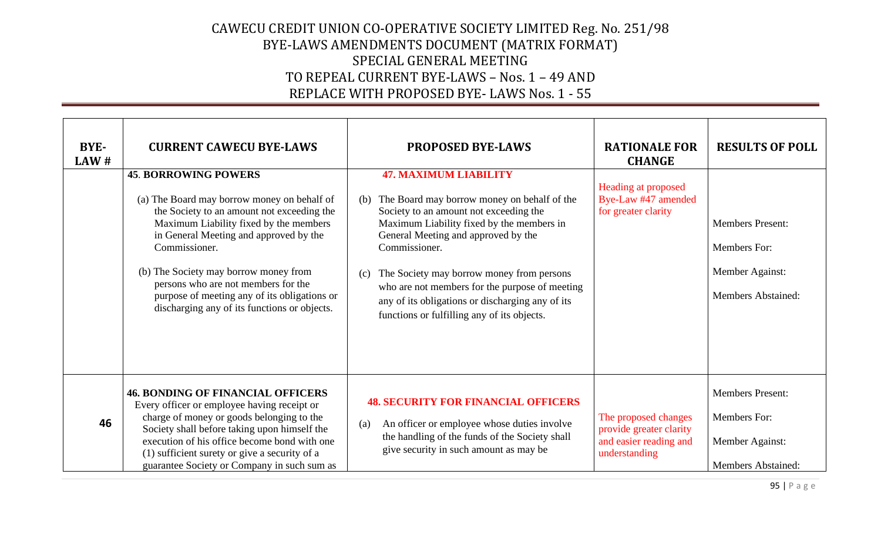# CAWECU CREDIT UNION CO-OPERATIVE SOCIETY LIMITED Reg. No. 251/98
## BYE-LAWS AMENDMENTS DOCUMENT (MATRIX FORMAT)
## SPECIAL GENERAL MEETING
## TO REPEAL CURRENT BYE-LAWS – Nos. 1 – 49 AND
## REPLACE WITH PROPOSED BYE- LAWS Nos. 1 - 55

| BYE-LAW # | CURRENT CAWECU BYE-LAWS | PROPOSED BYE-LAWS | RATIONALE FOR CHANGE | RESULTS OF POLL |
|---|---|---|---|---|
| | **45. BORROWING POWERS**<br><br>(a) The Board may borrow money on behalf of the Society to an amount not exceeding the Maximum Liability fixed by the members in General Meeting and approved by the Commissioner.<br><br>(b) The Society may borrow money from persons who are not members for the purpose of meeting any of its obligations or discharging any of its functions or objects. | **47. MAXIMUM LIABILITY**<br><br>(b) The Board may borrow money on behalf of the Society to an amount not exceeding the Maximum Liability fixed by the members in General Meeting and approved by the Commissioner.<br><br>(c) The Society may borrow money from persons who are not members for the purpose of meeting any of its obligations or discharging any of its functions or fulfilling any of its objects. | Heading at proposed Bye-Law #47 amended for greater clarity | Members Present:<br><br>Members For:<br><br>Member Against:<br><br>Members Abstained: |
| 46 | **46. BONDING OF FINANCIAL OFFICERS**<br>Every officer or employee having receipt or charge of money or goods belonging to the Society shall before taking upon himself the execution of his office become bond with one (1) sufficient surety or give a security of a guarantee Society or Company in such sum as | **48. SECURITY FOR FINANCIAL OFFICERS**<br><br>(a) An officer or employee whose duties involve the handling of the funds of the Society shall give security in such amount as may be | The proposed changes provide greater clarity and easier reading and understanding | Members Present:<br><br>Members For:<br><br>Member Against:<br><br>Members Abstained: |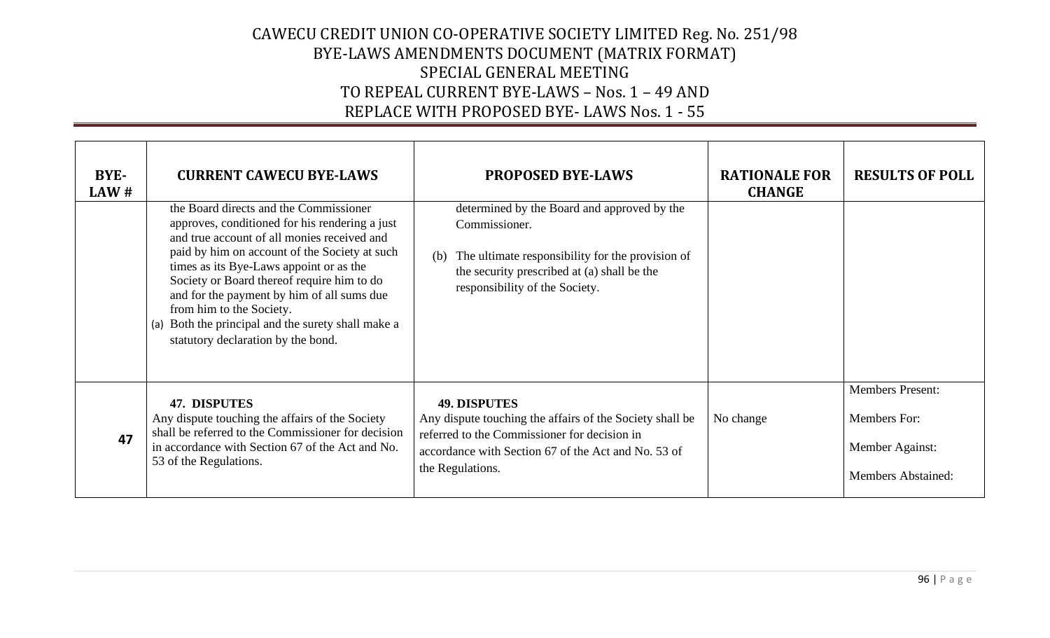# CAWECU CREDIT UNION CO-OPERATIVE SOCIETY LIMITED Reg. No. 251/98
## BYE-LAWS AMENDMENTS DOCUMENT (MATRIX FORMAT)
## SPECIAL GENERAL MEETING
## TO REPEAL CURRENT BYE-LAWS – Nos. 1 – 49 AND
## REPLACE WITH PROPOSED BYE- LAWS Nos. 1 - 55

| BYE-LAW # | CURRENT CAWECU BYE-LAWS | PROPOSED BYE-LAWS | RATIONALE FOR CHANGE | RESULTS OF POLL |
|---|---|---|---|---|
| | the Board directs and the Commissioner approves, conditioned for his rendering a just and true account of all monies received and paid by him on account of the Society at such times as its Bye-Laws appoint or as the Society or Board thereof require him to do and for the payment by him of all sums due from him to the Society.<br>(a) Both the principal and the surety shall make a statutory declaration by the bond. | determined by the Board and approved by the Commissioner.<br><br>(b) The ultimate responsibility for the provision of the security prescribed at (a) shall be the responsibility of the Society. | | |
| **47** | **47. DISPUTES**<br>Any dispute touching the affairs of the Society shall be referred to the Commissioner for decision in accordance with Section 67 of the Act and No. 53 of the Regulations. | **49. DISPUTES**<br>Any dispute touching the affairs of the Society shall be referred to the Commissioner for decision in accordance with Section 67 of the Act and No. 53 of the Regulations. | No change | Members Present:<br><br>Members For:<br><br>Member Against:<br><br>Members Abstained: |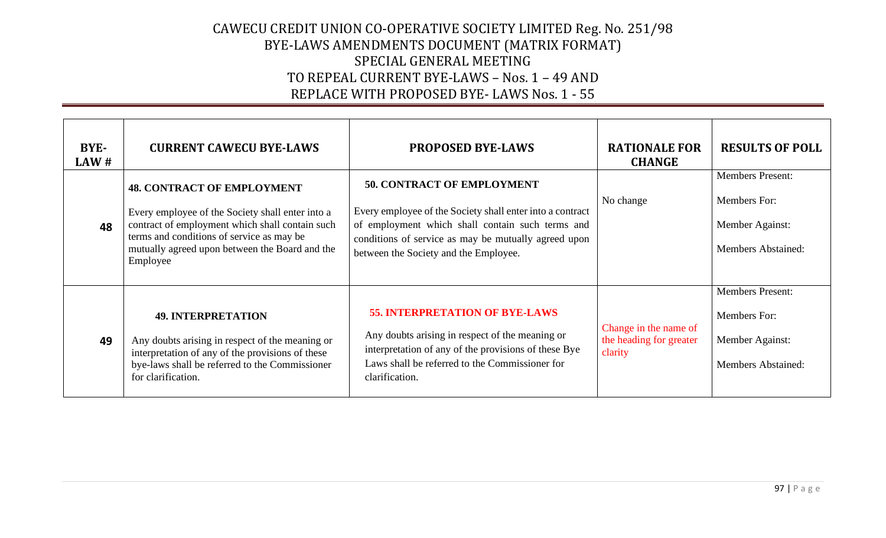# CAWECU CREDIT UNION CO-OPERATIVE SOCIETY LIMITED Reg. No. 251/98
## BYE-LAWS AMENDMENTS DOCUMENT (MATRIX FORMAT)
## SPECIAL GENERAL MEETING
## TO REPEAL CURRENT BYE-LAWS – Nos. 1 – 49 AND REPLACE WITH PROPOSED BYE- LAWS Nos. 1 - 55

| BYE-LAW # | CURRENT CAWECU BYE-LAWS | PROPOSED BYE-LAWS | RATIONALE FOR CHANGE | RESULTS OF POLL |
|---|---|---|---|---|
| 48 | **48. CONTRACT OF EMPLOYMENT**<br><br>Every employee of the Society shall enter into a contract of employment which shall contain such terms and conditions of service as may be mutually agreed upon between the Board and the Employee | **50. CONTRACT OF EMPLOYMENT**<br><br>Every employee of the Society shall enter into a contract of employment which shall contain such terms and conditions of service as may be mutually agreed upon between the Society and the Employee. | No change | Members Present:<br><br>Members For:<br><br>Member Against:<br><br>Members Abstained: |
| 49 | **49. INTERPRETATION**<br><br>Any doubts arising in respect of the meaning or interpretation of any of the provisions of these bye-laws shall be referred to the Commissioner for clarification. | **55. INTERPRETATION OF BYE-LAWS**<br><br>Any doubts arising in respect of the meaning or interpretation of any of the provisions of these Bye Laws shall be referred to the Commissioner for clarification. | Change in the name of the heading for greater clarity | Members Present:<br><br>Members For:<br><br>Member Against:<br><br>Members Abstained: |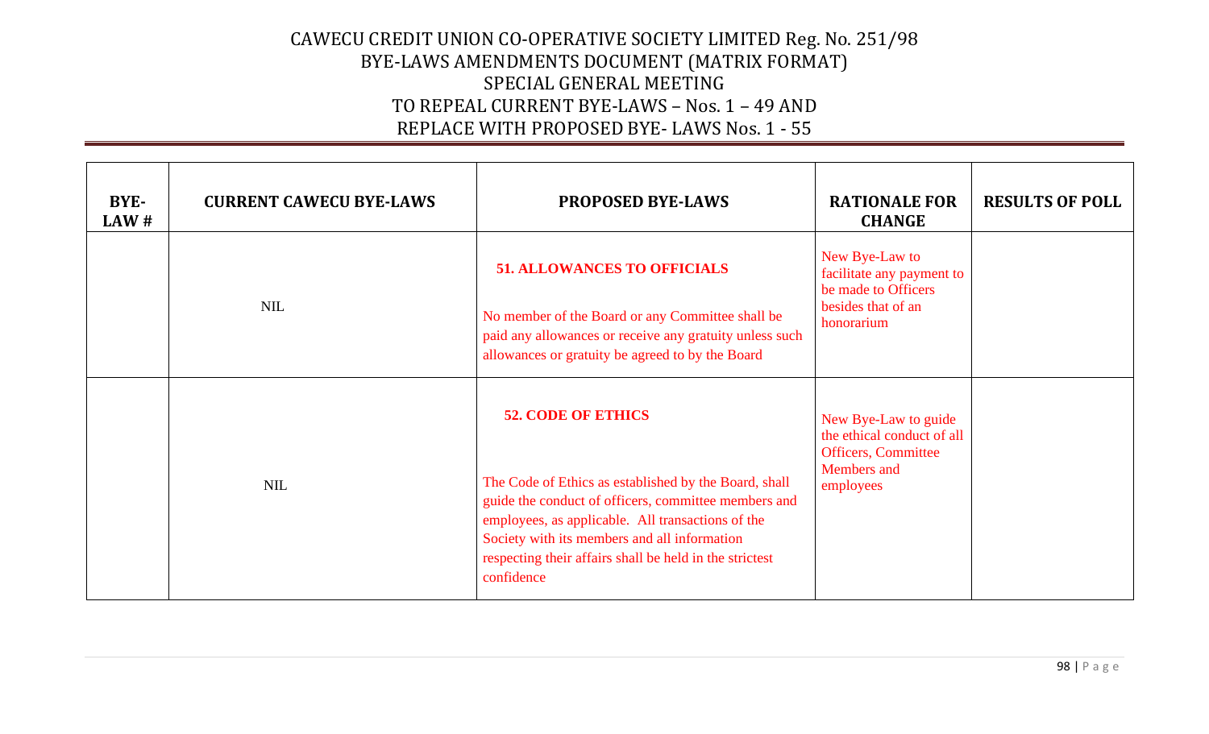# CAWECU CREDIT UNION CO-OPERATIVE SOCIETY LIMITED Reg. No. 251/98
## BYE-LAWS AMENDMENTS DOCUMENT (MATRIX FORMAT)
## SPECIAL GENERAL MEETING
## TO REPEAL CURRENT BYE-LAWS – Nos. 1 – 49 AND
## REPLACE WITH PROPOSED BYE- LAWS Nos. 1 - 55

| BYE-LAW # | CURRENT CAWECU BYE-LAWS | PROPOSED BYE-LAWS | RATIONALE FOR CHANGE | RESULTS OF POLL |
|---|---|---|---|---|
| | NIL | **51. ALLOWANCES TO OFFICIALS**<br><br>No member of the Board or any Committee shall be paid any allowances or receive any gratuity unless such allowances or gratuity be agreed to by the Board | New Bye-Law to facilitate any payment to be made to Officers besides that of an honorarium | |
| | NIL | **52. CODE OF ETHICS**<br><br>The Code of Ethics as established by the Board, shall guide the conduct of officers, committee members and employees, as applicable. All transactions of the Society with its members and all information respecting their affairs shall be held in the strictest confidence | New Bye-Law to guide the ethical conduct of all Officers, Committee Members and employees | |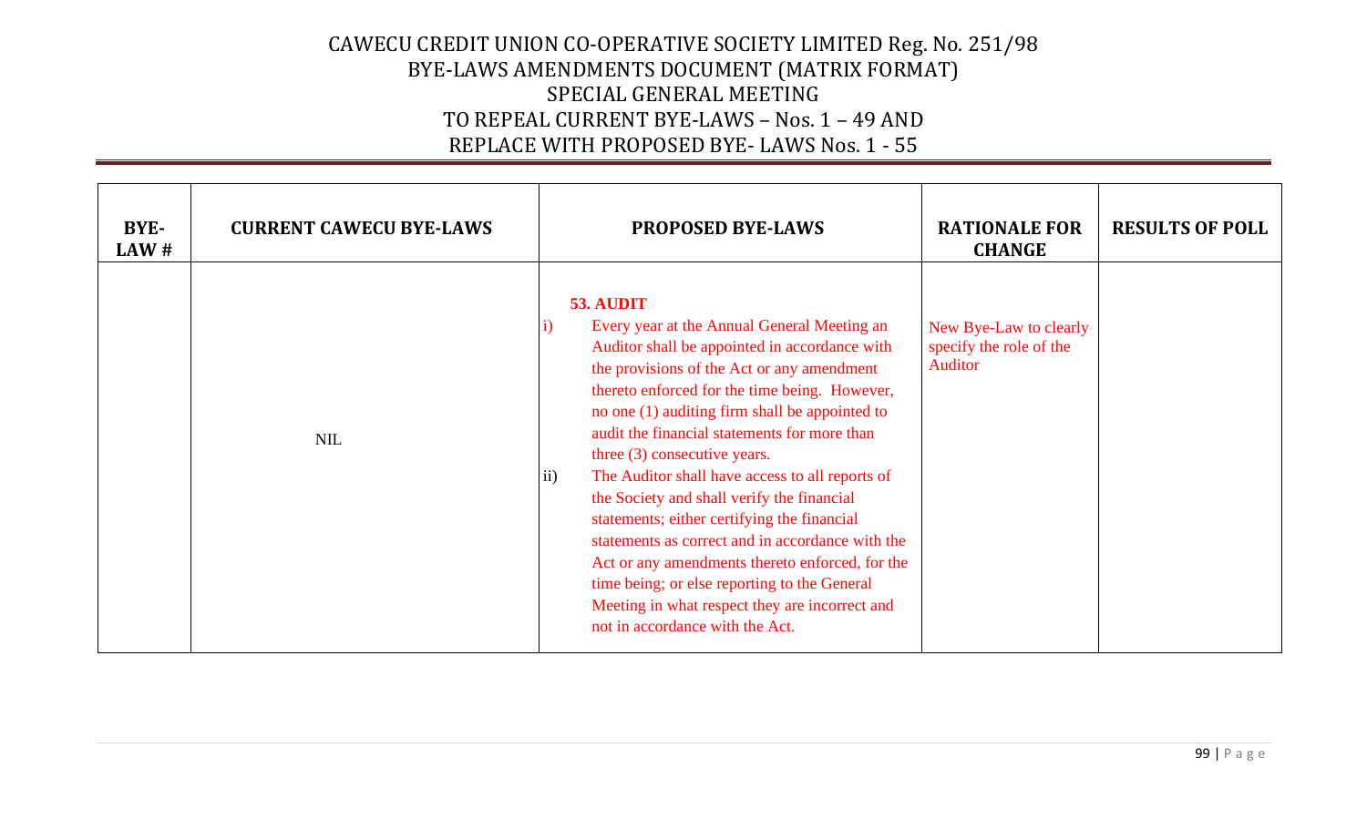# CAWECU CREDIT UNION CO-OPERATIVE SOCIETY LIMITED Reg. No. 251/98
## BYE-LAWS AMENDMENTS DOCUMENT (MATRIX FORMAT)
## SPECIAL GENERAL MEETING
## TO REPEAL CURRENT BYE-LAWS – Nos. 1 – 49 AND REPLACE WITH PROPOSED BYE- LAWS Nos. 1 - 55

| BYE-LAW # | CURRENT CAWECU BYE-LAWS | PROPOSED BYE-LAWS | RATIONALE FOR CHANGE | RESULTS OF POLL |
|---|---|---|---|---|
| | NIL | **53. AUDIT**<br>i) Every year at the Annual General Meeting an Auditor shall be appointed in accordance with the provisions of the Act or any amendment thereto enforced for the time being. However, no one (1) auditing firm shall be appointed to audit the financial statements for more than three (3) consecutive years.<br>ii) The Auditor shall have access to all reports of the Society and shall verify the financial statements; either certifying the financial statements as correct and in accordance with the Act or any amendments thereto enforced, for the time being; or else reporting to the General Meeting in what respect they are incorrect and not in accordance with the Act. | New Bye-Law to clearly specify the role of the Auditor | |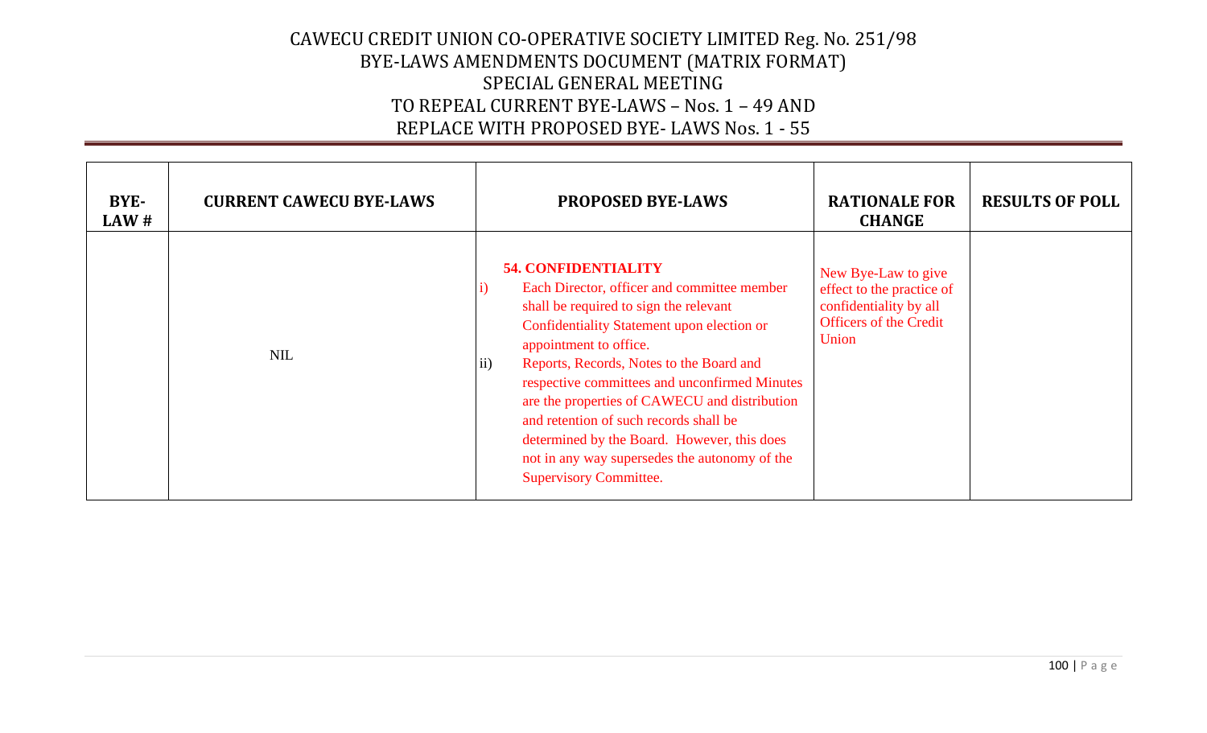# CAWECU CREDIT UNION CO-OPERATIVE SOCIETY LIMITED Reg. No. 251/98
## BYE-LAWS AMENDMENTS DOCUMENT (MATRIX FORMAT)
## SPECIAL GENERAL MEETING
## TO REPEAL CURRENT BYE-LAWS – Nos. 1 – 49 AND
## REPLACE WITH PROPOSED BYE- LAWS Nos. 1 - 55

| BYE-LAW # | CURRENT CAWECU BYE-LAWS | PROPOSED BYE-LAWS | RATIONALE FOR CHANGE | RESULTS OF POLL |
|---|---|---|---|---|
| | NIL | **54. CONFIDENTIALITY**<br>i) Each Director, officer and committee member shall be required to sign the relevant Confidentiality Statement upon election or appointment to office.<br>ii) Reports, Records, Notes to the Board and respective committees and unconfirmed Minutes are the properties of CAWECU and distribution and retention of such records shall be determined by the Board. However, this does not in any way supersedes the autonomy of the Supervisory Committee. | New Bye-Law to give effect to the practice of confidentiality by all Officers of the Credit Union | |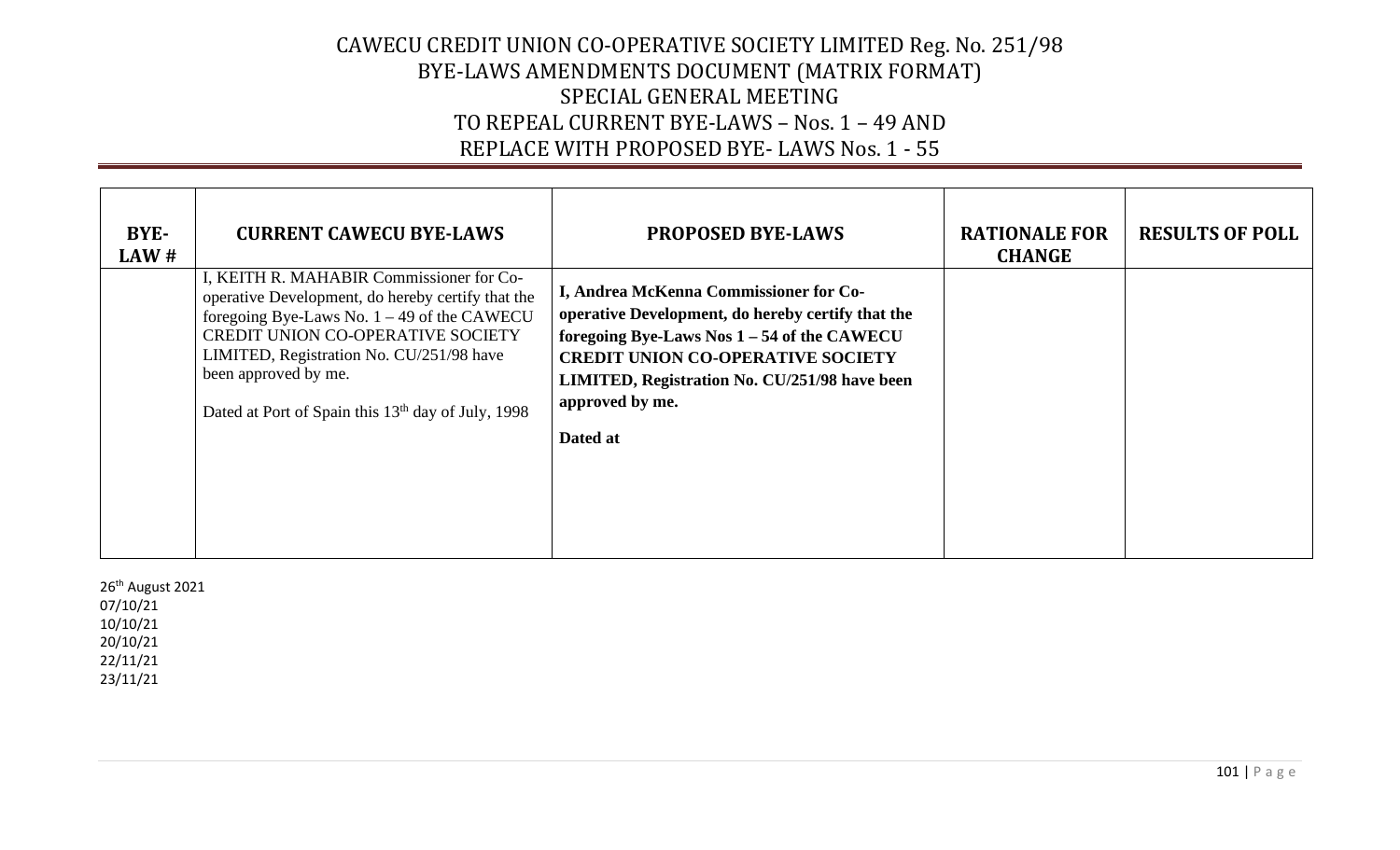# CAWECU CREDIT UNION CO-OPERATIVE SOCIETY LIMITED Reg. No. 251/98
## BYE-LAWS AMENDMENTS DOCUMENT (MATRIX FORMAT)
## SPECIAL GENERAL MEETING
## TO REPEAL CURRENT BYE-LAWS – Nos. 1 – 49 AND
## REPLACE WITH PROPOSED BYE- LAWS Nos. 1 - 55

| BYE-LAW # | CURRENT CAWECU BYE-LAWS | PROPOSED BYE-LAWS | RATIONALE FOR CHANGE | RESULTS OF POLL |
|---|---|---|---|---|
| | I, KEITH R. MAHABIR Commissioner for Co-operative Development, do hereby certify that the foregoing Bye-Laws No. 1 – 49 of the CAWECU CREDIT UNION CO-OPERATIVE SOCIETY LIMITED, Registration No. CU/251/98 have been approved by me.<br><br>Dated at Port of Spain this 13th day of July, 1998 | **I, Andrea McKenna Commissioner for Co-operative Development, do hereby certify that the foregoing Bye-Laws Nos 1 – 54 of the CAWECU CREDIT UNION CO-OPERATIVE SOCIETY LIMITED, Registration No. CU/251/98 have been approved by me.**<br><br>**Dated at** | | |

26th August 2021
07/10/21
10/10/21
20/10/21
22/11/21
23/11/21